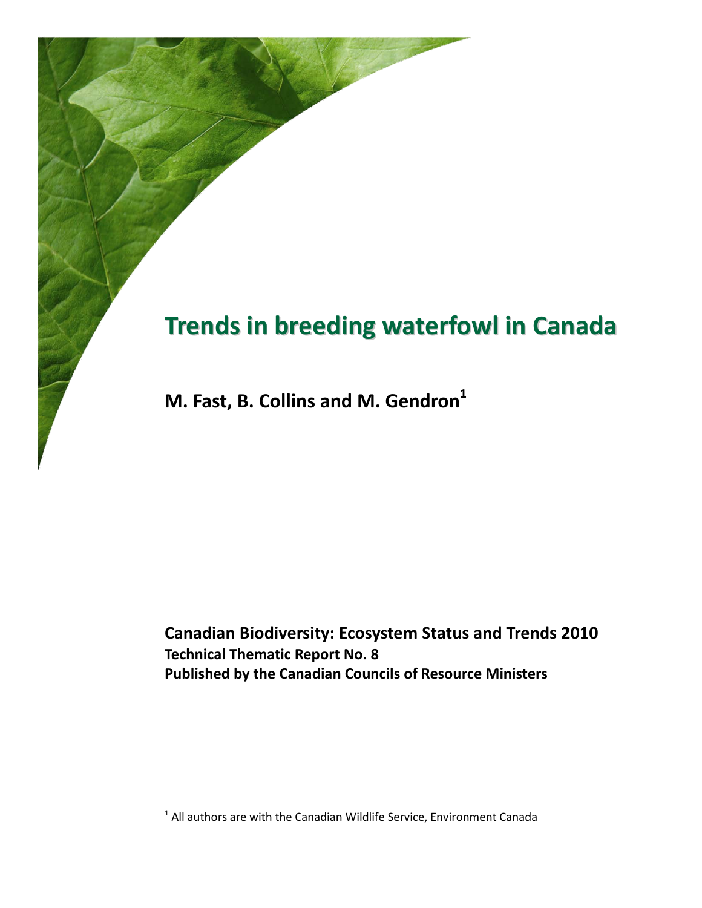# Trends in breeding waterfowl in Canada

**M. Fast, B. Collins and M. Gendron[1]**

**Canadian Biodiversity: Ecosystem Status and Trends 2010**
**Technical Thematic Report No. 8**
**Published by the Canadian Councils of Resource Ministers**

[1] All authors are with the Canadian Wildlife Service, Environment Canada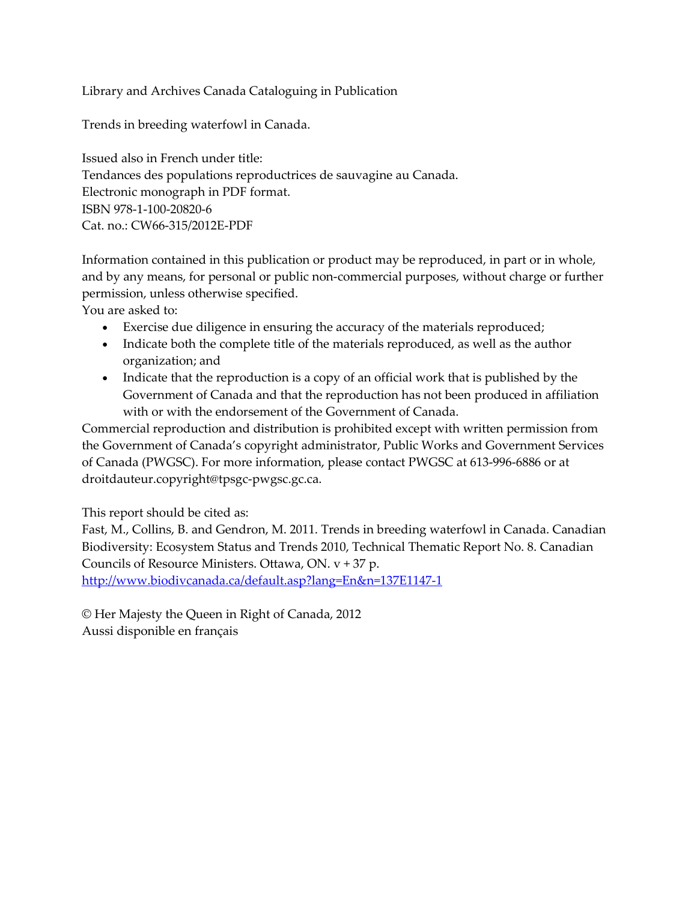Library and Archives Canada Cataloguing in Publication

Trends in breeding waterfowl in Canada.

Issued also in French under title:
Tendances des populations reproductrices de sauvagine au Canada.
Electronic monograph in PDF format.
ISBN 978-1-100-20820-6
Cat. no.: CW66-315/2012E-PDF

Information contained in this publication or product may be reproduced, in part or in whole, and by any means, for personal or public non-commercial purposes, without charge or further permission, unless otherwise specified.
You are asked to:

- Exercise due diligence in ensuring the accuracy of the materials reproduced;
- Indicate both the complete title of the materials reproduced, as well as the author organization; and
- Indicate that the reproduction is a copy of an official work that is published by the Government of Canada and that the reproduction has not been produced in affiliation with or with the endorsement of the Government of Canada.

Commercial reproduction and distribution is prohibited except with written permission from the Government of Canada's copyright administrator, Public Works and Government Services of Canada (PWGSC). For more information, please contact PWGSC at 613-996-6886 or at droitdauteur.copyright@tpsgc-pwgsc.gc.ca.

This report should be cited as:
Fast, M., Collins, B. and Gendron, M. 2011. Trends in breeding waterfowl in Canada. Canadian Biodiversity: Ecosystem Status and Trends 2010, Technical Thematic Report No. 8. Canadian Councils of Resource Ministers. Ottawa, ON. v + 37 p.
[http://www.biodivcanada.ca/default.asp?lang=En&n=137E1147-1](http://www.biodivcanada.ca/default.asp?lang=En&n=137E1147-1)

© Her Majesty the Queen in Right of Canada, 2012
Aussi disponible en français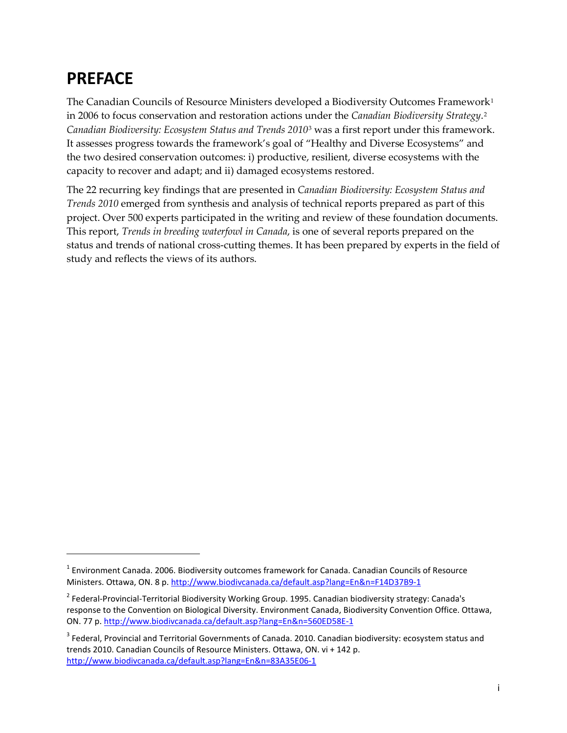# PREFACE

The Canadian Councils of Resource Ministers developed a Biodiversity Outcomes Framework[1] in 2006 to focus conservation and restoration actions under the *Canadian Biodiversity Strategy*.[2] *Canadian Biodiversity: Ecosystem Status and Trends 2010*[3] was a first report under this framework. It assesses progress towards the framework's goal of "Healthy and Diverse Ecosystems" and the two desired conservation outcomes: i) productive, resilient, diverse ecosystems with the capacity to recover and adapt; and ii) damaged ecosystems restored.

The 22 recurring key findings that are presented in *Canadian Biodiversity: Ecosystem Status and Trends 2010* emerged from synthesis and analysis of technical reports prepared as part of this project. Over 500 experts participated in the writing and review of these foundation documents. This report, *Trends in breeding waterfowl in Canada*, is one of several reports prepared on the status and trends of national cross-cutting themes. It has been prepared by experts in the field of study and reflects the views of its authors.

---

[1] Environment Canada. 2006. Biodiversity outcomes framework for Canada. Canadian Councils of Resource Ministers. Ottawa, ON. 8 p. http://www.biodivcanada.ca/default.asp?lang=En&n=F14D37B9-1

[2] Federal-Provincial-Territorial Biodiversity Working Group. 1995. Canadian biodiversity strategy: Canada's response to the Convention on Biological Diversity. Environment Canada, Biodiversity Convention Office. Ottawa, ON. 77 p. http://www.biodivcanada.ca/default.asp?lang=En&n=560ED58E-1

[3] Federal, Provincial and Territorial Governments of Canada. 2010. Canadian biodiversity: ecosystem status and trends 2010. Canadian Councils of Resource Ministers. Ottawa, ON. vi + 142 p. http://www.biodivcanada.ca/default.asp?lang=En&n=83A35E06-1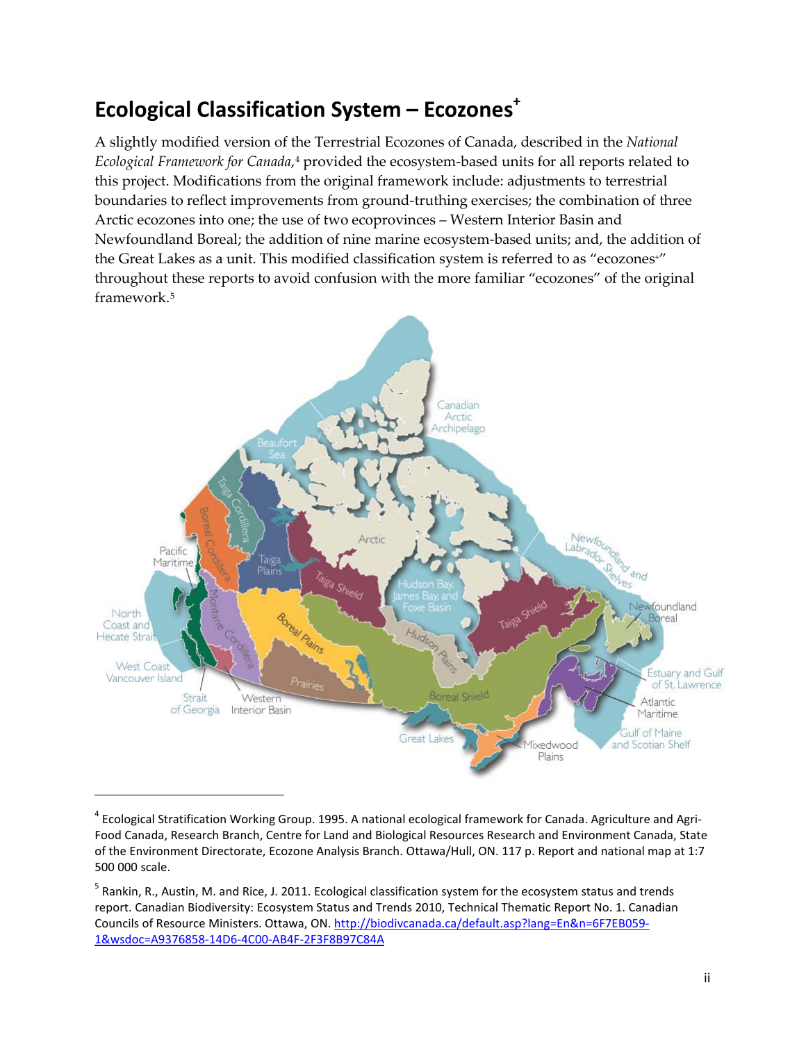# Ecological Classification System – Ecozones+

A slightly modified version of the Terrestrial Ecozones of Canada, described in the *National Ecological Framework for Canada*,[4] provided the ecosystem-based units for all reports related to this project. Modifications from the original framework include: adjustments to terrestrial boundaries to reflect improvements from ground-truthing exercises; the combination of three Arctic ecozones into one; the use of two ecoprovinces – Western Interior Basin and Newfoundland Boreal; the addition of nine marine ecosystem-based units; and, the addition of the Great Lakes as a unit. This modified classification system is referred to as "ecozones+" throughout these reports to avoid confusion with the more familiar "ecozones" of the original framework.[5]

---

[4] Ecological Stratification Working Group. 1995. A national ecological framework for Canada. Agriculture and Agri-Food Canada, Research Branch, Centre for Land and Biological Resources Research and Environment Canada, State of the Environment Directorate, Ecozone Analysis Branch. Ottawa/Hull, ON. 117 p. Report and national map at 1:7 500 000 scale.

[5] Rankin, R., Austin, M. and Rice, J. 2011. Ecological classification system for the ecosystem status and trends report. Canadian Biodiversity: Ecosystem Status and Trends 2010, Technical Thematic Report No. 1. Canadian Councils of Resource Ministers. Ottawa, ON. http://biodivcanada.ca/default.asp?lang=En&n=6F7EB059-1&wsdoc=A9376858-14D6-4C00-AB4F-2F3F8B97C84A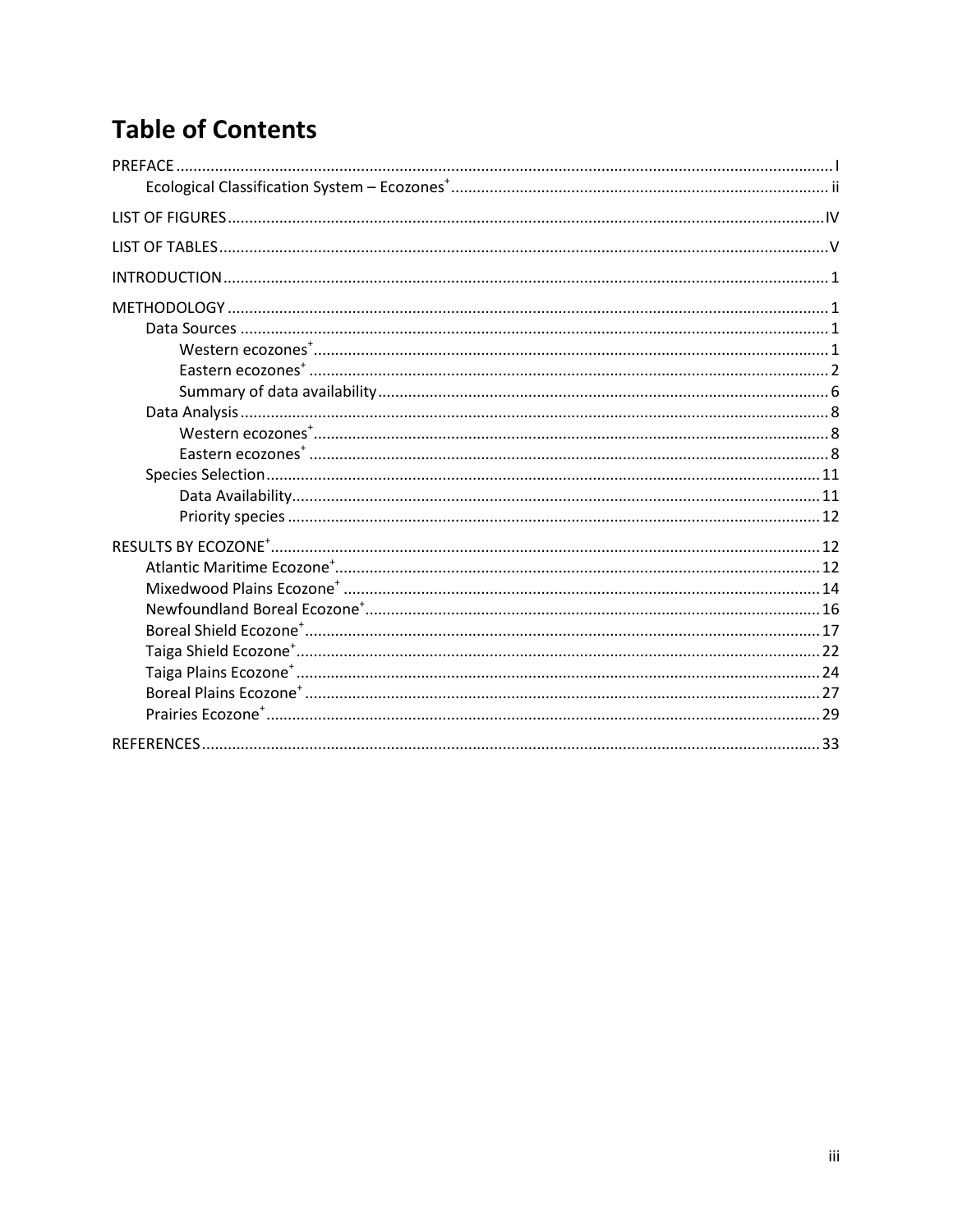# Table of Contents

PREFACE ..... I

- Ecological Classification System – Ecozones+ ..... ii

LIST OF FIGURES ..... IV

LIST OF TABLES ..... V

INTRODUCTION ..... 1

METHODOLOGY ..... 1

- Data Sources ..... 1
  - Western ecozones+ ..... 1
  - Eastern ecozones+ ..... 2
  - Summary of data availability ..... 6
- Data Analysis ..... 8
  - Western ecozones+ ..... 8
  - Eastern ecozones+ ..... 8
- Species Selection ..... 11
  - Data Availability ..... 11
  - Priority species ..... 12

RESULTS BY ECOZONE+ ..... 12

- Atlantic Maritime Ecozone+ ..... 12
- Mixedwood Plains Ecozone+ ..... 14
- Newfoundland Boreal Ecozone+ ..... 16
- Boreal Shield Ecozone+ ..... 17
- Taiga Shield Ecozone+ ..... 22
- Taiga Plains Ecozone+ ..... 24
- Boreal Plains Ecozone+ ..... 27
- Prairies Ecozone+ ..... 29

REFERENCES ..... 33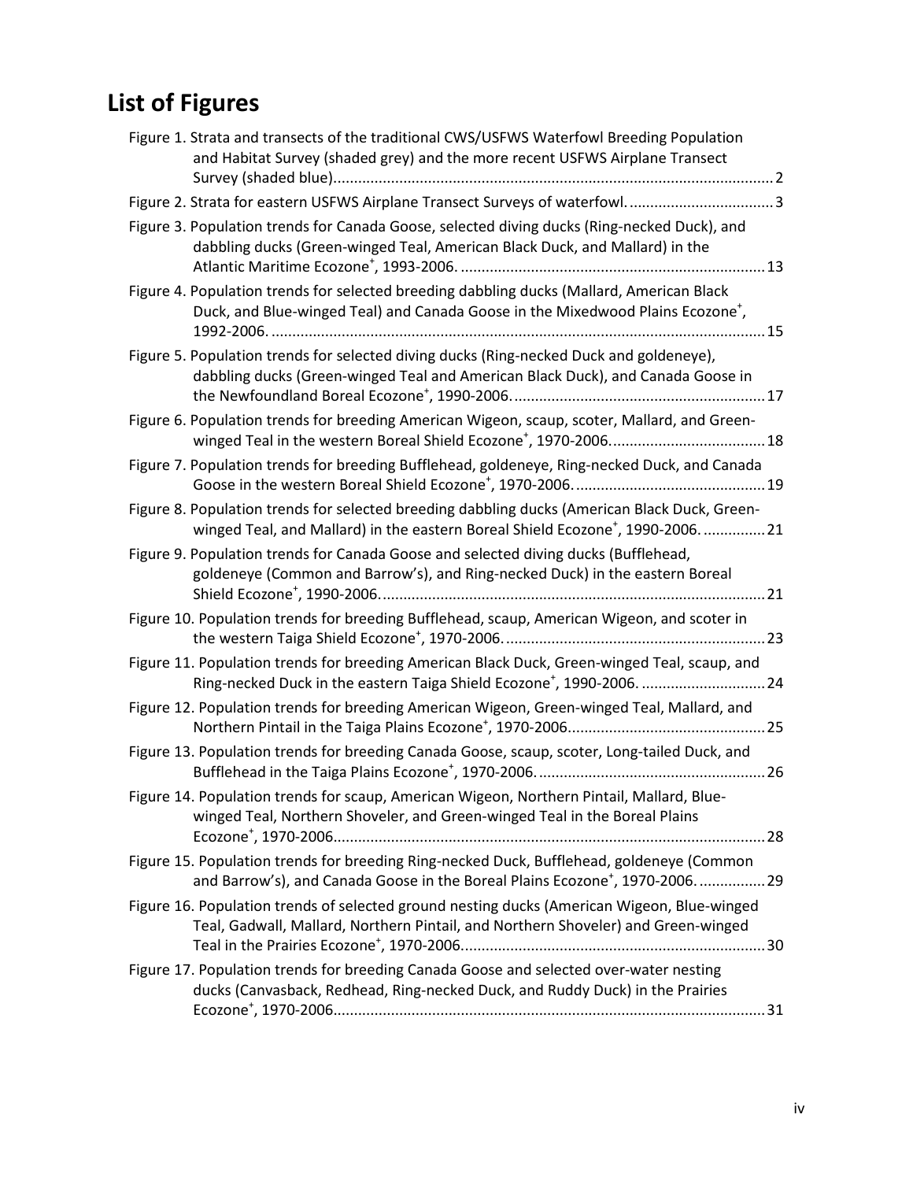# List of Figures

Figure 1. Strata and transects of the traditional CWS/USFWS Waterfowl Breeding Population and Habitat Survey (shaded grey) and the more recent USFWS Airplane Transect Survey (shaded blue)...... 2

Figure 2. Strata for eastern USFWS Airplane Transect Surveys of waterfowl...... 3

Figure 3. Population trends for Canada Goose, selected diving ducks (Ring-necked Duck), and dabbling ducks (Green-winged Teal, American Black Duck, and Mallard) in the Atlantic Maritime Ecozone+, 1993-2006...... 13

Figure 4. Population trends for selected breeding dabbling ducks (Mallard, American Black Duck, and Blue-winged Teal) and Canada Goose in the Mixedwood Plains Ecozone+, 1992-2006...... 15

Figure 5. Population trends for selected diving ducks (Ring-necked Duck and goldeneye), dabbling ducks (Green-winged Teal and American Black Duck), and Canada Goose in the Newfoundland Boreal Ecozone+, 1990-2006...... 17

Figure 6. Population trends for breeding American Wigeon, scaup, scoter, Mallard, and Green-winged Teal in the western Boreal Shield Ecozone+, 1970-2006...... 18

Figure 7. Population trends for breeding Bufflehead, goldeneye, Ring-necked Duck, and Canada Goose in the western Boreal Shield Ecozone+, 1970-2006...... 19

Figure 8. Population trends for selected breeding dabbling ducks (American Black Duck, Green-winged Teal, and Mallard) in the eastern Boreal Shield Ecozone+, 1990-2006...... 21

Figure 9. Population trends for Canada Goose and selected diving ducks (Bufflehead, goldeneye (Common and Barrow's), and Ring-necked Duck) in the eastern Boreal Shield Ecozone+, 1990-2006...... 21

Figure 10. Population trends for breeding Bufflehead, scaup, American Wigeon, and scoter in the western Taiga Shield Ecozone+, 1970-2006...... 23

Figure 11. Population trends for breeding American Black Duck, Green-winged Teal, scaup, and Ring-necked Duck in the eastern Taiga Shield Ecozone+, 1990-2006...... 24

Figure 12. Population trends for breeding American Wigeon, Green-winged Teal, Mallard, and Northern Pintail in the Taiga Plains Ecozone+, 1970-2006...... 25

Figure 13. Population trends for breeding Canada Goose, scaup, scoter, Long-tailed Duck, and Bufflehead in the Taiga Plains Ecozone+, 1970-2006...... 26

Figure 14. Population trends for scaup, American Wigeon, Northern Pintail, Mallard, Blue-winged Teal, Northern Shoveler, and Green-winged Teal in the Boreal Plains Ecozone+, 1970-2006...... 28

Figure 15. Population trends for breeding Ring-necked Duck, Bufflehead, goldeneye (Common and Barrow's), and Canada Goose in the Boreal Plains Ecozone+, 1970-2006...... 29

Figure 16. Population trends of selected ground nesting ducks (American Wigeon, Blue-winged Teal, Gadwall, Mallard, Northern Pintail, and Northern Shoveler) and Green-winged Teal in the Prairies Ecozone+, 1970-2006...... 30

Figure 17. Population trends for breeding Canada Goose and selected over-water nesting ducks (Canvasback, Redhead, Ring-necked Duck, and Ruddy Duck) in the Prairies Ecozone+, 1970-2006...... 31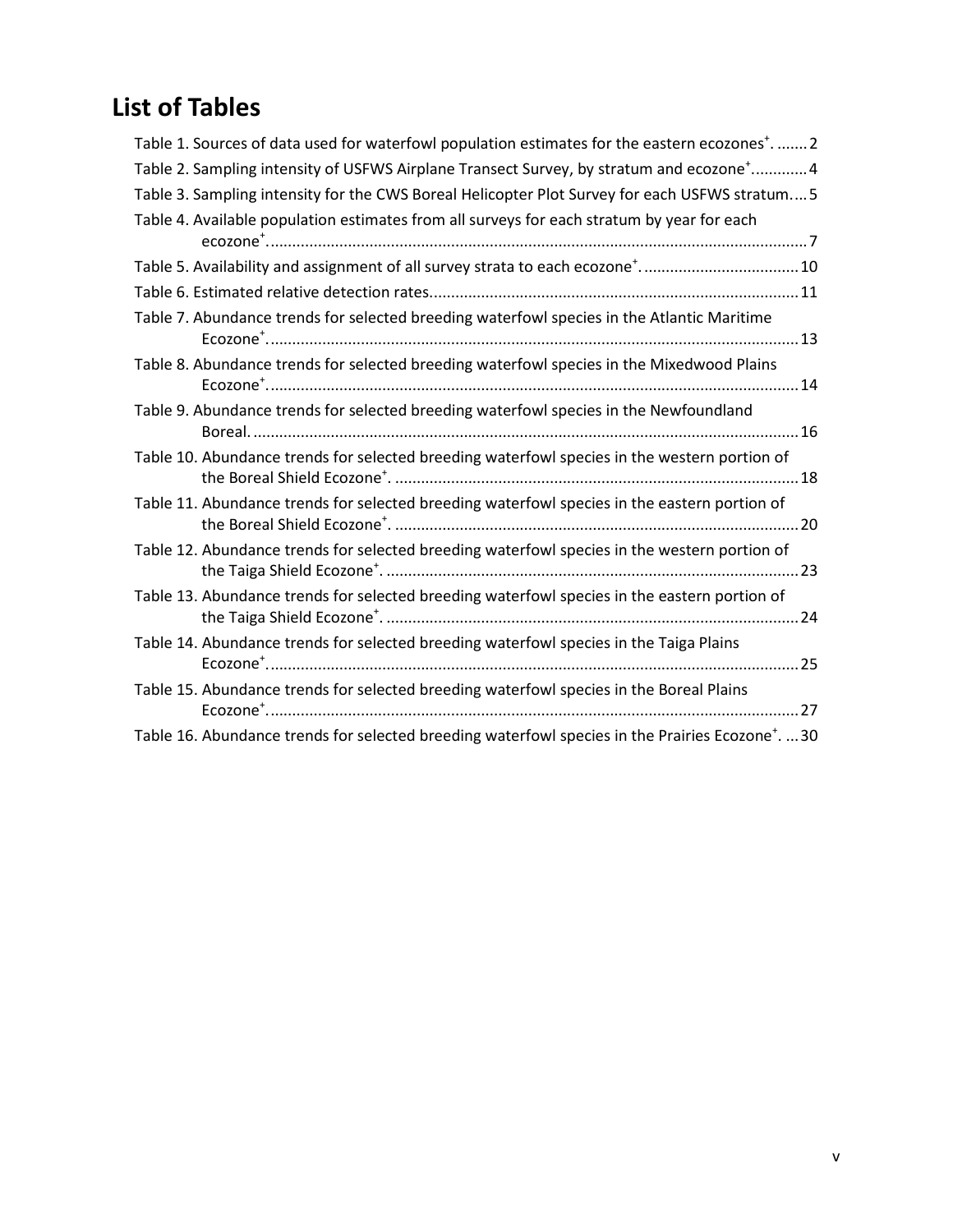## List of Tables

Table 1. Sources of data used for waterfowl population estimates for the eastern ecozones$^+$. ....... 2

Table 2. Sampling intensity of USFWS Airplane Transect Survey, by stratum and ecozone$^+$............ 4

Table 3. Sampling intensity for the CWS Boreal Helicopter Plot Survey for each USFWS stratum.... 5

Table 4. Available population estimates from all surveys for each stratum by year for each ecozone$^+$........................................................................................................................... 7

Table 5. Availability and assignment of all survey strata to each ecozone$^+$. .................................... 10

Table 6. Estimated relative detection rates.................................................................................... 11

Table 7. Abundance trends for selected breeding waterfowl species in the Atlantic Maritime Ecozone$^+$......................................................................................................................... 13

Table 8. Abundance trends for selected breeding waterfowl species in the Mixedwood Plains Ecozone$^+$......................................................................................................................... 14

Table 9. Abundance trends for selected breeding waterfowl species in the Newfoundland Boreal. ............................................................................................................................ 16

Table 10. Abundance trends for selected breeding waterfowl species in the western portion of the Boreal Shield Ecozone$^+$. ............................................................................................ 18

Table 11. Abundance trends for selected breeding waterfowl species in the eastern portion of the Boreal Shield Ecozone$^+$. ............................................................................................ 20

Table 12. Abundance trends for selected breeding waterfowl species in the western portion of the Taiga Shield Ecozone$^+$. .............................................................................................. 23

Table 13. Abundance trends for selected breeding waterfowl species in the eastern portion of the Taiga Shield Ecozone$^+$. .............................................................................................. 24

Table 14. Abundance trends for selected breeding waterfowl species in the Taiga Plains Ecozone$^+$......................................................................................................................... 25

Table 15. Abundance trends for selected breeding waterfowl species in the Boreal Plains Ecozone$^+$......................................................................................................................... 27

Table 16. Abundance trends for selected breeding waterfowl species in the Prairies Ecozone$^+$. ... 30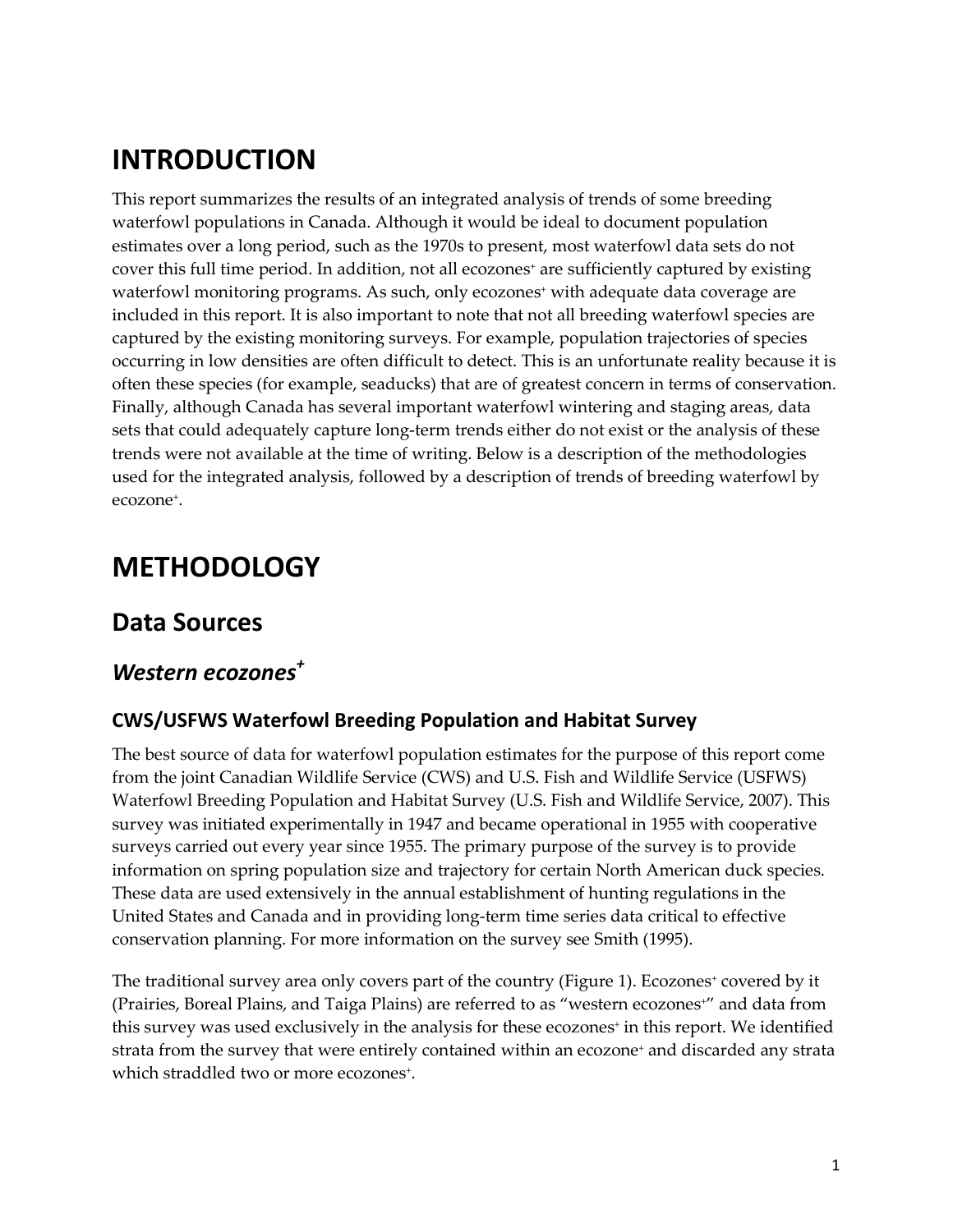# INTRODUCTION

This report summarizes the results of an integrated analysis of trends of some breeding waterfowl populations in Canada. Although it would be ideal to document population estimates over a long period, such as the 1970s to present, most waterfowl data sets do not cover this full time period. In addition, not all ecozones+ are sufficiently captured by existing waterfowl monitoring programs. As such, only ecozones+ with adequate data coverage are included in this report. It is also important to note that not all breeding waterfowl species are captured by the existing monitoring surveys. For example, population trajectories of species occurring in low densities are often difficult to detect. This is an unfortunate reality because it is often these species (for example, seaducks) that are of greatest concern in terms of conservation. Finally, although Canada has several important waterfowl wintering and staging areas, data sets that could adequately capture long-term trends either do not exist or the analysis of these trends were not available at the time of writing. Below is a description of the methodologies used for the integrated analysis, followed by a description of trends of breeding waterfowl by ecozone+.

# METHODOLOGY

## Data Sources

### *Western ecozones+*

#### CWS/USFWS Waterfowl Breeding Population and Habitat Survey

The best source of data for waterfowl population estimates for the purpose of this report come from the joint Canadian Wildlife Service (CWS) and U.S. Fish and Wildlife Service (USFWS) Waterfowl Breeding Population and Habitat Survey (U.S. Fish and Wildlife Service, 2007). This survey was initiated experimentally in 1947 and became operational in 1955 with cooperative surveys carried out every year since 1955. The primary purpose of the survey is to provide information on spring population size and trajectory for certain North American duck species. These data are used extensively in the annual establishment of hunting regulations in the United States and Canada and in providing long-term time series data critical to effective conservation planning. For more information on the survey see Smith (1995).

The traditional survey area only covers part of the country (Figure 1). Ecozones+ covered by it (Prairies, Boreal Plains, and Taiga Plains) are referred to as "western ecozones+" and data from this survey was used exclusively in the analysis for these ecozones+ in this report. We identified strata from the survey that were entirely contained within an ecozone+ and discarded any strata which straddled two or more ecozones+.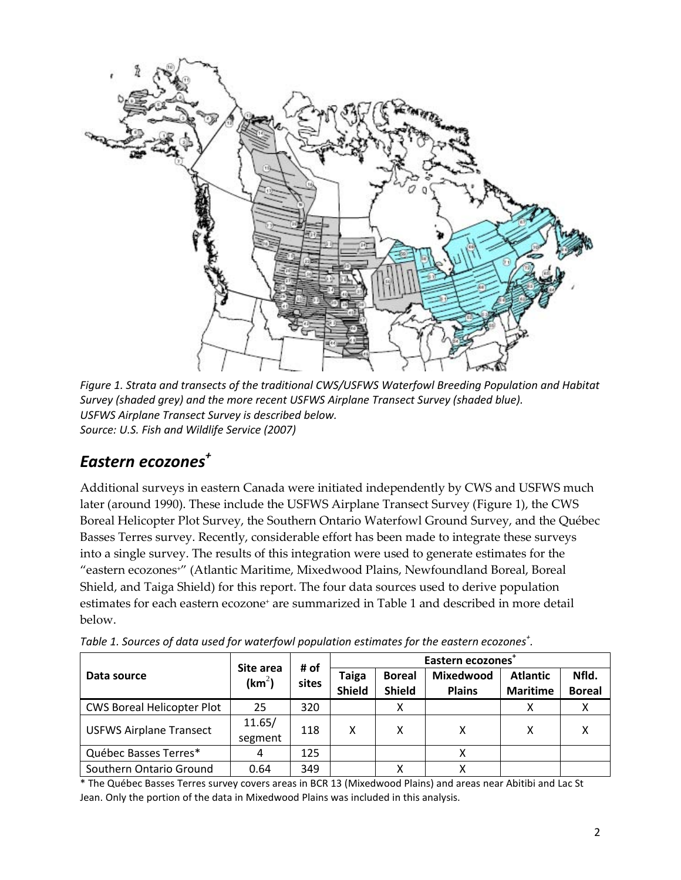*Figure 1. Strata and transects of the traditional CWS/USFWS Waterfowl Breeding Population and Habitat Survey (shaded grey) and the more recent USFWS Airplane Transect Survey (shaded blue). USFWS Airplane Transect Survey is described below.*
*Source: U.S. Fish and Wildlife Service (2007)*

## *Eastern ecozones⁺*

Additional surveys in eastern Canada were initiated independently by CWS and USFWS much later (around 1990). These include the USFWS Airplane Transect Survey (Figure 1), the CWS Boreal Helicopter Plot Survey, the Southern Ontario Waterfowl Ground Survey, and the Québec Basses Terres survey. Recently, considerable effort has been made to integrate these surveys into a single survey. The results of this integration were used to generate estimates for the "eastern ecozones⁺" (Atlantic Maritime, Mixedwood Plains, Newfoundland Boreal, Boreal Shield, and Taiga Shield) for this report. The four data sources used to derive population estimates for each eastern ecozone⁺ are summarized in Table 1 and described in more detail below.

*Table 1. Sources of data used for waterfowl population estimates for the eastern ecozones⁺.*

| Data source | Site area (km²) | # of sites | Eastern ecozones⁺ | | | | |
|---|---|---|---|---|---|---|---|
| | | | Taiga Shield | Boreal Shield | Mixedwood Plains | Atlantic Maritime | Nfld. Boreal |
| CWS Boreal Helicopter Plot | 25 | 320 | | X | | X | X |
| USFWS Airplane Transect | 11.65/ segment | 118 | X | X | X | X | X |
| Québec Basses Terres* | 4 | 125 | | | X | | |
| Southern Ontario Ground | 0.64 | 349 | | X | X | | |

\* The Québec Basses Terres survey covers areas in BCR 13 (Mixedwood Plains) and areas near Abitibi and Lac St Jean. Only the portion of the data in Mixedwood Plains was included in this analysis.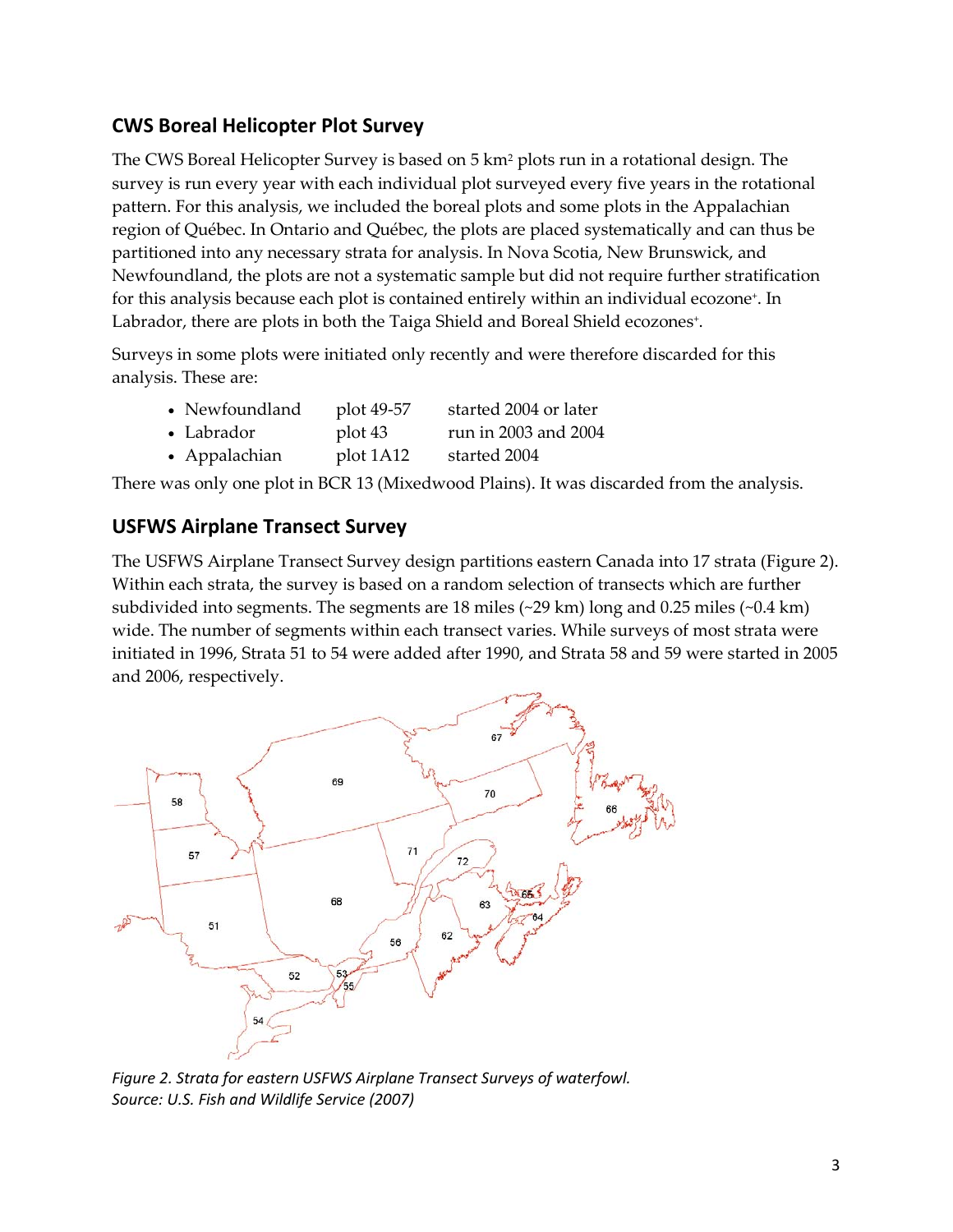## CWS Boreal Helicopter Plot Survey

The CWS Boreal Helicopter Survey is based on 5 km$^2$ plots run in a rotational design. The survey is run every year with each individual plot surveyed every five years in the rotational pattern. For this analysis, we included the boreal plots and some plots in the Appalachian region of Québec. In Ontario and Québec, the plots are placed systematically and can thus be partitioned into any necessary strata for analysis. In Nova Scotia, New Brunswick, and Newfoundland, the plots are not a systematic sample but did not require further stratification for this analysis because each plot is contained entirely within an individual ecozone+. In Labrador, there are plots in both the Taiga Shield and Boreal Shield ecozones+.

Surveys in some plots were initiated only recently and were therefore discarded for this analysis. These are:

- Newfoundland plot 49-57 started 2004 or later
- Labrador plot 43 run in 2003 and 2004
- Appalachian plot 1A12 started 2004

There was only one plot in BCR 13 (Mixedwood Plains). It was discarded from the analysis.

## USFWS Airplane Transect Survey

The USFWS Airplane Transect Survey design partitions eastern Canada into 17 strata (Figure 2). Within each strata, the survey is based on a random selection of transects which are further subdivided into segments. The segments are 18 miles (~29 km) long and 0.25 miles (~0.4 km) wide. The number of segments within each transect varies. While surveys of most strata were initiated in 1996, Strata 51 to 54 were added after 1990, and Strata 58 and 59 were started in 2005 and 2006, respectively.

*Figure 2. Strata for eastern USFWS Airplane Transect Surveys of waterfowl. Source: U.S. Fish and Wildlife Service (2007)*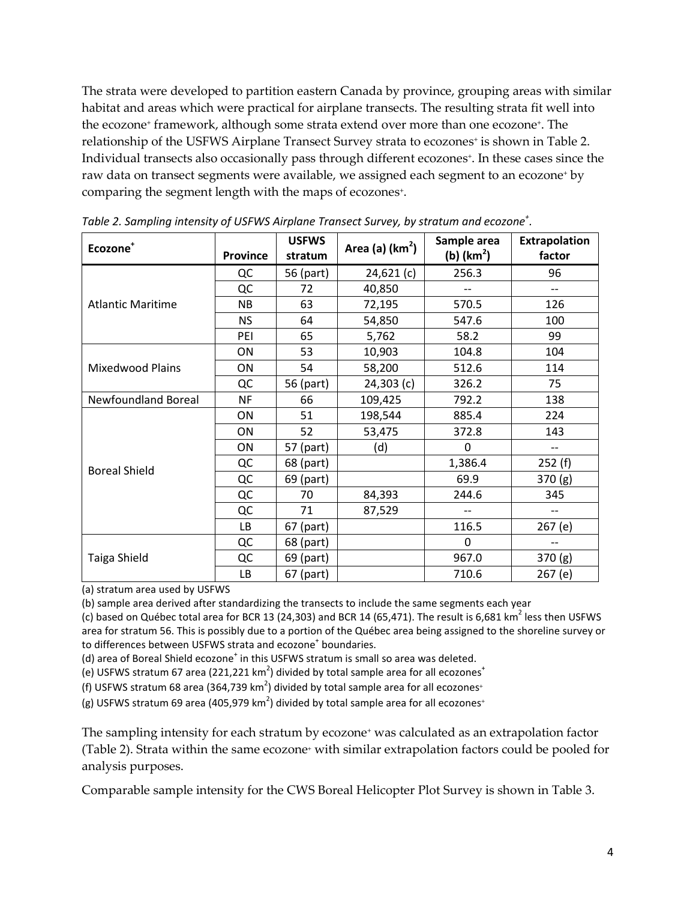The strata were developed to partition eastern Canada by province, grouping areas with similar habitat and areas which were practical for airplane transects. The resulting strata fit well into the ecozone+ framework, although some strata extend over more than one ecozone+. The relationship of the USFWS Airplane Transect Survey strata to ecozones+ is shown in Table 2. Individual transects also occasionally pass through different ecozones+. In these cases since the raw data on transect segments were available, we assigned each segment to an ecozone+ by comparing the segment length with the maps of ecozones+.

*Table 2. Sampling intensity of USFWS Airplane Transect Survey, by stratum and ecozone+.*

| Ecozone+ | Province | USFWS stratum | Area (a) (km$^2$) | Sample area (b) (km$^2$) | Extrapolation factor |
|---|---|---|---|---|---|
| Atlantic Maritime | QC | 56 (part) | 24,621 (c) | 256.3 | 96 |
| | QC | 72 | 40,850 | -- | -- |
| | NB | 63 | 72,195 | 570.5 | 126 |
| | NS | 64 | 54,850 | 547.6 | 100 |
| | PEI | 65 | 5,762 | 58.2 | 99 |
| Mixedwood Plains | ON | 53 | 10,903 | 104.8 | 104 |
| | ON | 54 | 58,200 | 512.6 | 114 |
| | QC | 56 (part) | 24,303 (c) | 326.2 | 75 |
| Newfoundland Boreal | NF | 66 | 109,425 | 792.2 | 138 |
| Boreal Shield | ON | 51 | 198,544 | 885.4 | 224 |
| | ON | 52 | 53,475 | 372.8 | 143 |
| | ON | 57 (part) | (d) | 0 | -- |
| | QC | 68 (part) | | 1,386.4 | 252 (f) |
| | QC | 69 (part) | | 69.9 | 370 (g) |
| | QC | 70 | 84,393 | 244.6 | 345 |
| | QC | 71 | 87,529 | -- | -- |
| | LB | 67 (part) | | 116.5 | 267 (e) |
| Taiga Shield | QC | 68 (part) | | 0 | -- |
| | QC | 69 (part) | | 967.0 | 370 (g) |
| | LB | 67 (part) | | 710.6 | 267 (e) |

(a) stratum area used by USFWS

(b) sample area derived after standardizing the transects to include the same segments each year

(c) based on Québec total area for BCR 13 (24,303) and BCR 14 (65,471). The result is 6,681 km$^2$ less then USFWS area for stratum 56. This is possibly due to a portion of the Québec area being assigned to the shoreline survey or to differences between USFWS strata and ecozone+ boundaries.

(d) area of Boreal Shield ecozone+ in this USFWS stratum is small so area was deleted.

(e) USFWS stratum 67 area (221,221 km$^2$) divided by total sample area for all ecozones+

(f) USFWS stratum 68 area (364,739 km$^2$) divided by total sample area for all ecozones+

(g) USFWS stratum 69 area (405,979 km$^2$) divided by total sample area for all ecozones+

The sampling intensity for each stratum by ecozone+ was calculated as an extrapolation factor (Table 2). Strata within the same ecozone+ with similar extrapolation factors could be pooled for analysis purposes.

Comparable sample intensity for the CWS Boreal Helicopter Plot Survey is shown in Table 3.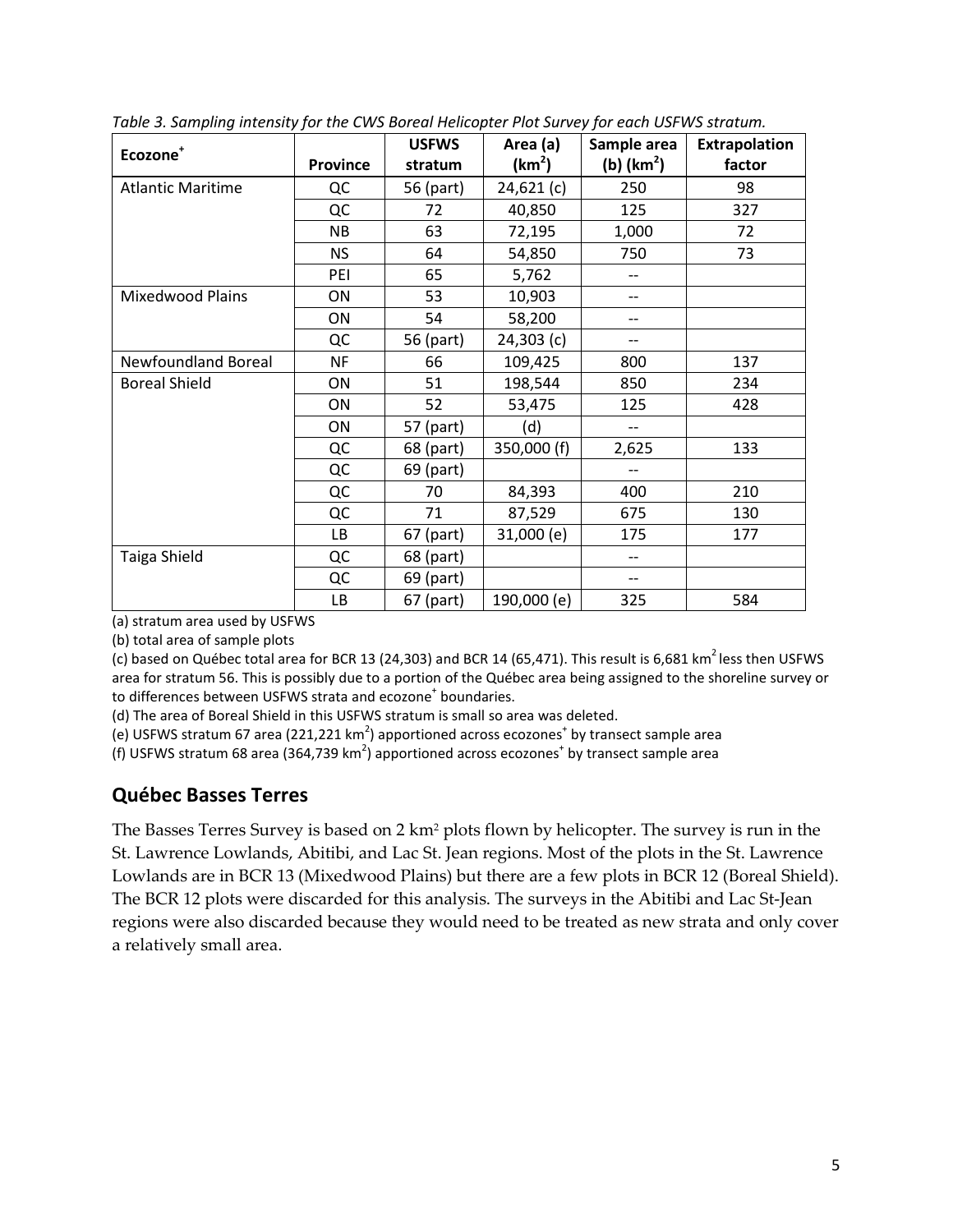*Table 3. Sampling intensity for the CWS Boreal Helicopter Plot Survey for each USFWS stratum.*

| Ecozone[+] | Province | USFWS stratum | Area (a) ($km^2$) | Sample area (b) ($km^2$) | Extrapolation factor |
|---|---|---|---|---|---|
| Atlantic Maritime | QC | 56 (part) | 24,621 (c) | 250 | 98 |
| | QC | 72 | 40,850 | 125 | 327 |
| | NB | 63 | 72,195 | 1,000 | 72 |
| | NS | 64 | 54,850 | 750 | 73 |
| | PEI | 65 | 5,762 | -- | |
| Mixedwood Plains | ON | 53 | 10,903 | -- | |
| | ON | 54 | 58,200 | -- | |
| | QC | 56 (part) | 24,303 (c) | -- | |
| Newfoundland Boreal | NF | 66 | 109,425 | 800 | 137 |
| Boreal Shield | ON | 51 | 198,544 | 850 | 234 |
| | ON | 52 | 53,475 | 125 | 428 |
| | ON | 57 (part) | (d) | -- | |
| | QC | 68 (part) | 350,000 (f) | 2,625 | 133 |
| | QC | 69 (part) | | -- | |
| | QC | 70 | 84,393 | 400 | 210 |
| | QC | 71 | 87,529 | 675 | 130 |
| | LB | 67 (part) | 31,000 (e) | 175 | 177 |
| Taiga Shield | QC | 68 (part) | | -- | |
| | QC | 69 (part) | | -- | |
| | LB | 67 (part) | 190,000 (e) | 325 | 584 |

(a) stratum area used by USFWS

(b) total area of sample plots

(c) based on Québec total area for BCR 13 (24,303) and BCR 14 (65,471). This result is 6,681 $km^2$ less then USFWS area for stratum 56. This is possibly due to a portion of the Québec area being assigned to the shoreline survey or to differences between USFWS strata and ecozone[+] boundaries.

(d) The area of Boreal Shield in this USFWS stratum is small so area was deleted.

(e) USFWS stratum 67 area (221,221 $km^2$) apportioned across ecozones[+] by transect sample area

(f) USFWS stratum 68 area (364,739 $km^2$) apportioned across ecozones[+] by transect sample area

## Québec Basses Terres

The Basses Terres Survey is based on 2 $km^2$ plots flown by helicopter. The survey is run in the St. Lawrence Lowlands, Abitibi, and Lac St. Jean regions. Most of the plots in the St. Lawrence Lowlands are in BCR 13 (Mixedwood Plains) but there are a few plots in BCR 12 (Boreal Shield). The BCR 12 plots were discarded for this analysis. The surveys in the Abitibi and Lac St-Jean regions were also discarded because they would need to be treated as new strata and only cover a relatively small area.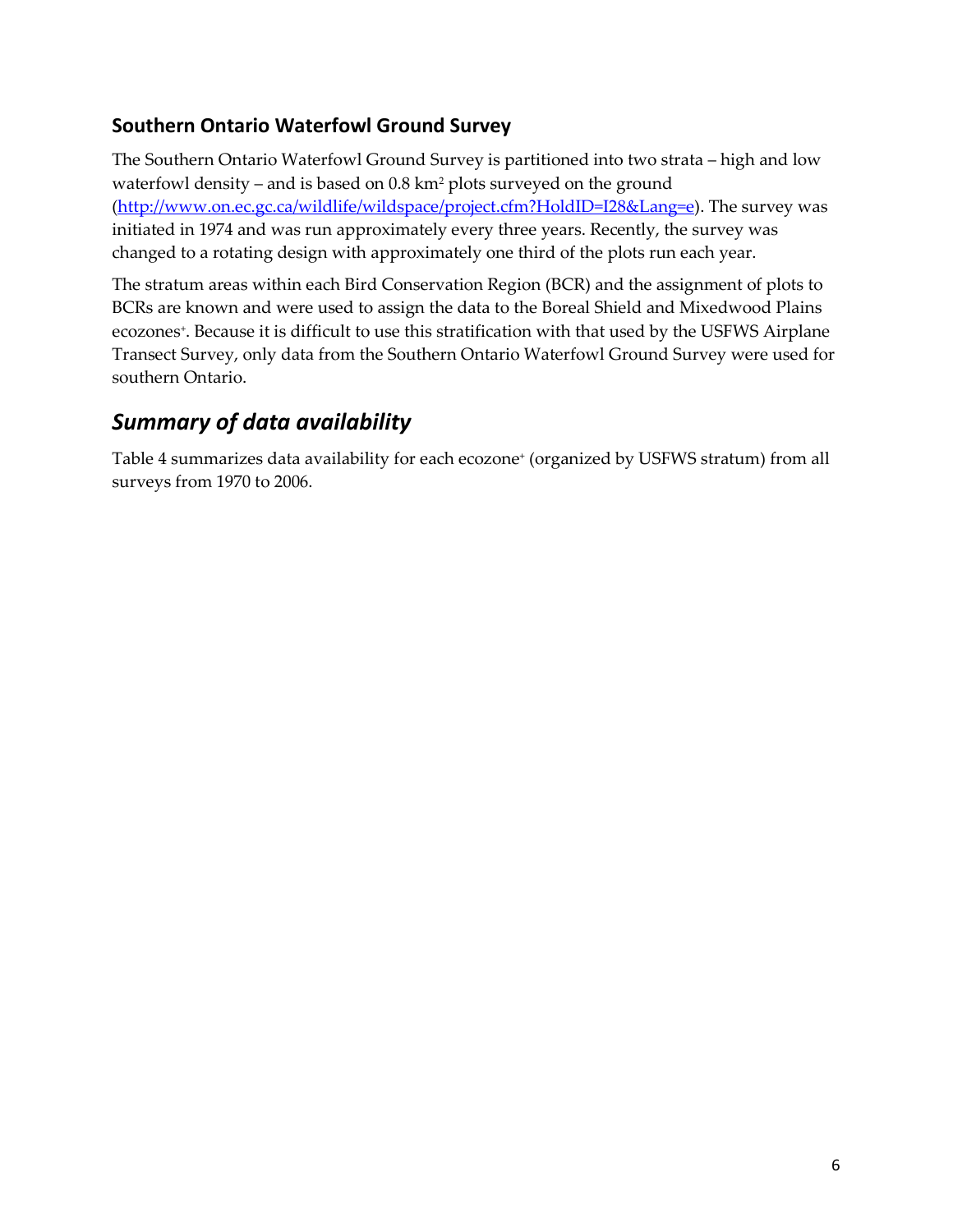### Southern Ontario Waterfowl Ground Survey

The Southern Ontario Waterfowl Ground Survey is partitioned into two strata – high and low waterfowl density – and is based on 0.8 $km^2$ plots surveyed on the ground (http://www.on.ec.gc.ca/wildlife/wildspace/project.cfm?HoldID=I28&Lang=e). The survey was initiated in 1974 and was run approximately every three years. Recently, the survey was changed to a rotating design with approximately one third of the plots run each year.

The stratum areas within each Bird Conservation Region (BCR) and the assignment of plots to BCRs are known and were used to assign the data to the Boreal Shield and Mixedwood Plains ecozones⁺. Because it is difficult to use this stratification with that used by the USFWS Airplane Transect Survey, only data from the Southern Ontario Waterfowl Ground Survey were used for southern Ontario.

## *Summary of data availability*

Table 4 summarizes data availability for each ecozone⁺ (organized by USFWS stratum) from all surveys from 1970 to 2006.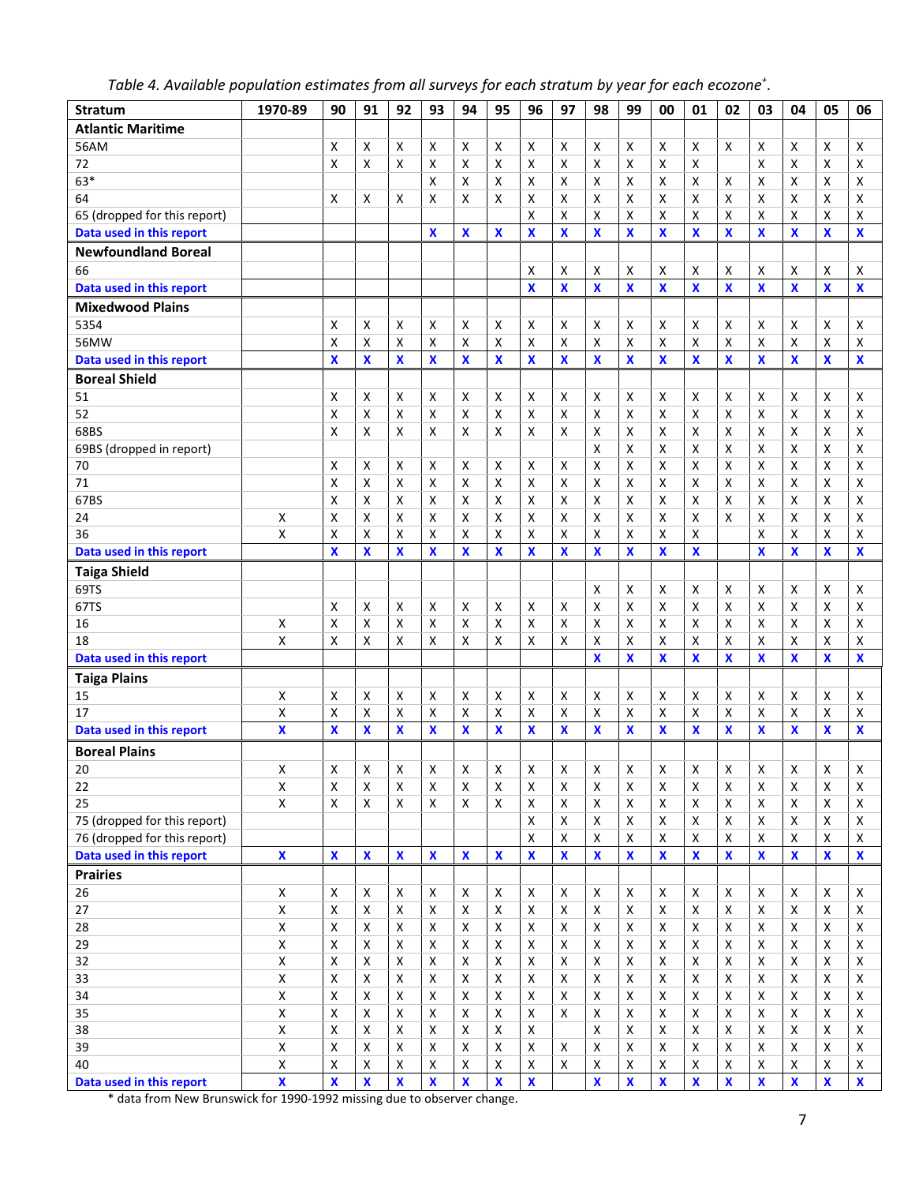*Table 4. Available population estimates from all surveys for each stratum by year for each ecozone[+].*

| Stratum | 1970-89 | 90 | 91 | 92 | 93 | 94 | 95 | 96 | 97 | 98 | 99 | 00 | 01 | 02 | 03 | 04 | 05 | 06 |
|---|---|---|---|---|---|---|---|---|---|---|---|---|---|---|---|---|---|---|
| **Atlantic Maritime** | | | | | | | | | | | | | | | | | | |
| 56AM | | X | X | X | X | X | X | X | X | X | X | X | X | X | X | X | X | X |
| 72 | | X | X | X | X | X | X | X | X | X | X | X | X | | X | X | X | X |
| 63* | | | | | X | X | X | X | X | X | X | X | X | X | X | X | X | X |
| 64 | | X | X | X | X | X | X | X | X | X | X | X | X | X | X | X | X | X |
| 65 (dropped for this report) | | | | | | | | X | X | X | X | X | X | X | X | X | X | X |
| **Data used in this report** | | | | | **X** | **X** | **X** | **X** | **X** | **X** | **X** | **X** | **X** | **X** | **X** | **X** | **X** | **X** |
| **Newfoundland Boreal** | | | | | | | | | | | | | | | | | | |
| 66 | | | | | | | | X | X | X | X | X | X | X | X | X | X | X |
| **Data used in this report** | | | | | | | | **X** | **X** | **X** | **X** | **X** | **X** | **X** | **X** | **X** | **X** | **X** |
| **Mixedwood Plains** | | | | | | | | | | | | | | | | | | |
| 5354 | | X | X | X | X | X | X | X | X | X | X | X | X | X | X | X | X | X |
| 56MW | | X | X | X | X | X | X | X | X | X | X | X | X | X | X | X | X | X |
| **Data used in this report** | | **X** | **X** | **X** | **X** | **X** | **X** | **X** | **X** | **X** | **X** | **X** | **X** | **X** | **X** | **X** | **X** | **X** |
| **Boreal Shield** | | | | | | | | | | | | | | | | | | |
| 51 | | X | X | X | X | X | X | X | X | X | X | X | X | X | X | X | X | X |
| 52 | | X | X | X | X | X | X | X | X | X | X | X | X | X | X | X | X | X |
| 68BS | | X | X | X | X | X | X | X | X | X | X | X | X | X | X | X | X | X |
| 69BS (dropped in report) | | | | | | | | | | X | X | X | X | X | X | X | X | X |
| 70 | | X | X | X | X | X | X | X | X | X | X | X | X | X | X | X | X | X |
| 71 | | X | X | X | X | X | X | X | X | X | X | X | X | X | X | X | X | X |
| 67BS | | X | X | X | X | X | X | X | X | X | X | X | X | X | X | X | X | X |
| 24 | X | X | X | X | X | X | X | X | X | X | X | X | X | X | X | X | X | X |
| 36 | X | X | X | X | X | X | X | X | X | X | X | X | X | | X | X | X | X |
| **Data used in this report** | | **X** | **X** | **X** | **X** | **X** | **X** | **X** | **X** | **X** | **X** | **X** | **X** | | **X** | **X** | **X** | **X** |
| **Taiga Shield** | | | | | | | | | | | | | | | | | | |
| 69TS | | | | | | | | | | X | X | X | X | X | X | X | X | X |
| 67TS | | X | X | X | X | X | X | X | X | X | X | X | X | X | X | X | X | X |
| 16 | X | X | X | X | X | X | X | X | X | X | X | X | X | X | X | X | X | X |
| 18 | X | X | X | X | X | X | X | X | X | X | X | X | X | X | X | X | X | X |
| **Data used in this report** | | | | | | | | | | **X** | **X** | **X** | **X** | **X** | **X** | **X** | **X** | **X** |
| **Taiga Plains** | | | | | | | | | | | | | | | | | | |
| 15 | X | X | X | X | X | X | X | X | X | X | X | X | X | X | X | X | X | X |
| 17 | X | X | X | X | X | X | X | X | X | X | X | X | X | X | X | X | X | X |
| **Data used in this report** | **X** | **X** | **X** | **X** | **X** | **X** | **X** | **X** | **X** | **X** | **X** | **X** | **X** | **X** | **X** | **X** | **X** | **X** |
| **Boreal Plains** | | | | | | | | | | | | | | | | | | |
| 20 | X | X | X | X | X | X | X | X | X | X | X | X | X | X | X | X | X | X |
| 22 | X | X | X | X | X | X | X | X | X | X | X | X | X | X | X | X | X | X |
| 25 | X | X | X | X | X | X | X | X | X | X | X | X | X | X | X | X | X | X |
| 75 (dropped for this report) | | | | | | | | X | X | X | X | X | X | X | X | X | X | X |
| 76 (dropped for this report) | | | | | | | | X | X | X | X | X | X | X | X | X | X | X |
| **Data used in this report** | **X** | **X** | **X** | **X** | **X** | **X** | **X** | **X** | **X** | **X** | **X** | **X** | **X** | **X** | **X** | **X** | **X** | **X** |
| **Prairies** | | | | | | | | | | | | | | | | | | |
| 26 | X | X | X | X | X | X | X | X | X | X | X | X | X | X | X | X | X | X |
| 27 | X | X | X | X | X | X | X | X | X | X | X | X | X | X | X | X | X | X |
| 28 | X | X | X | X | X | X | X | X | X | X | X | X | X | X | X | X | X | X |
| 29 | X | X | X | X | X | X | X | X | X | X | X | X | X | X | X | X | X | X |
| 32 | X | X | X | X | X | X | X | X | X | X | X | X | X | X | X | X | X | X |
| 33 | X | X | X | X | X | X | X | X | X | X | X | X | X | X | X | X | X | X |
| 34 | X | X | X | X | X | X | X | X | X | X | X | X | X | X | X | X | X | X |
| 35 | X | X | X | X | X | X | X | X | X | X | X | X | X | X | X | X | X | X |
| 38 | X | X | X | X | X | X | X | X | | X | X | X | X | X | X | X | X | X |
| 39 | X | X | X | X | X | X | X | X | X | X | X | X | X | X | X | X | X | X |
| 40 | X | X | X | X | X | X | X | X | X | X | X | X | X | X | X | X | X | X |
| **Data used in this report** | **X** | **X** | **X** | **X** | **X** | **X** | **X** | **X** | | **X** | **X** | **X** | **X** | **X** | **X** | **X** | **X** | **X** |

\* data from New Brunswick for 1990-1992 missing due to observer change.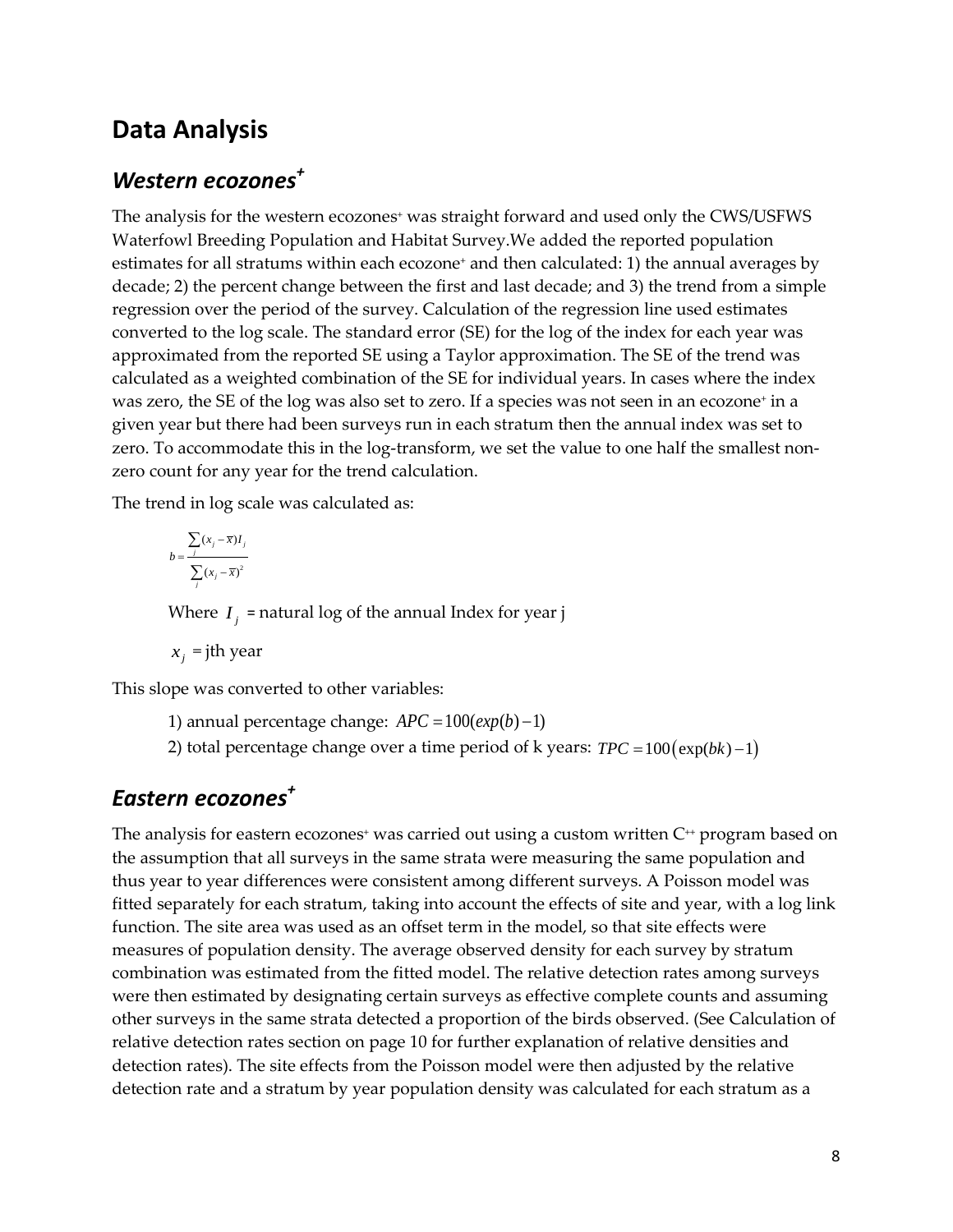# Data Analysis

## *Western ecozones⁺*

The analysis for the western ecozones⁺ was straight forward and used only the CWS/USFWS Waterfowl Breeding Population and Habitat Survey.We added the reported population estimates for all stratums within each ecozone⁺ and then calculated: 1) the annual averages by decade; 2) the percent change between the first and last decade; and 3) the trend from a simple regression over the period of the survey. Calculation of the regression line used estimates converted to the log scale. The standard error (SE) for the log of the index for each year was approximated from the reported SE using a Taylor approximation. The SE of the trend was calculated as a weighted combination of the SE for individual years. In cases where the index was zero, the SE of the log was also set to zero. If a species was not seen in an ecozone⁺ in a given year but there had been surveys run in each stratum then the annual index was set to zero. To accommodate this in the log-transform, we set the value to one half the smallest non-zero count for any year for the trend calculation.

The trend in log scale was calculated as:

$$b = \frac{\sum_j (x_j - \bar{x}) I_j}{\sum_j (x_j - \bar{x})^2}$$

Where $I_j$ = natural log of the annual Index for year j

$x_j$ = jth year

This slope was converted to other variables:

1) annual percentage change: $APC = 100(exp(b) - 1)$
2) total percentage change over a time period of k years: $TPC = 100(\exp(bk) - 1)$

## *Eastern ecozones⁺*

The analysis for eastern ecozones⁺ was carried out using a custom written C⁺⁺ program based on the assumption that all surveys in the same strata were measuring the same population and thus year to year differences were consistent among different surveys. A Poisson model was fitted separately for each stratum, taking into account the effects of site and year, with a log link function. The site area was used as an offset term in the model, so that site effects were measures of population density. The average observed density for each survey by stratum combination was estimated from the fitted model. The relative detection rates among surveys were then estimated by designating certain surveys as effective complete counts and assuming other surveys in the same strata detected a proportion of the birds observed. (See Calculation of relative detection rates section on page 10 for further explanation of relative densities and detection rates). The site effects from the Poisson model were then adjusted by the relative detection rate and a stratum by year population density was calculated for each stratum as a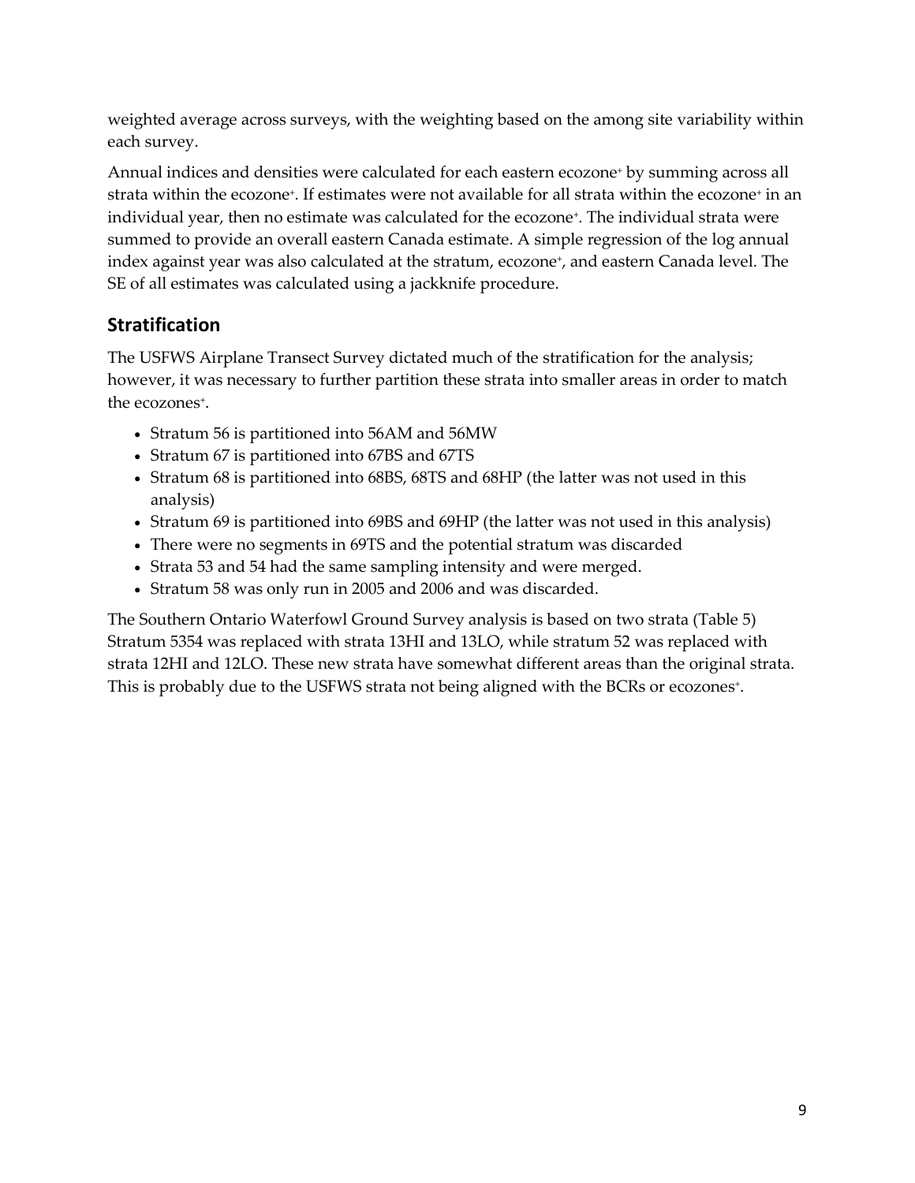weighted average across surveys, with the weighting based on the among site variability within each survey.

Annual indices and densities were calculated for each eastern ecozone+ by summing across all strata within the ecozone+. If estimates were not available for all strata within the ecozone+ in an individual year, then no estimate was calculated for the ecozone+. The individual strata were summed to provide an overall eastern Canada estimate. A simple regression of the log annual index against year was also calculated at the stratum, ecozone+, and eastern Canada level. The SE of all estimates was calculated using a jackknife procedure.

## Stratification

The USFWS Airplane Transect Survey dictated much of the stratification for the analysis; however, it was necessary to further partition these strata into smaller areas in order to match the ecozones+.

- Stratum 56 is partitioned into 56AM and 56MW
- Stratum 67 is partitioned into 67BS and 67TS
- Stratum 68 is partitioned into 68BS, 68TS and 68HP (the latter was not used in this analysis)
- Stratum 69 is partitioned into 69BS and 69HP (the latter was not used in this analysis)
- There were no segments in 69TS and the potential stratum was discarded
- Strata 53 and 54 had the same sampling intensity and were merged.
- Stratum 58 was only run in 2005 and 2006 and was discarded.

The Southern Ontario Waterfowl Ground Survey analysis is based on two strata (Table 5) Stratum 5354 was replaced with strata 13HI and 13LO, while stratum 52 was replaced with strata 12HI and 12LO. These new strata have somewhat different areas than the original strata. This is probably due to the USFWS strata not being aligned with the BCRs or ecozones+.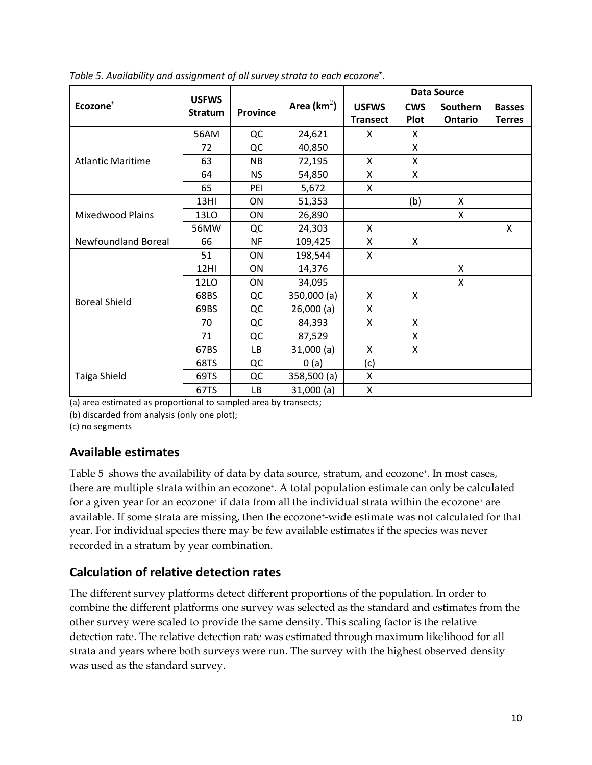*Table 5. Availability and assignment of all survey strata to each ecozone+.*

| Ecozone+ | USFWS Stratum | Province | Area (km$^2$) | Data Source | | | |
|---|---|---|---|---|---|---|---|
| | | | | USFWS Transect | CWS Plot | Southern Ontario | Basses Terres |
| Atlantic Maritime | 56AM | QC | 24,621 | X | X | | |
| | 72 | QC | 40,850 | | X | | |
| | 63 | NB | 72,195 | X | X | | |
| | 64 | NS | 54,850 | X | X | | |
| | 65 | PEI | 5,672 | X | | | |
| Mixedwood Plains | 13HI | ON | 51,353 | | (b) | X | |
| | 13LO | ON | 26,890 | | | X | |
| | 56MW | QC | 24,303 | X | | | X |
| Newfoundland Boreal | 66 | NF | 109,425 | X | X | | |
| Boreal Shield | 51 | ON | 198,544 | X | | | |
| | 12HI | ON | 14,376 | | | X | |
| | 12LO | ON | 34,095 | | | X | |
| | 68BS | QC | 350,000 (a) | X | X | | |
| | 69BS | QC | 26,000 (a) | X | | | |
| | 70 | QC | 84,393 | X | X | | |
| | 71 | QC | 87,529 | | X | | |
| | 67BS | LB | 31,000 (a) | X | X | | |
| Taiga Shield | 68TS | QC | 0 (a) | (c) | | | |
| | 69TS | QC | 358,500 (a) | X | | | |
| | 67TS | LB | 31,000 (a) | X | | | |

(a) area estimated as proportional to sampled area by transects;
(b) discarded from analysis (only one plot);
(c) no segments

## Available estimates

Table 5 shows the availability of data by data source, stratum, and ecozone+. In most cases, there are multiple strata within an ecozone+. A total population estimate can only be calculated for a given year for an ecozone+ if data from all the individual strata within the ecozone+ are available. If some strata are missing, then the ecozone+-wide estimate was not calculated for that year. For individual species there may be few available estimates if the species was never recorded in a stratum by year combination.

## Calculation of relative detection rates

The different survey platforms detect different proportions of the population. In order to combine the different platforms one survey was selected as the standard and estimates from the other survey were scaled to provide the same density. This scaling factor is the relative detection rate. The relative detection rate was estimated through maximum likelihood for all strata and years where both surveys were run. The survey with the highest observed density was used as the standard survey.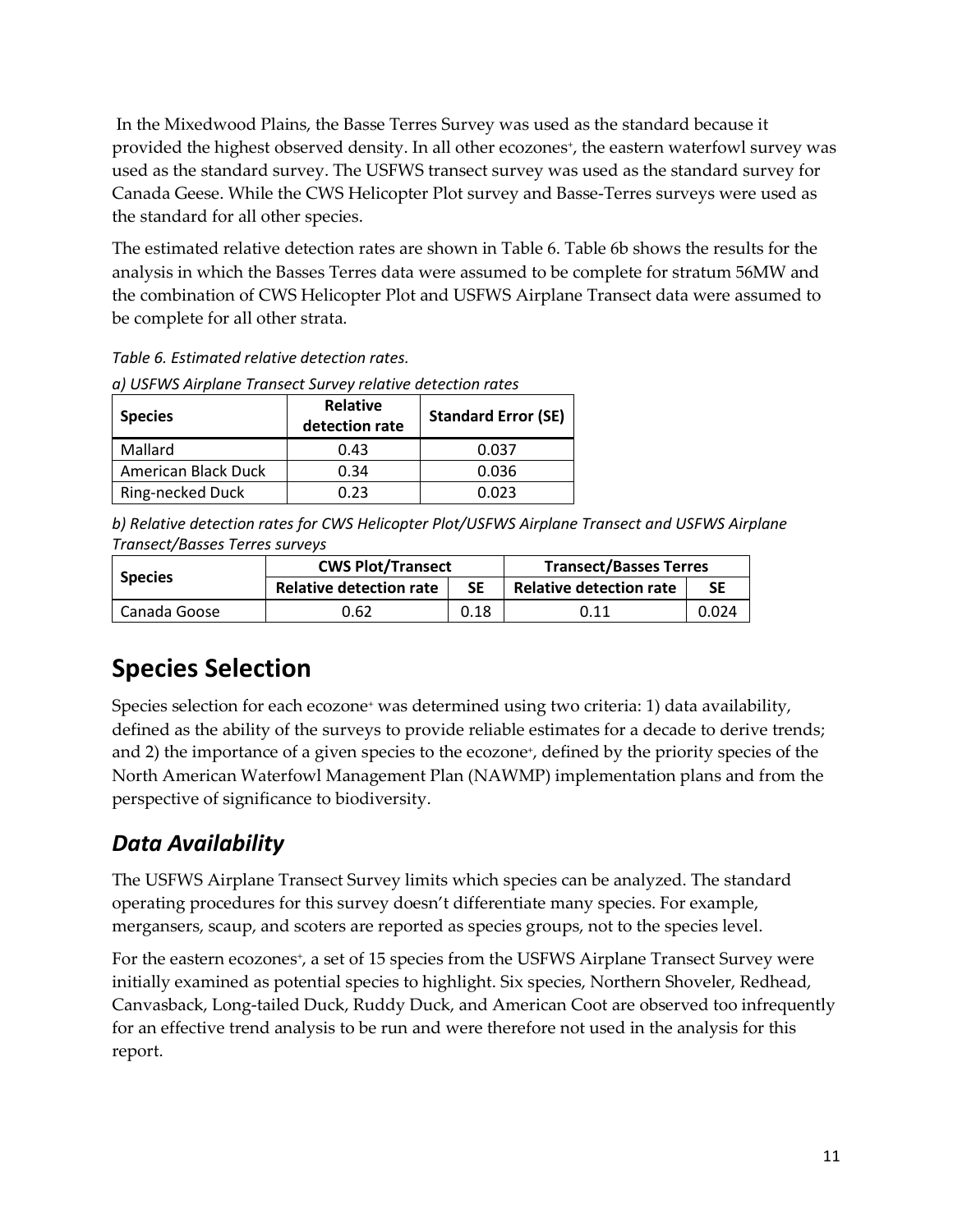In the Mixedwood Plains, the Basse Terres Survey was used as the standard because it provided the highest observed density. In all other ecozones+, the eastern waterfowl survey was used as the standard survey. The USFWS transect survey was used as the standard survey for Canada Geese. While the CWS Helicopter Plot survey and Basse-Terres surveys were used as the standard for all other species.

The estimated relative detection rates are shown in Table 6. Table 6b shows the results for the analysis in which the Basses Terres data were assumed to be complete for stratum 56MW and the combination of CWS Helicopter Plot and USFWS Airplane Transect data were assumed to be complete for all other strata.

*Table 6. Estimated relative detection rates.*

*a) USFWS Airplane Transect Survey relative detection rates*

| Species | Relative detection rate | Standard Error (SE) |
|---|---|---|
| Mallard | 0.43 | 0.037 |
| American Black Duck | 0.34 | 0.036 |
| Ring-necked Duck | 0.23 | 0.023 |

*b) Relative detection rates for CWS Helicopter Plot/USFWS Airplane Transect and USFWS Airplane Transect/Basses Terres surveys*

| Species | CWS Plot/Transect | | Transect/Basses Terres | |
|---|---|---|---|---|
| | Relative detection rate | SE | Relative detection rate | SE |
| Canada Goose | 0.62 | 0.18 | 0.11 | 0.024 |

# Species Selection

Species selection for each ecozone+ was determined using two criteria: 1) data availability, defined as the ability of the surveys to provide reliable estimates for a decade to derive trends; and 2) the importance of a given species to the ecozone+, defined by the priority species of the North American Waterfowl Management Plan (NAWMP) implementation plans and from the perspective of significance to biodiversity.

## *Data Availability*

The USFWS Airplane Transect Survey limits which species can be analyzed. The standard operating procedures for this survey doesn't differentiate many species. For example, mergansers, scaup, and scoters are reported as species groups, not to the species level.

For the eastern ecozones+, a set of 15 species from the USFWS Airplane Transect Survey were initially examined as potential species to highlight. Six species, Northern Shoveler, Redhead, Canvasback, Long-tailed Duck, Ruddy Duck, and American Coot are observed too infrequently for an effective trend analysis to be run and were therefore not used in the analysis for this report.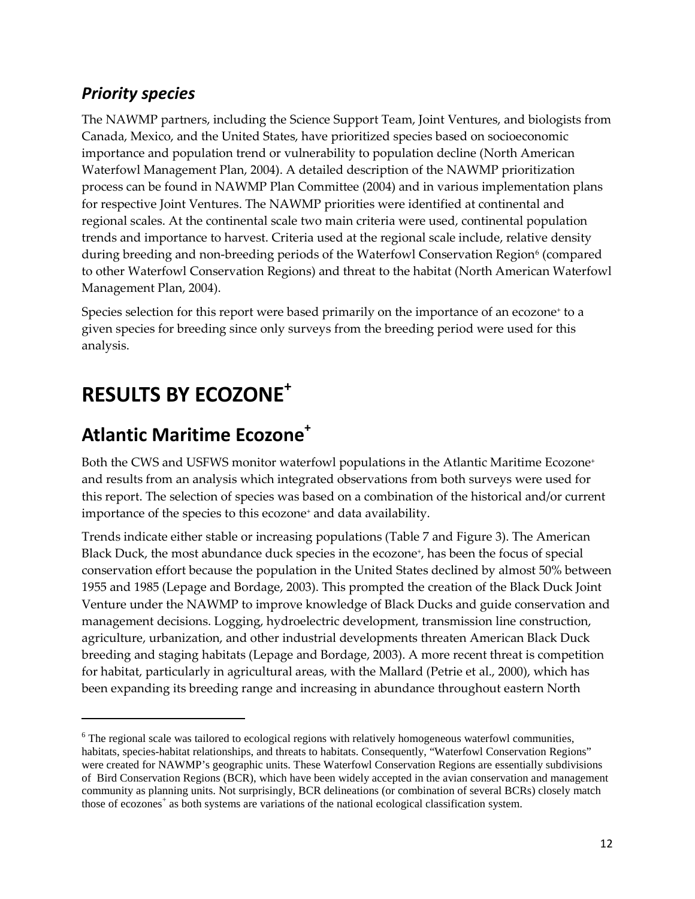### *Priority species*

The NAWMP partners, including the Science Support Team, Joint Ventures, and biologists from Canada, Mexico, and the United States, have prioritized species based on socioeconomic importance and population trend or vulnerability to population decline (North American Waterfowl Management Plan, 2004). A detailed description of the NAWMP prioritization process can be found in NAWMP Plan Committee (2004) and in various implementation plans for respective Joint Ventures. The NAWMP priorities were identified at continental and regional scales. At the continental scale two main criteria were used, continental population trends and importance to harvest. Criteria used at the regional scale include, relative density during breeding and non-breeding periods of the Waterfowl Conservation Region[6] (compared to other Waterfowl Conservation Regions) and threat to the habitat (North American Waterfowl Management Plan, 2004).

Species selection for this report were based primarily on the importance of an ecozone+ to a given species for breeding since only surveys from the breeding period were used for this analysis.

# RESULTS BY ECOZONE+

## Atlantic Maritime Ecozone+

Both the CWS and USFWS monitor waterfowl populations in the Atlantic Maritime Ecozone+ and results from an analysis which integrated observations from both surveys were used for this report. The selection of species was based on a combination of the historical and/or current importance of the species to this ecozone+ and data availability.

Trends indicate either stable or increasing populations (Table 7 and Figure 3). The American Black Duck, the most abundance duck species in the ecozone+, has been the focus of special conservation effort because the population in the United States declined by almost 50% between 1955 and 1985 (Lepage and Bordage, 2003). This prompted the creation of the Black Duck Joint Venture under the NAWMP to improve knowledge of Black Ducks and guide conservation and management decisions. Logging, hydroelectric development, transmission line construction, agriculture, urbanization, and other industrial developments threaten American Black Duck breeding and staging habitats (Lepage and Bordage, 2003). A more recent threat is competition for habitat, particularly in agricultural areas, with the Mallard (Petrie et al., 2000), which has been expanding its breeding range and increasing in abundance throughout eastern North

---

[6] The regional scale was tailored to ecological regions with relatively homogeneous waterfowl communities, habitats, species-habitat relationships, and threats to habitats. Consequently, "Waterfowl Conservation Regions" were created for NAWMP's geographic units. These Waterfowl Conservation Regions are essentially subdivisions of Bird Conservation Regions (BCR), which have been widely accepted in the avian conservation and management community as planning units. Not surprisingly, BCR delineations (or combination of several BCRs) closely match those of ecozones+ as both systems are variations of the national ecological classification system.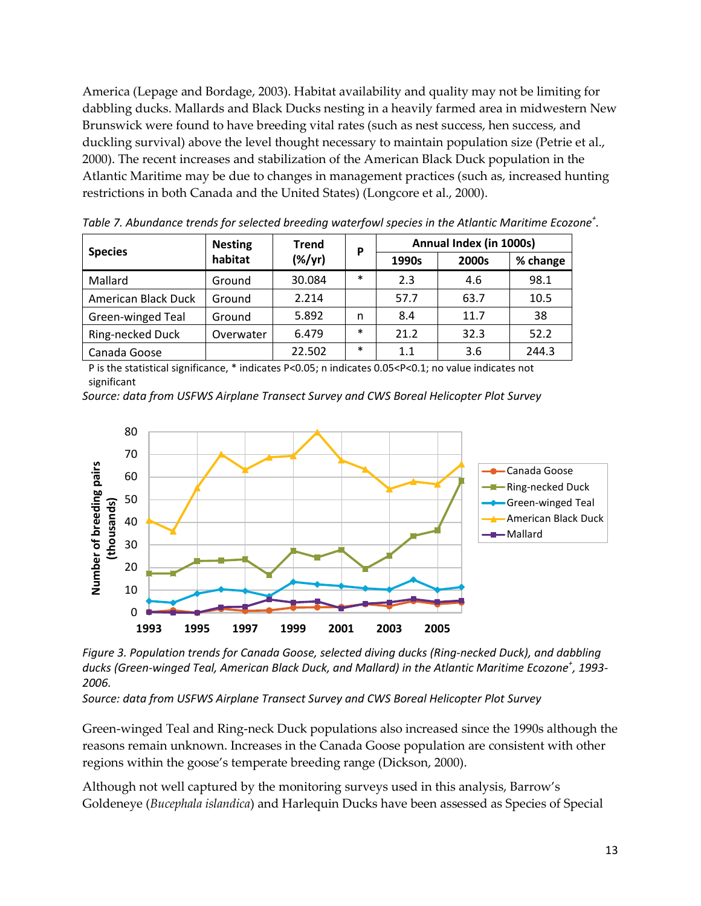America (Lepage and Bordage, 2003). Habitat availability and quality may not be limiting for dabbling ducks. Mallards and Black Ducks nesting in a heavily farmed area in midwestern New Brunswick were found to have breeding vital rates (such as nest success, hen success, and duckling survival) above the level thought necessary to maintain population size (Petrie et al., 2000). The recent increases and stabilization of the American Black Duck population in the Atlantic Maritime may be due to changes in management practices (such as, increased hunting restrictions in both Canada and the United States) (Longcore et al., 2000).

*Table 7. Abundance trends for selected breeding waterfowl species in the Atlantic Maritime Ecozone+.*

| Species | Nesting habitat | Trend (%/yr) | P | Annual Index (in 1000s) | | |
|---|---|---|---|---|---|---|
| | | | | 1990s | 2000s | % change |
| Mallard | Ground | 30.084 | * | 2.3 | 4.6 | 98.1 |
| American Black Duck | Ground | 2.214 | | 57.7 | 63.7 | 10.5 |
| Green-winged Teal | Ground | 5.892 | n | 8.4 | 11.7 | 38 |
| Ring-necked Duck | Overwater | 6.479 | * | 21.2 | 32.3 | 52.2 |
| Canada Goose | | 22.502 | * | 1.1 | 3.6 | 244.3 |

P is the statistical significance, * indicates P<0.05; n indicates 0.05<P<0.1; no value indicates not significant

*Source: data from USFWS Airplane Transect Survey and CWS Boreal Helicopter Plot Survey*

*Figure 3. Population trends for Canada Goose, selected diving ducks (Ring-necked Duck), and dabbling ducks (Green-winged Teal, American Black Duck, and Mallard) in the Atlantic Maritime Ecozone+, 1993-2006.*

*Source: data from USFWS Airplane Transect Survey and CWS Boreal Helicopter Plot Survey*

Green-winged Teal and Ring-neck Duck populations also increased since the 1990s although the reasons remain unknown. Increases in the Canada Goose population are consistent with other regions within the goose's temperate breeding range (Dickson, 2000).

Although not well captured by the monitoring surveys used in this analysis, Barrow's Goldeneye (*Bucephala islandica*) and Harlequin Ducks have been assessed as Species of Special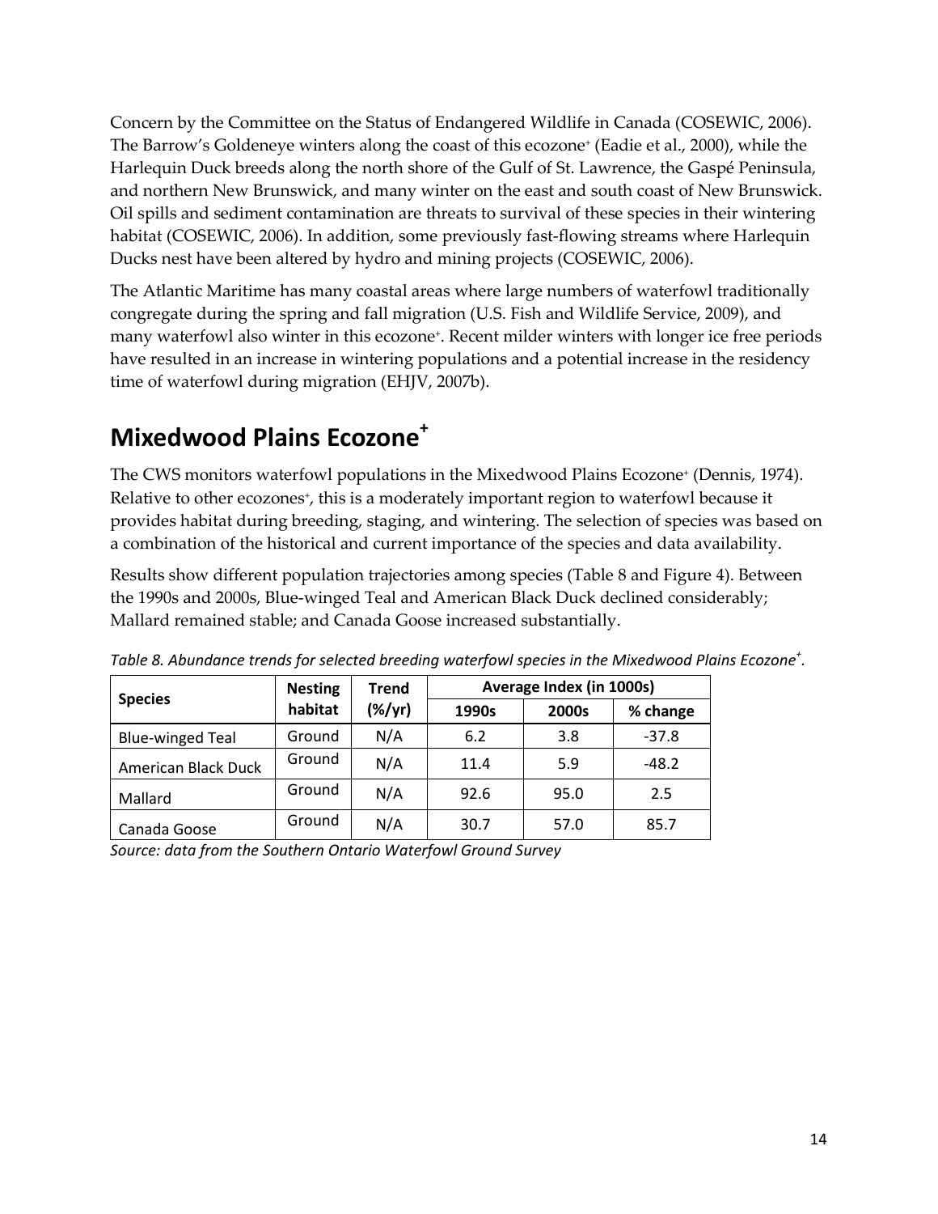Concern by the Committee on the Status of Endangered Wildlife in Canada (COSEWIC, 2006). The Barrow's Goldeneye winters along the coast of this ecozone⁺ (Eadie et al., 2000), while the Harlequin Duck breeds along the north shore of the Gulf of St. Lawrence, the Gaspé Peninsula, and northern New Brunswick, and many winter on the east and south coast of New Brunswick. Oil spills and sediment contamination are threats to survival of these species in their wintering habitat (COSEWIC, 2006). In addition, some previously fast-flowing streams where Harlequin Ducks nest have been altered by hydro and mining projects (COSEWIC, 2006).

The Atlantic Maritime has many coastal areas where large numbers of waterfowl traditionally congregate during the spring and fall migration (U.S. Fish and Wildlife Service, 2009), and many waterfowl also winter in this ecozone⁺. Recent milder winters with longer ice free periods have resulted in an increase in wintering populations and a potential increase in the residency time of waterfowl during migration (EHJV, 2007b).

## Mixedwood Plains Ecozone⁺

The CWS monitors waterfowl populations in the Mixedwood Plains Ecozone⁺ (Dennis, 1974). Relative to other ecozones⁺, this is a moderately important region to waterfowl because it provides habitat during breeding, staging, and wintering. The selection of species was based on a combination of the historical and current importance of the species and data availability.

Results show different population trajectories among species (Table 8 and Figure 4). Between the 1990s and 2000s, Blue-winged Teal and American Black Duck declined considerably; Mallard remained stable; and Canada Goose increased substantially.

*Table 8. Abundance trends for selected breeding waterfowl species in the Mixedwood Plains Ecozone⁺.*

| Species | Nesting habitat | Trend (%/yr) | Average Index (in 1000s) | | |
|---|---|---|---|---|---|
| | | | 1990s | 2000s | % change |
| Blue-winged Teal | Ground | N/A | 6.2 | 3.8 | -37.8 |
| American Black Duck | Ground | N/A | 11.4 | 5.9 | -48.2 |
| Mallard | Ground | N/A | 92.6 | 95.0 | 2.5 |
| Canada Goose | Ground | N/A | 30.7 | 57.0 | 85.7 |

*Source: data from the Southern Ontario Waterfowl Ground Survey*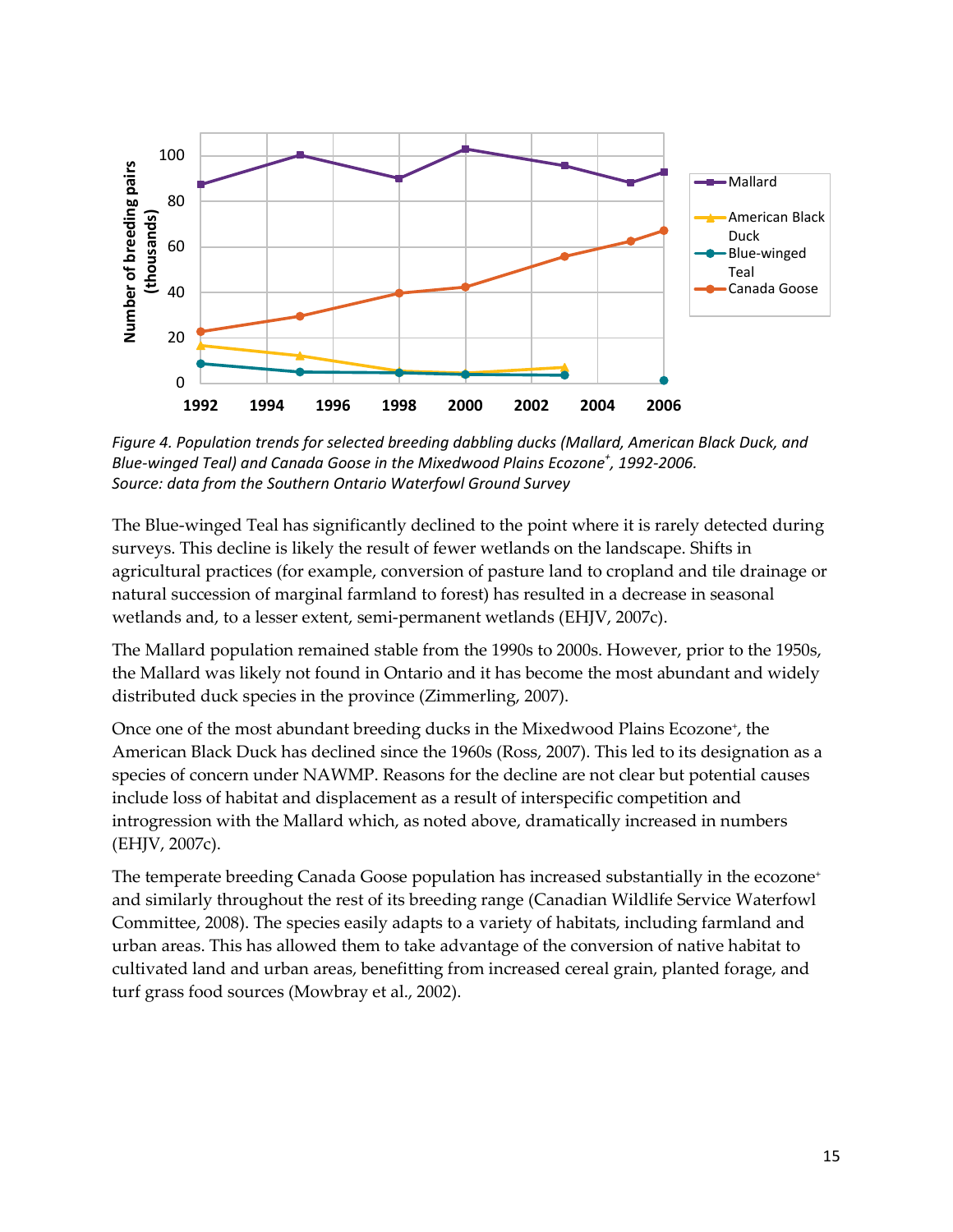*Figure 4. Population trends for selected breeding dabbling ducks (Mallard, American Black Duck, and Blue-winged Teal) and Canada Goose in the Mixedwood Plains Ecozone⁺, 1992-2006.*
*Source: data from the Southern Ontario Waterfowl Ground Survey*

The Blue-winged Teal has significantly declined to the point where it is rarely detected during surveys. This decline is likely the result of fewer wetlands on the landscape. Shifts in agricultural practices (for example, conversion of pasture land to cropland and tile drainage or natural succession of marginal farmland to forest) has resulted in a decrease in seasonal wetlands and, to a lesser extent, semi-permanent wetlands (EHJV, 2007c).

The Mallard population remained stable from the 1990s to 2000s. However, prior to the 1950s, the Mallard was likely not found in Ontario and it has become the most abundant and widely distributed duck species in the province (Zimmerling, 2007).

Once one of the most abundant breeding ducks in the Mixedwood Plains Ecozone⁺, the American Black Duck has declined since the 1960s (Ross, 2007). This led to its designation as a species of concern under NAWMP. Reasons for the decline are not clear but potential causes include loss of habitat and displacement as a result of interspecific competition and introgression with the Mallard which, as noted above, dramatically increased in numbers (EHJV, 2007c).

The temperate breeding Canada Goose population has increased substantially in the ecozone⁺ and similarly throughout the rest of its breeding range (Canadian Wildlife Service Waterfowl Committee, 2008). The species easily adapts to a variety of habitats, including farmland and urban areas. This has allowed them to take advantage of the conversion of native habitat to cultivated land and urban areas, benefitting from increased cereal grain, planted forage, and turf grass food sources (Mowbray et al., 2002).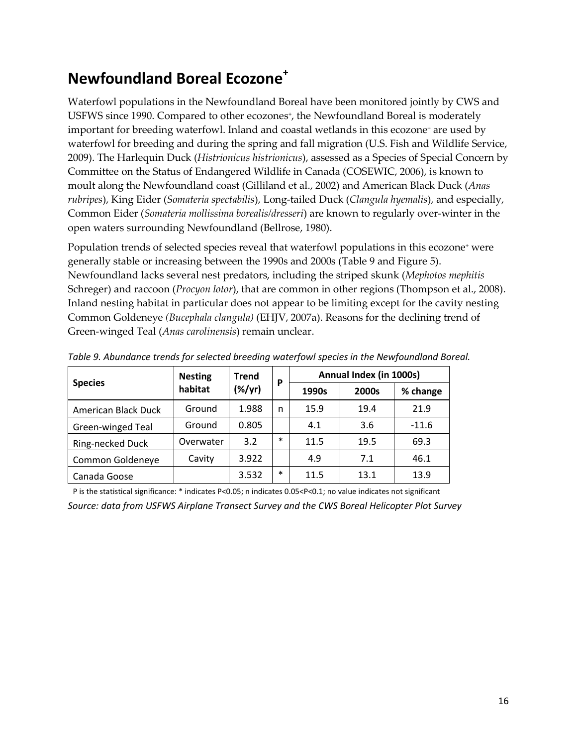# Newfoundland Boreal Ecozone+

Waterfowl populations in the Newfoundland Boreal have been monitored jointly by CWS and USFWS since 1990. Compared to other ecozones+, the Newfoundland Boreal is moderately important for breeding waterfowl. Inland and coastal wetlands in this ecozone+ are used by waterfowl for breeding and during the spring and fall migration (U.S. Fish and Wildlife Service, 2009). The Harlequin Duck (*Histrionicus histrionicus*), assessed as a Species of Special Concern by Committee on the Status of Endangered Wildlife in Canada (COSEWIC, 2006), is known to moult along the Newfoundland coast (Gilliland et al., 2002) and American Black Duck (*Anas rubripes*), King Eider (*Somateria spectabilis*), Long-tailed Duck (*Clangula hyemalis*), and especially, Common Eider (*Somateria mollissima borealis/dresseri*) are known to regularly over-winter in the open waters surrounding Newfoundland (Bellrose, 1980).

Population trends of selected species reveal that waterfowl populations in this ecozone+ were generally stable or increasing between the 1990s and 2000s (Table 9 and Figure 5). Newfoundland lacks several nest predators, including the striped skunk (*Mephotos mephitis* Schreger) and raccoon (*Procyon lotor*), that are common in other regions (Thompson et al., 2008). Inland nesting habitat in particular does not appear to be limiting except for the cavity nesting Common Goldeneye *(Bucephala clangula)* (EHJV, 2007a). Reasons for the declining trend of Green-winged Teal (*Anas carolinensis*) remain unclear.

*Table 9. Abundance trends for selected breeding waterfowl species in the Newfoundland Boreal.*

| Species | Nesting habitat | Trend (%/yr) | P | Annual Index (in 1000s) | | |
|---|---|---|---|---|---|---|
| | | | | 1990s | 2000s | % change |
| American Black Duck | Ground | 1.988 | n | 15.9 | 19.4 | 21.9 |
| Green-winged Teal | Ground | 0.805 | | 4.1 | 3.6 | -11.6 |
| Ring-necked Duck | Overwater | 3.2 | * | 11.5 | 19.5 | 69.3 |
| Common Goldeneye | Cavity | 3.922 | | 4.9 | 7.1 | 46.1 |
| Canada Goose | | 3.532 | * | 11.5 | 13.1 | 13.9 |

P is the statistical significance: * indicates $P<0.05$; n indicates $0.05<P<0.1$; no value indicates not significant

*Source: data from USFWS Airplane Transect Survey and the CWS Boreal Helicopter Plot Survey*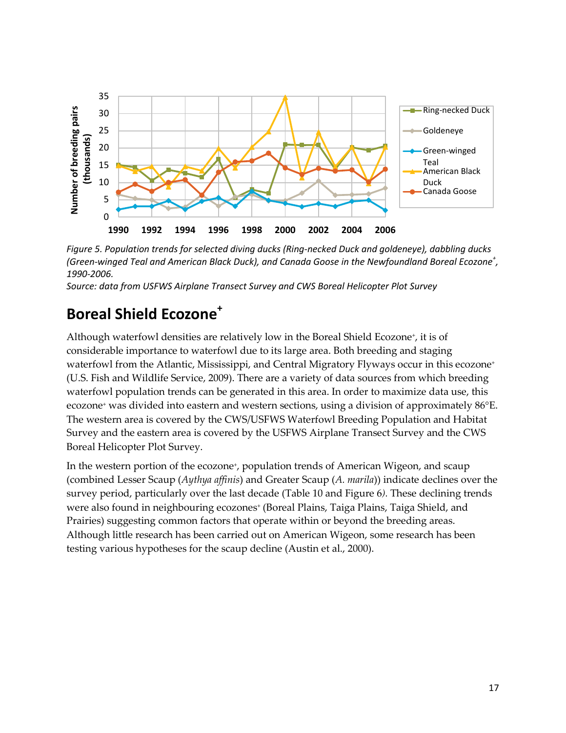*Figure 5. Population trends for selected diving ducks (Ring-necked Duck and goldeneye), dabbling ducks (Green-winged Teal and American Black Duck), and Canada Goose in the Newfoundland Boreal Ecozone+, 1990-2006.*
*Source: data from USFWS Airplane Transect Survey and CWS Boreal Helicopter Plot Survey*

## Boreal Shield Ecozone+

Although waterfowl densities are relatively low in the Boreal Shield Ecozone+, it is of considerable importance to waterfowl due to its large area. Both breeding and staging waterfowl from the Atlantic, Mississippi, and Central Migratory Flyways occur in this ecozone+ (U.S. Fish and Wildlife Service, 2009). There are a variety of data sources from which breeding waterfowl population trends can be generated in this area. In order to maximize data use, this ecozone+ was divided into eastern and western sections, using a division of approximately 86°E. The western area is covered by the CWS/USFWS Waterfowl Breeding Population and Habitat Survey and the eastern area is covered by the USFWS Airplane Transect Survey and the CWS Boreal Helicopter Plot Survey.

In the western portion of the ecozone+, population trends of American Wigeon, and scaup (combined Lesser Scaup (*Aythya affinis*) and Greater Scaup (*A. marila*)) indicate declines over the survey period, particularly over the last decade (Table 10 and Figure 6*).* These declining trends were also found in neighbouring ecozones+ (Boreal Plains, Taiga Plains, Taiga Shield, and Prairies) suggesting common factors that operate within or beyond the breeding areas. Although little research has been carried out on American Wigeon, some research has been testing various hypotheses for the scaup decline (Austin et al., 2000).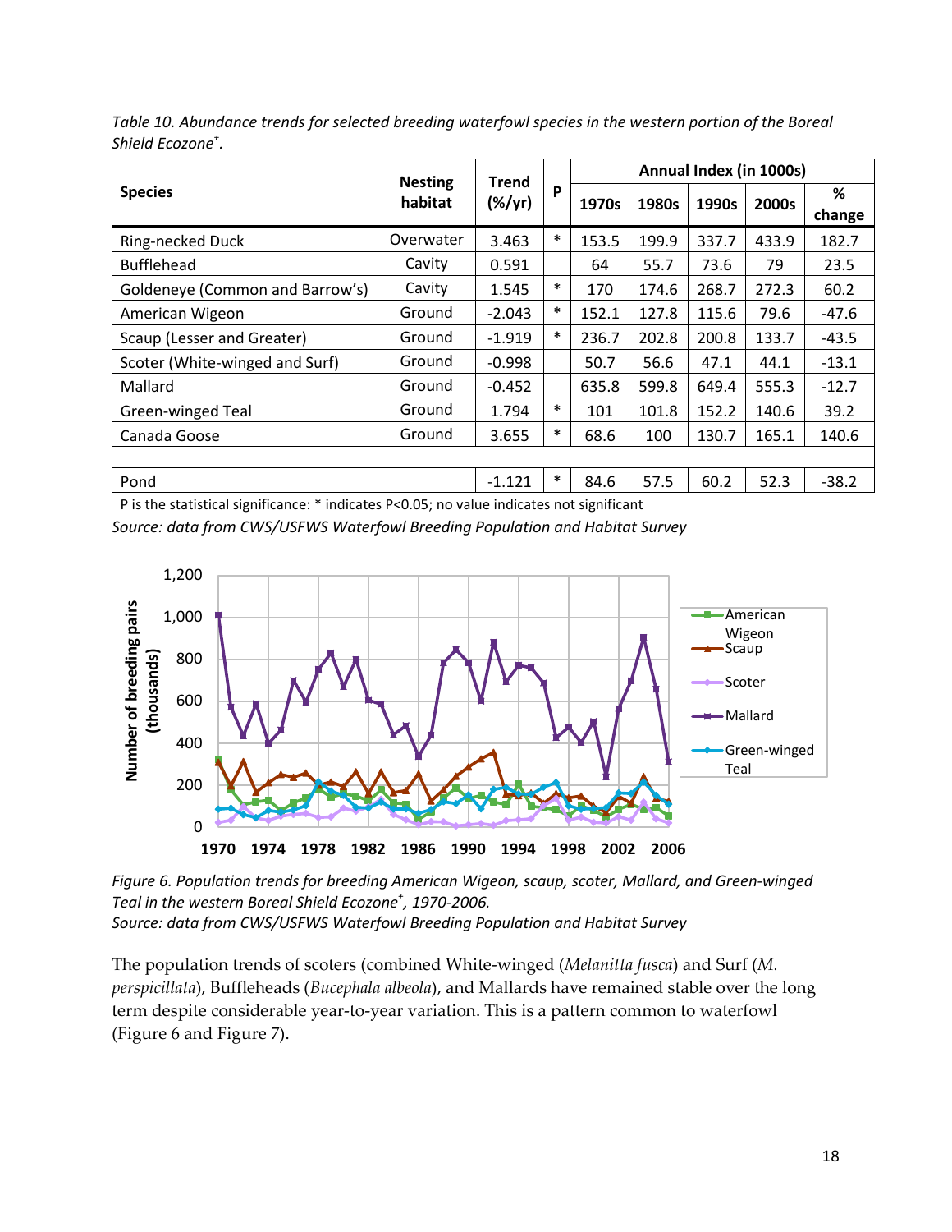*Table 10. Abundance trends for selected breeding waterfowl species in the western portion of the Boreal Shield Ecozone+.*

| Species | Nesting habitat | Trend (%/yr) | P | Annual Index (in 1000s) | | | | |
|---|---|---|---|---|---|---|---|---|
| | | | | 1970s | 1980s | 1990s | 2000s | % change |
| Ring-necked Duck | Overwater | 3.463 | * | 153.5 | 199.9 | 337.7 | 433.9 | 182.7 |
| Bufflehead | Cavity | 0.591 | | 64 | 55.7 | 73.6 | 79 | 23.5 |
| Goldeneye (Common and Barrow's) | Cavity | 1.545 | * | 170 | 174.6 | 268.7 | 272.3 | 60.2 |
| American Wigeon | Ground | -2.043 | * | 152.1 | 127.8 | 115.6 | 79.6 | -47.6 |
| Scaup (Lesser and Greater) | Ground | -1.919 | * | 236.7 | 202.8 | 200.8 | 133.7 | -43.5 |
| Scoter (White-winged and Surf) | Ground | -0.998 | | 50.7 | 56.6 | 47.1 | 44.1 | -13.1 |
| Mallard | Ground | -0.452 | | 635.8 | 599.8 | 649.4 | 555.3 | -12.7 |
| Green-winged Teal | Ground | 1.794 | * | 101 | 101.8 | 152.2 | 140.6 | 39.2 |
| Canada Goose | Ground | 3.655 | * | 68.6 | 100 | 130.7 | 165.1 | 140.6 |
| | | | | | | | | |
| Pond | | -1.121 | * | 84.6 | 57.5 | 60.2 | 52.3 | -38.2 |

P is the statistical significance: * indicates P<0.05; no value indicates not significant

*Source: data from CWS/USFWS Waterfowl Breeding Population and Habitat Survey*

*Figure 6. Population trends for breeding American Wigeon, scaup, scoter, Mallard, and Green-winged Teal in the western Boreal Shield Ecozone+, 1970-2006.*
*Source: data from CWS/USFWS Waterfowl Breeding Population and Habitat Survey*

The population trends of scoters (combined White-winged (*Melanitta fusca*) and Surf (*M. perspicillata*), Buffleheads (*Bucephala albeola*), and Mallards have remained stable over the long term despite considerable year-to-year variation. This is a pattern common to waterfowl (Figure 6 and Figure 7).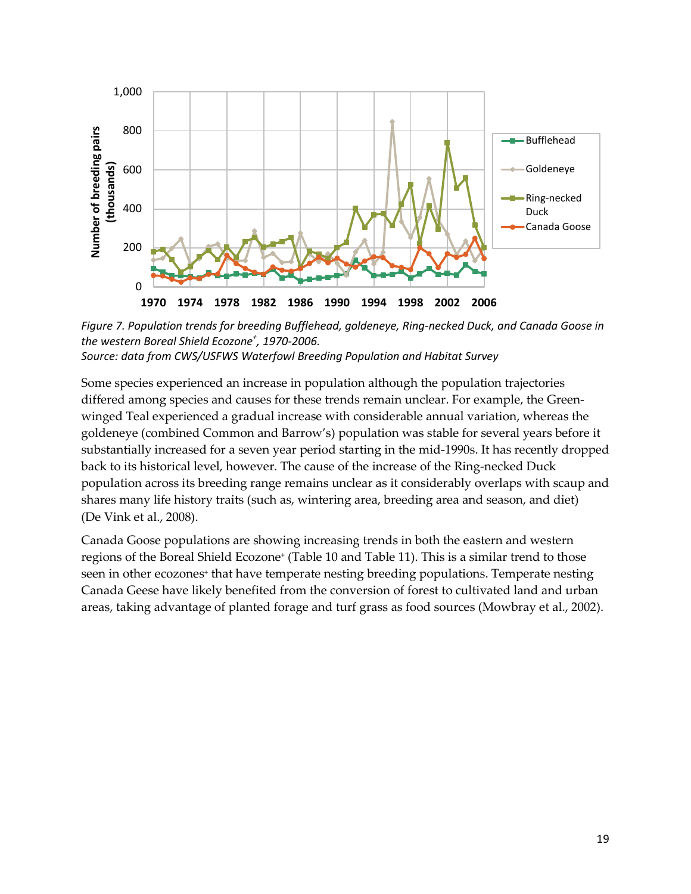*Figure 7. Population trends for breeding Bufflehead, goldeneye, Ring-necked Duck, and Canada Goose in the western Boreal Shield Ecozone⁺, 1970-2006.*
*Source: data from CWS/USFWS Waterfowl Breeding Population and Habitat Survey*

Some species experienced an increase in population although the population trajectories differed among species and causes for these trends remain unclear. For example, the Green-winged Teal experienced a gradual increase with considerable annual variation, whereas the goldeneye (combined Common and Barrow's) population was stable for several years before it substantially increased for a seven year period starting in the mid-1990s. It has recently dropped back to its historical level, however. The cause of the increase of the Ring-necked Duck population across its breeding range remains unclear as it considerably overlaps with scaup and shares many life history traits (such as, wintering area, breeding area and season, and diet) (De Vink et al., 2008).

Canada Goose populations are showing increasing trends in both the eastern and western regions of the Boreal Shield Ecozone⁺ (Table 10 and Table 11). This is a similar trend to those seen in other ecozones⁺ that have temperate nesting breeding populations. Temperate nesting Canada Geese have likely benefited from the conversion of forest to cultivated land and urban areas, taking advantage of planted forage and turf grass as food sources (Mowbray et al., 2002).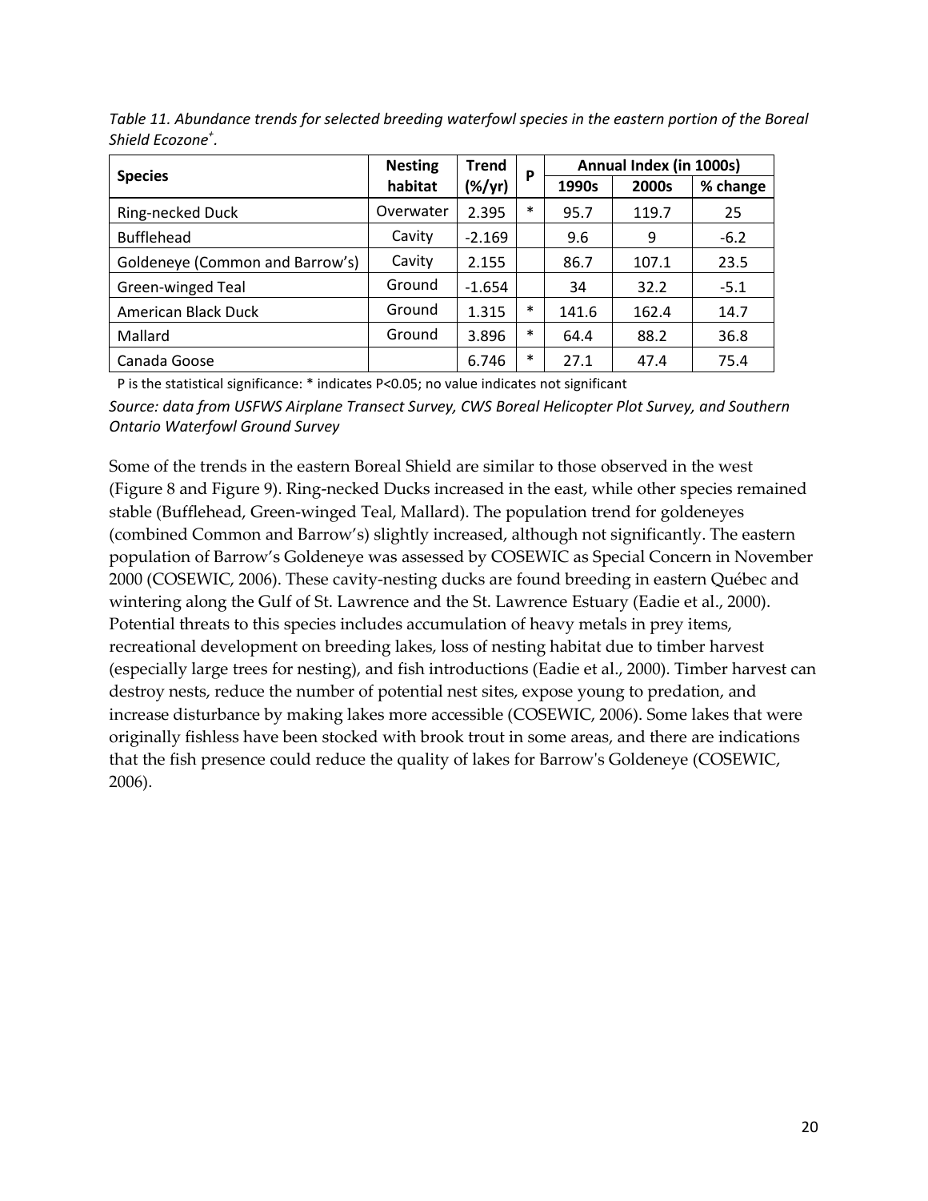*Table 11. Abundance trends for selected breeding waterfowl species in the eastern portion of the Boreal Shield Ecozone[+].*

| Species | Nesting habitat | Trend (%/yr) | P | Annual Index (in 1000s) | | |
|---|---|---|---|---|---|---|
| | | | | 1990s | 2000s | % change |
| Ring-necked Duck | Overwater | 2.395 | * | 95.7 | 119.7 | 25 |
| Bufflehead | Cavity | -2.169 | | 9.6 | 9 | -6.2 |
| Goldeneye (Common and Barrow's) | Cavity | 2.155 | | 86.7 | 107.1 | 23.5 |
| Green-winged Teal | Ground | -1.654 | | 34 | 32.2 | -5.1 |
| American Black Duck | Ground | 1.315 | * | 141.6 | 162.4 | 14.7 |
| Mallard | Ground | 3.896 | * | 64.4 | 88.2 | 36.8 |
| Canada Goose | | 6.746 | * | 27.1 | 47.4 | 75.4 |

P is the statistical significance: * indicates $P<0.05$; no value indicates not significant

*Source: data from USFWS Airplane Transect Survey, CWS Boreal Helicopter Plot Survey, and Southern Ontario Waterfowl Ground Survey*

Some of the trends in the eastern Boreal Shield are similar to those observed in the west (Figure 8 and Figure 9). Ring-necked Ducks increased in the east, while other species remained stable (Bufflehead, Green-winged Teal, Mallard). The population trend for goldeneyes (combined Common and Barrow's) slightly increased, although not significantly. The eastern population of Barrow's Goldeneye was assessed by COSEWIC as Special Concern in November 2000 (COSEWIC, 2006). These cavity-nesting ducks are found breeding in eastern Québec and wintering along the Gulf of St. Lawrence and the St. Lawrence Estuary (Eadie et al., 2000). Potential threats to this species includes accumulation of heavy metals in prey items, recreational development on breeding lakes, loss of nesting habitat due to timber harvest (especially large trees for nesting), and fish introductions (Eadie et al., 2000). Timber harvest can destroy nests, reduce the number of potential nest sites, expose young to predation, and increase disturbance by making lakes more accessible (COSEWIC, 2006). Some lakes that were originally fishless have been stocked with brook trout in some areas, and there are indications that the fish presence could reduce the quality of lakes for Barrow's Goldeneye (COSEWIC, 2006).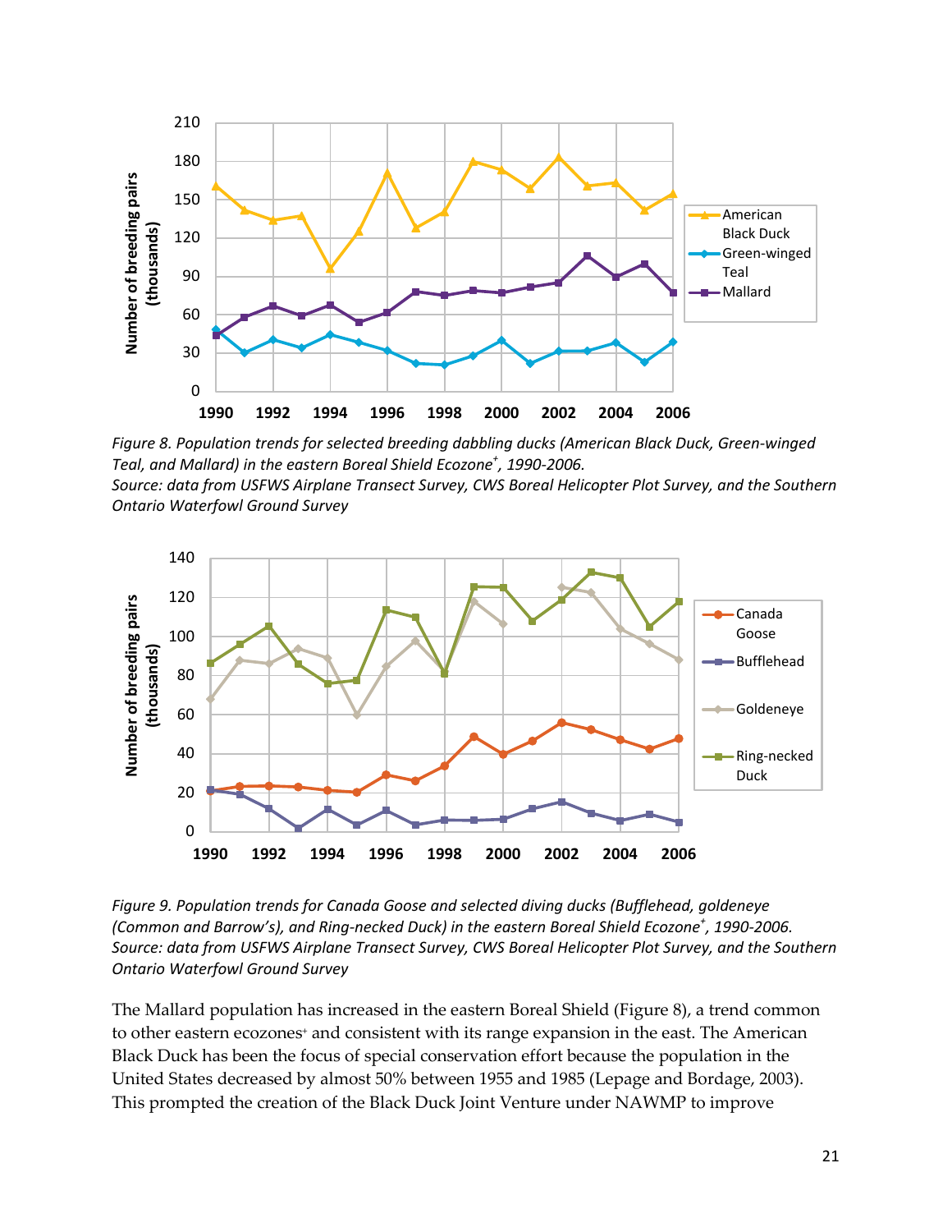*Figure 8. Population trends for selected breeding dabbling ducks (American Black Duck, Green-winged Teal, and Mallard) in the eastern Boreal Shield Ecozone+, 1990-2006.*
*Source: data from USFWS Airplane Transect Survey, CWS Boreal Helicopter Plot Survey, and the Southern Ontario Waterfowl Ground Survey*

*Figure 9. Population trends for Canada Goose and selected diving ducks (Bufflehead, goldeneye (Common and Barrow's), and Ring-necked Duck) in the eastern Boreal Shield Ecozone+, 1990-2006.*
*Source: data from USFWS Airplane Transect Survey, CWS Boreal Helicopter Plot Survey, and the Southern Ontario Waterfowl Ground Survey*

The Mallard population has increased in the eastern Boreal Shield (Figure 8), a trend common to other eastern ecozones+ and consistent with its range expansion in the east. The American Black Duck has been the focus of special conservation effort because the population in the United States decreased by almost 50% between 1955 and 1985 (Lepage and Bordage, 2003). This prompted the creation of the Black Duck Joint Venture under NAWMP to improve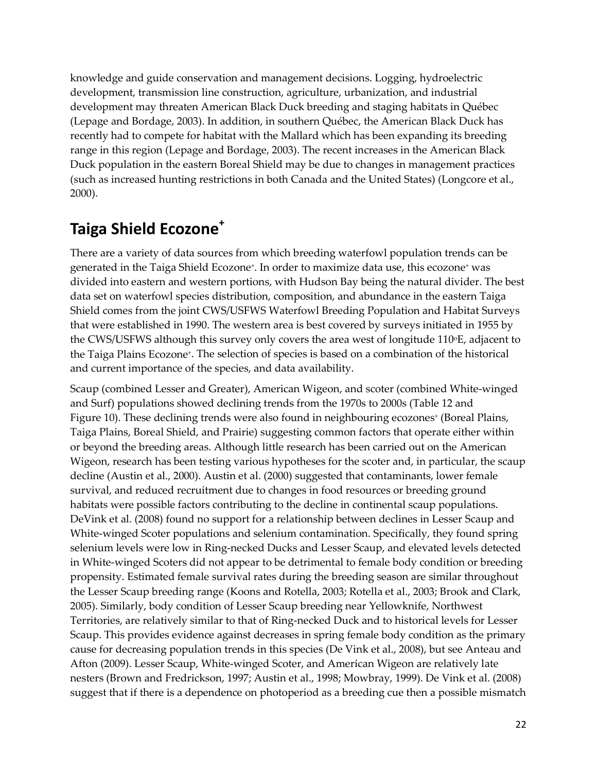knowledge and guide conservation and management decisions. Logging, hydroelectric development, transmission line construction, agriculture, urbanization, and industrial development may threaten American Black Duck breeding and staging habitats in Québec (Lepage and Bordage, 2003). In addition, in southern Québec, the American Black Duck has recently had to compete for habitat with the Mallard which has been expanding its breeding range in this region (Lepage and Bordage, 2003). The recent increases in the American Black Duck population in the eastern Boreal Shield may be due to changes in management practices (such as increased hunting restrictions in both Canada and the United States) (Longcore et al., 2000).

## Taiga Shield Ecozone+

There are a variety of data sources from which breeding waterfowl population trends can be generated in the Taiga Shield Ecozone+. In order to maximize data use, this ecozone+ was divided into eastern and western portions, with Hudson Bay being the natural divider. The best data set on waterfowl species distribution, composition, and abundance in the eastern Taiga Shield comes from the joint CWS/USFWS Waterfowl Breeding Population and Habitat Surveys that were established in 1990. The western area is best covered by surveys initiated in 1955 by the CWS/USFWS although this survey only covers the area west of longitude 110°E, adjacent to the Taiga Plains Ecozone+. The selection of species is based on a combination of the historical and current importance of the species, and data availability.

Scaup (combined Lesser and Greater), American Wigeon, and scoter (combined White-winged and Surf) populations showed declining trends from the 1970s to 2000s (Table 12 and Figure 10). These declining trends were also found in neighbouring ecozones+ (Boreal Plains, Taiga Plains, Boreal Shield, and Prairie) suggesting common factors that operate either within or beyond the breeding areas. Although little research has been carried out on the American Wigeon, research has been testing various hypotheses for the scoter and, in particular, the scaup decline (Austin et al., 2000). Austin et al. (2000) suggested that contaminants, lower female survival, and reduced recruitment due to changes in food resources or breeding ground habitats were possible factors contributing to the decline in continental scaup populations. DeVink et al. (2008) found no support for a relationship between declines in Lesser Scaup and White-winged Scoter populations and selenium contamination. Specifically, they found spring selenium levels were low in Ring-necked Ducks and Lesser Scaup, and elevated levels detected in White-winged Scoters did not appear to be detrimental to female body condition or breeding propensity. Estimated female survival rates during the breeding season are similar throughout the Lesser Scaup breeding range (Koons and Rotella, 2003; Rotella et al., 2003; Brook and Clark, 2005). Similarly, body condition of Lesser Scaup breeding near Yellowknife, Northwest Territories, are relatively similar to that of Ring-necked Duck and to historical levels for Lesser Scaup. This provides evidence against decreases in spring female body condition as the primary cause for decreasing population trends in this species (De Vink et al., 2008), but see Anteau and Afton (2009). Lesser Scaup, White-winged Scoter, and American Wigeon are relatively late nesters (Brown and Fredrickson, 1997; Austin et al., 1998; Mowbray, 1999). De Vink et al. (2008) suggest that if there is a dependence on photoperiod as a breeding cue then a possible mismatch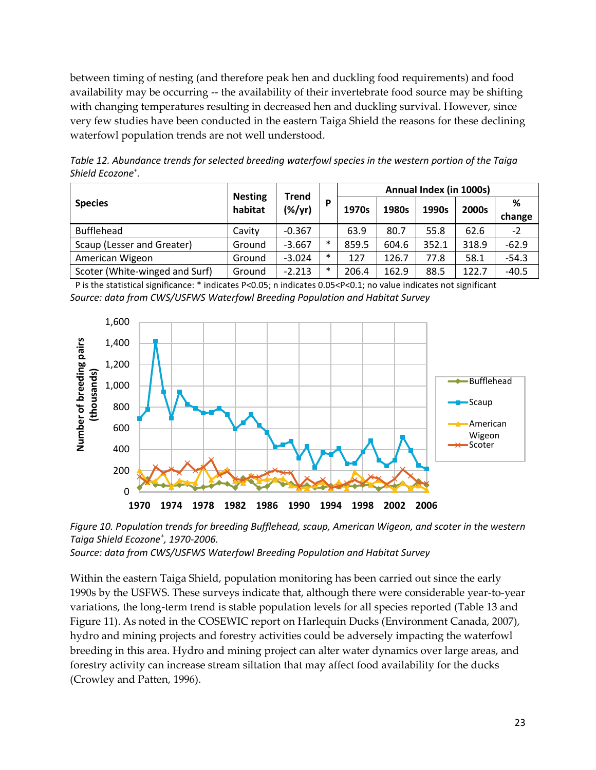between timing of nesting (and therefore peak hen and duckling food requirements) and food availability may be occurring -- the availability of their invertebrate food source may be shifting with changing temperatures resulting in decreased hen and duckling survival. However, since very few studies have been conducted in the eastern Taiga Shield the reasons for these declining waterfowl population trends are not well understood.

*Table 12. Abundance trends for selected breeding waterfowl species in the western portion of the Taiga Shield Ecozone⁺.*

| Species | Nesting habitat | Trend (%/yr) | P | Annual Index (in 1000s) | | | | |
|---|---|---|---|---|---|---|---|---|
| | | | | 1970s | 1980s | 1990s | 2000s | % change |
| Bufflehead | Cavity | -0.367 | | 63.9 | 80.7 | 55.8 | 62.6 | -2 |
| Scaup (Lesser and Greater) | Ground | -3.667 | * | 859.5 | 604.6 | 352.1 | 318.9 | -62.9 |
| American Wigeon | Ground | -3.024 | * | 127 | 126.7 | 77.8 | 58.1 | -54.3 |
| Scoter (White-winged and Surf) | Ground | -2.213 | * | 206.4 | 162.9 | 88.5 | 122.7 | -40.5 |

P is the statistical significance: * indicates $P<0.05$; n indicates $0.05<P<0.1$; no value indicates not significant

*Source: data from CWS/USFWS Waterfowl Breeding Population and Habitat Survey*

*Figure 10. Population trends for breeding Bufflehead, scaup, American Wigeon, and scoter in the western Taiga Shield Ecozone⁺, 1970-2006.*

*Source: data from CWS/USFWS Waterfowl Breeding Population and Habitat Survey*

Within the eastern Taiga Shield, population monitoring has been carried out since the early 1990s by the USFWS. These surveys indicate that, although there were considerable year-to-year variations, the long-term trend is stable population levels for all species reported (Table 13 and Figure 11). As noted in the COSEWIC report on Harlequin Ducks (Environment Canada, 2007), hydro and mining projects and forestry activities could be adversely impacting the waterfowl breeding in this area. Hydro and mining project can alter water dynamics over large areas, and forestry activity can increase stream siltation that may affect food availability for the ducks (Crowley and Patten, 1996).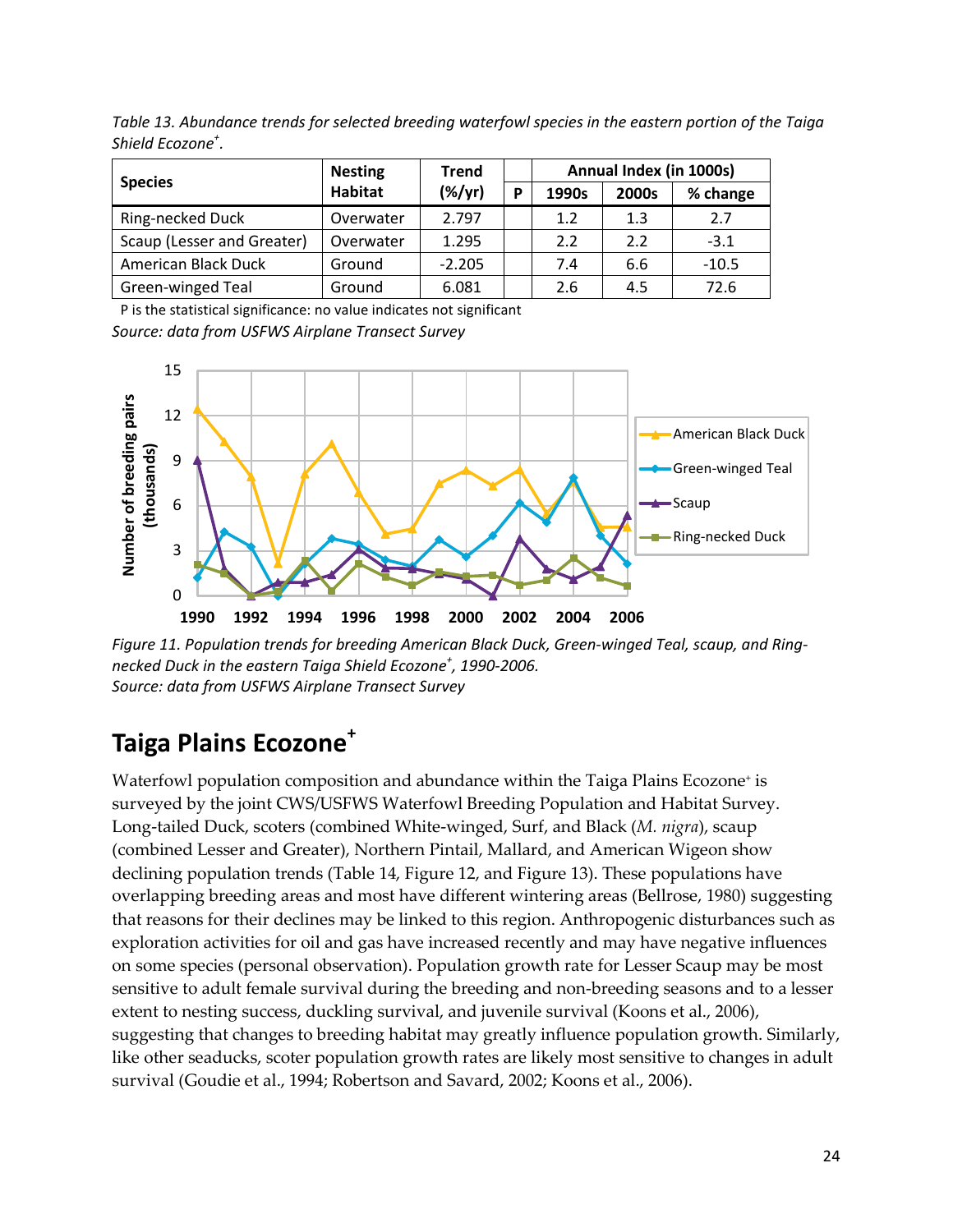*Table 13. Abundance trends for selected breeding waterfowl species in the eastern portion of the Taiga Shield Ecozone+.*

| Species | Nesting Habitat | Trend (%/yr) | P | Annual Index (in 1000s) | | |
|---|---|---|---|---|---|---|
| | | | | 1990s | 2000s | % change |
| Ring-necked Duck | Overwater | 2.797 | | 1.2 | 1.3 | 2.7 |
| Scaup (Lesser and Greater) | Overwater | 1.295 | | 2.2 | 2.2 | -3.1 |
| American Black Duck | Ground | -2.205 | | 7.4 | 6.6 | -10.5 |
| Green-winged Teal | Ground | 6.081 | | 2.6 | 4.5 | 72.6 |

P is the statistical significance: no value indicates not significant

*Source: data from USFWS Airplane Transect Survey*

*Figure 11. Population trends for breeding American Black Duck, Green-winged Teal, scaup, and Ring-necked Duck in the eastern Taiga Shield Ecozone+, 1990-2006.*
*Source: data from USFWS Airplane Transect Survey*

## Taiga Plains Ecozone+

Waterfowl population composition and abundance within the Taiga Plains Ecozone+ is surveyed by the joint CWS/USFWS Waterfowl Breeding Population and Habitat Survey. Long-tailed Duck, scoters (combined White-winged, Surf, and Black (*M. nigra*), scaup (combined Lesser and Greater), Northern Pintail, Mallard, and American Wigeon show declining population trends (Table 14, Figure 12, and Figure 13). These populations have overlapping breeding areas and most have different wintering areas (Bellrose, 1980) suggesting that reasons for their declines may be linked to this region. Anthropogenic disturbances such as exploration activities for oil and gas have increased recently and may have negative influences on some species (personal observation). Population growth rate for Lesser Scaup may be most sensitive to adult female survival during the breeding and non-breeding seasons and to a lesser extent to nesting success, duckling survival, and juvenile survival (Koons et al., 2006), suggesting that changes to breeding habitat may greatly influence population growth. Similarly, like other seaducks, scoter population growth rates are likely most sensitive to changes in adult survival (Goudie et al., 1994; Robertson and Savard, 2002; Koons et al., 2006).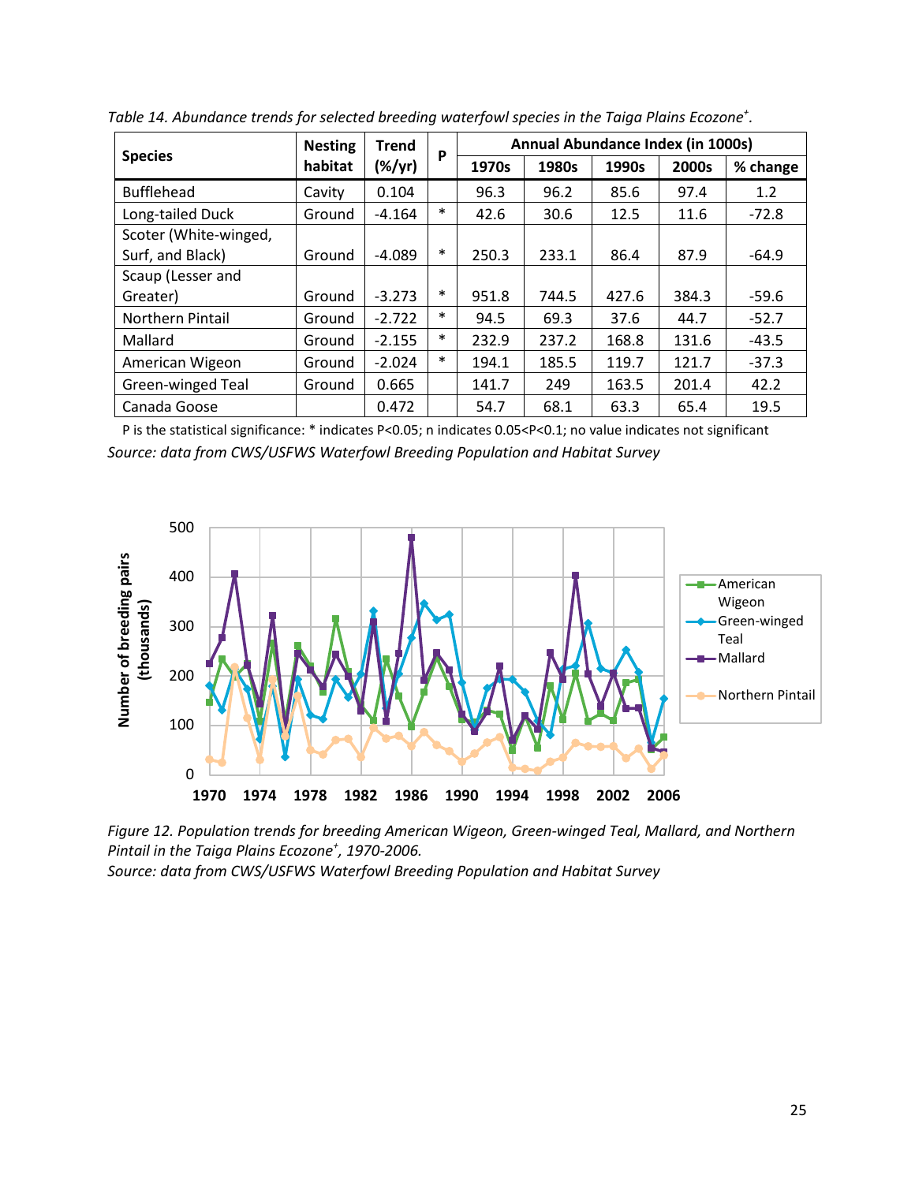*Table 14. Abundance trends for selected breeding waterfowl species in the Taiga Plains Ecozone+.*

| Species | Nesting habitat | Trend (%/yr) | P | Annual Abundance Index (in 1000s) | | | | |
|---|---|---|---|---|---|---|---|---|
| | | | | 1970s | 1980s | 1990s | 2000s | % change |
| Bufflehead | Cavity | 0.104 | | 96.3 | 96.2 | 85.6 | 97.4 | 1.2 |
| Long-tailed Duck | Ground | -4.164 | * | 42.6 | 30.6 | 12.5 | 11.6 | -72.8 |
| Scoter (White-winged, Surf, and Black) | Ground | -4.089 | * | 250.3 | 233.1 | 86.4 | 87.9 | -64.9 |
| Scaup (Lesser and Greater) | Ground | -3.273 | * | 951.8 | 744.5 | 427.6 | 384.3 | -59.6 |
| Northern Pintail | Ground | -2.722 | * | 94.5 | 69.3 | 37.6 | 44.7 | -52.7 |
| Mallard | Ground | -2.155 | * | 232.9 | 237.2 | 168.8 | 131.6 | -43.5 |
| American Wigeon | Ground | -2.024 | * | 194.1 | 185.5 | 119.7 | 121.7 | -37.3 |
| Green-winged Teal | Ground | 0.665 | | 141.7 | 249 | 163.5 | 201.4 | 42.2 |
| Canada Goose | | 0.472 | | 54.7 | 68.1 | 63.3 | 65.4 | 19.5 |

P is the statistical significance: * indicates P<0.05; n indicates 0.05<P<0.1; no value indicates not significant

*Source: data from CWS/USFWS Waterfowl Breeding Population and Habitat Survey*

*Figure 12. Population trends for breeding American Wigeon, Green-winged Teal, Mallard, and Northern Pintail in the Taiga Plains Ecozone+, 1970-2006.*

*Source: data from CWS/USFWS Waterfowl Breeding Population and Habitat Survey*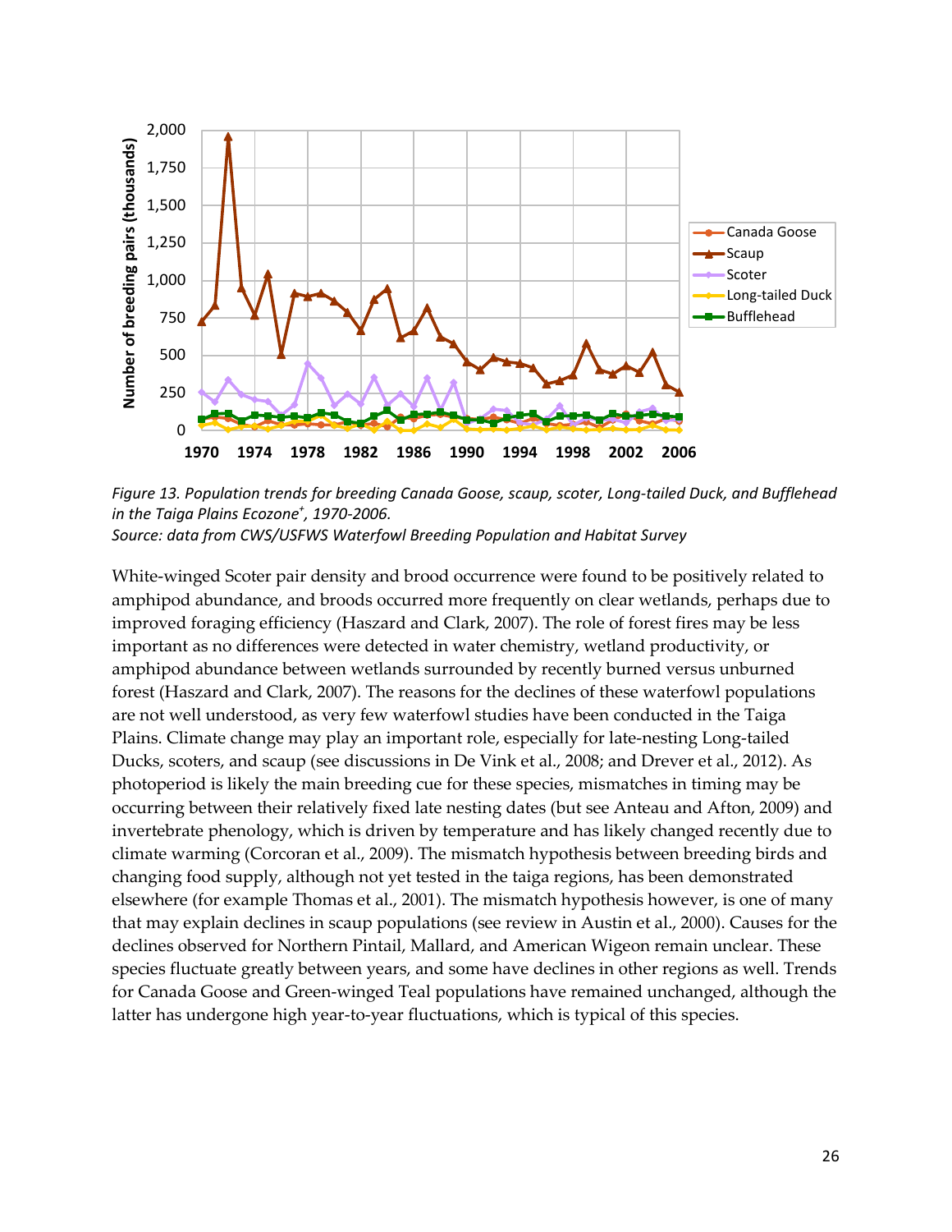*Figure 13. Population trends for breeding Canada Goose, scaup, scoter, Long-tailed Duck, and Bufflehead in the Taiga Plains Ecozone[+], 1970-2006.*
*Source: data from CWS/USFWS Waterfowl Breeding Population and Habitat Survey*

White-winged Scoter pair density and brood occurrence were found to be positively related to amphipod abundance, and broods occurred more frequently on clear wetlands, perhaps due to improved foraging efficiency (Haszard and Clark, 2007). The role of forest fires may be less important as no differences were detected in water chemistry, wetland productivity, or amphipod abundance between wetlands surrounded by recently burned versus unburned forest (Haszard and Clark, 2007). The reasons for the declines of these waterfowl populations are not well understood, as very few waterfowl studies have been conducted in the Taiga Plains. Climate change may play an important role, especially for late-nesting Long-tailed Ducks, scoters, and scaup (see discussions in De Vink et al., 2008; and Drever et al., 2012). As photoperiod is likely the main breeding cue for these species, mismatches in timing may be occurring between their relatively fixed late nesting dates (but see Anteau and Afton, 2009) and invertebrate phenology, which is driven by temperature and has likely changed recently due to climate warming (Corcoran et al., 2009). The mismatch hypothesis between breeding birds and changing food supply, although not yet tested in the taiga regions, has been demonstrated elsewhere (for example Thomas et al., 2001). The mismatch hypothesis however, is one of many that may explain declines in scaup populations (see review in Austin et al., 2000). Causes for the declines observed for Northern Pintail, Mallard, and American Wigeon remain unclear. These species fluctuate greatly between years, and some have declines in other regions as well. Trends for Canada Goose and Green-winged Teal populations have remained unchanged, although the latter has undergone high year-to-year fluctuations, which is typical of this species.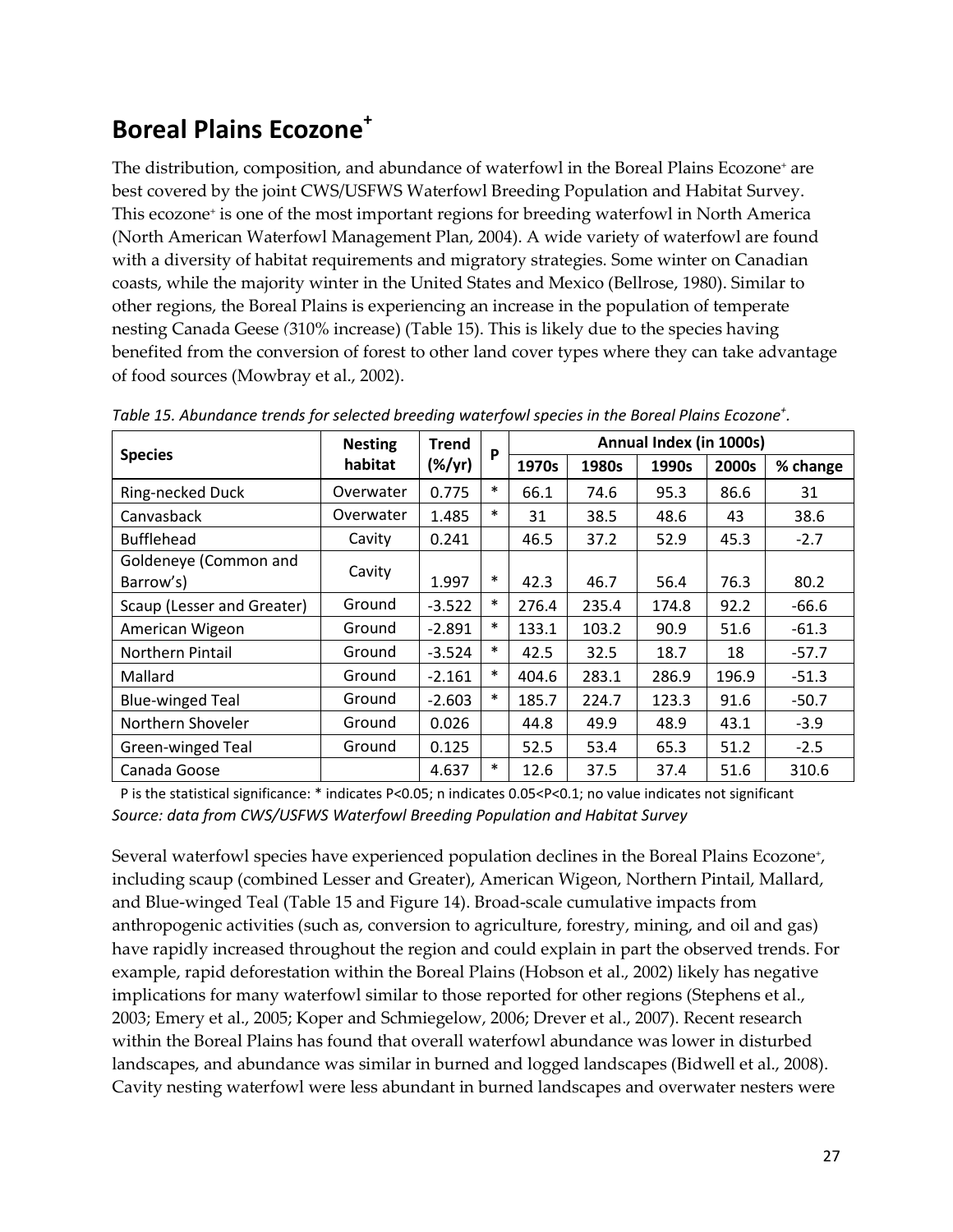# Boreal Plains Ecozone+

The distribution, composition, and abundance of waterfowl in the Boreal Plains Ecozone+ are best covered by the joint CWS/USFWS Waterfowl Breeding Population and Habitat Survey. This ecozone+ is one of the most important regions for breeding waterfowl in North America (North American Waterfowl Management Plan, 2004). A wide variety of waterfowl are found with a diversity of habitat requirements and migratory strategies. Some winter on Canadian coasts, while the majority winter in the United States and Mexico (Bellrose, 1980). Similar to other regions, the Boreal Plains is experiencing an increase in the population of temperate nesting Canada Geese (310% increase) (Table 15). This is likely due to the species having benefited from the conversion of forest to other land cover types where they can take advantage of food sources (Mowbray et al., 2002).

*Table 15. Abundance trends for selected breeding waterfowl species in the Boreal Plains Ecozone+.*

| Species | Nesting habitat | Trend (%/yr) | P | Annual Index (in 1000s) | | | | |
|---|---|---|---|---|---|---|---|---|
| | | | | 1970s | 1980s | 1990s | 2000s | % change |
| Ring-necked Duck | Overwater | 0.775 | * | 66.1 | 74.6 | 95.3 | 86.6 | 31 |
| Canvasback | Overwater | 1.485 | * | 31 | 38.5 | 48.6 | 43 | 38.6 |
| Bufflehead | Cavity | 0.241 | | 46.5 | 37.2 | 52.9 | 45.3 | -2.7 |
| Goldeneye (Common and Barrow's) | Cavity | 1.997 | * | 42.3 | 46.7 | 56.4 | 76.3 | 80.2 |
| Scaup (Lesser and Greater) | Ground | -3.522 | * | 276.4 | 235.4 | 174.8 | 92.2 | -66.6 |
| American Wigeon | Ground | -2.891 | * | 133.1 | 103.2 | 90.9 | 51.6 | -61.3 |
| Northern Pintail | Ground | -3.524 | * | 42.5 | 32.5 | 18.7 | 18 | -57.7 |
| Mallard | Ground | -2.161 | * | 404.6 | 283.1 | 286.9 | 196.9 | -51.3 |
| Blue-winged Teal | Ground | -2.603 | * | 185.7 | 224.7 | 123.3 | 91.6 | -50.7 |
| Northern Shoveler | Ground | 0.026 | | 44.8 | 49.9 | 48.9 | 43.1 | -3.9 |
| Green-winged Teal | Ground | 0.125 | | 52.5 | 53.4 | 65.3 | 51.2 | -2.5 |
| Canada Goose | | 4.637 | * | 12.6 | 37.5 | 37.4 | 51.6 | 310.6 |

P is the statistical significance: * indicates $P<0.05$; n indicates $0.05<P<0.1$; no value indicates not significant

*Source: data from CWS/USFWS Waterfowl Breeding Population and Habitat Survey*

Several waterfowl species have experienced population declines in the Boreal Plains Ecozone+, including scaup (combined Lesser and Greater), American Wigeon, Northern Pintail, Mallard, and Blue-winged Teal (Table 15 and Figure 14). Broad-scale cumulative impacts from anthropogenic activities (such as, conversion to agriculture, forestry, mining, and oil and gas) have rapidly increased throughout the region and could explain in part the observed trends. For example, rapid deforestation within the Boreal Plains (Hobson et al., 2002) likely has negative implications for many waterfowl similar to those reported for other regions (Stephens et al., 2003; Emery et al., 2005; Koper and Schmiegelow, 2006; Drever et al., 2007). Recent research within the Boreal Plains has found that overall waterfowl abundance was lower in disturbed landscapes, and abundance was similar in burned and logged landscapes (Bidwell et al., 2008). Cavity nesting waterfowl were less abundant in burned landscapes and overwater nesters were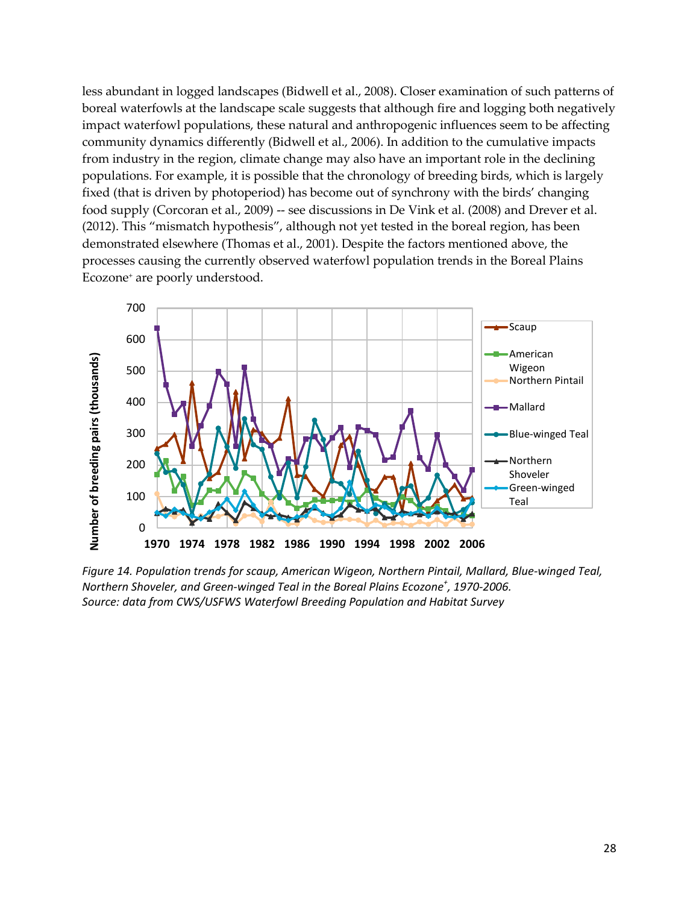less abundant in logged landscapes (Bidwell et al., 2008). Closer examination of such patterns of boreal waterfowls at the landscape scale suggests that although fire and logging both negatively impact waterfowl populations, these natural and anthropogenic influences seem to be affecting community dynamics differently (Bidwell et al., 2006). In addition to the cumulative impacts from industry in the region, climate change may also have an important role in the declining populations. For example, it is possible that the chronology of breeding birds, which is largely fixed (that is driven by photoperiod) has become out of synchrony with the birds' changing food supply (Corcoran et al., 2009) -- see discussions in De Vink et al. (2008) and Drever et al. (2012). This "mismatch hypothesis", although not yet tested in the boreal region, has been demonstrated elsewhere (Thomas et al., 2001). Despite the factors mentioned above, the processes causing the currently observed waterfowl population trends in the Boreal Plains Ecozone+ are poorly understood.

*Figure 14. Population trends for scaup, American Wigeon, Northern Pintail, Mallard, Blue-winged Teal, Northern Shoveler, and Green-winged Teal in the Boreal Plains Ecozone+, 1970-2006.*
*Source: data from CWS/USFWS Waterfowl Breeding Population and Habitat Survey*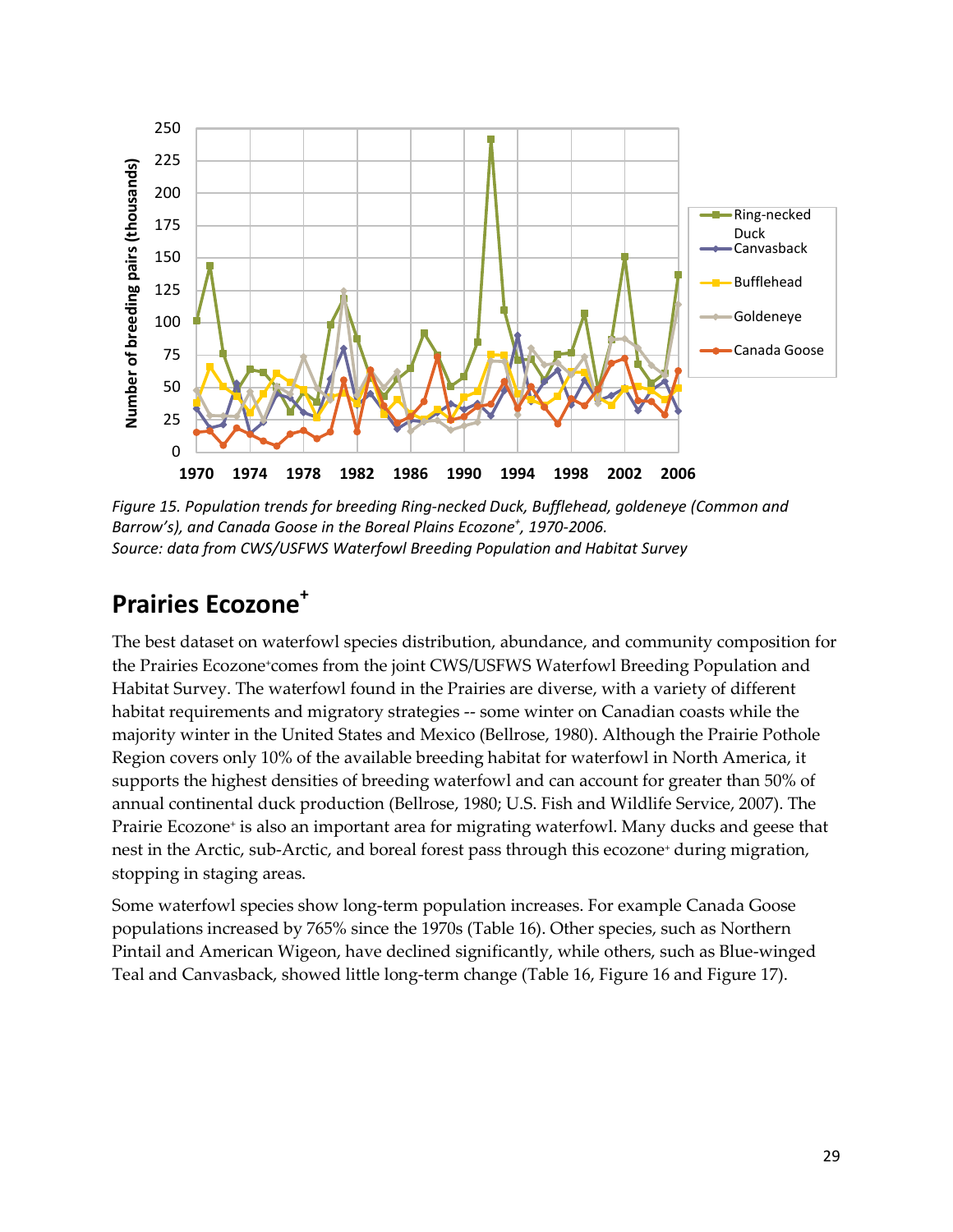*Figure 15. Population trends for breeding Ring-necked Duck, Bufflehead, goldeneye (Common and Barrow's), and Canada Goose in the Boreal Plains Ecozone+, 1970-2006.*
*Source: data from CWS/USFWS Waterfowl Breeding Population and Habitat Survey*

## Prairies Ecozone+

The best dataset on waterfowl species distribution, abundance, and community composition for the Prairies Ecozone+ comes from the joint CWS/USFWS Waterfowl Breeding Population and Habitat Survey. The waterfowl found in the Prairies are diverse, with a variety of different habitat requirements and migratory strategies -- some winter on Canadian coasts while the majority winter in the United States and Mexico (Bellrose, 1980). Although the Prairie Pothole Region covers only 10% of the available breeding habitat for waterfowl in North America, it supports the highest densities of breeding waterfowl and can account for greater than 50% of annual continental duck production (Bellrose, 1980; U.S. Fish and Wildlife Service, 2007). The Prairie Ecozone+ is also an important area for migrating waterfowl. Many ducks and geese that nest in the Arctic, sub-Arctic, and boreal forest pass through this ecozone+ during migration, stopping in staging areas.

Some waterfowl species show long-term population increases. For example Canada Goose populations increased by 765% since the 1970s (Table 16). Other species, such as Northern Pintail and American Wigeon, have declined significantly, while others, such as Blue-winged Teal and Canvasback, showed little long-term change (Table 16, Figure 16 and Figure 17).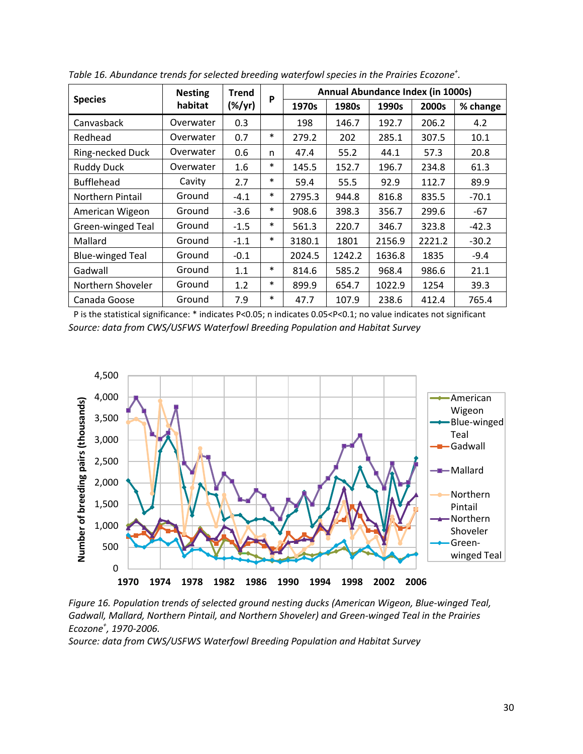*Table 16. Abundance trends for selected breeding waterfowl species in the Prairies Ecozone⁺.*

| Species | Nesting habitat | Trend (%/yr) | P | Annual Abundance Index (in 1000s) | | | | |
|---|---|---|---|---|---|---|---|---|
| | | | | 1970s | 1980s | 1990s | 2000s | % change |
| Canvasback | Overwater | 0.3 | | 198 | 146.7 | 192.7 | 206.2 | 4.2 |
| Redhead | Overwater | 0.7 | * | 279.2 | 202 | 285.1 | 307.5 | 10.1 |
| Ring-necked Duck | Overwater | 0.6 | n | 47.4 | 55.2 | 44.1 | 57.3 | 20.8 |
| Ruddy Duck | Overwater | 1.6 | * | 145.5 | 152.7 | 196.7 | 234.8 | 61.3 |
| Bufflehead | Cavity | 2.7 | * | 59.4 | 55.5 | 92.9 | 112.7 | 89.9 |
| Northern Pintail | Ground | -4.1 | * | 2795.3 | 944.8 | 816.8 | 835.5 | -70.1 |
| American Wigeon | Ground | -3.6 | * | 908.6 | 398.3 | 356.7 | 299.6 | -67 |
| Green-winged Teal | Ground | -1.5 | * | 561.3 | 220.7 | 346.7 | 323.8 | -42.3 |
| Mallard | Ground | -1.1 | * | 3180.1 | 1801 | 2156.9 | 2221.2 | -30.2 |
| Blue-winged Teal | Ground | -0.1 | | 2024.5 | 1242.2 | 1636.8 | 1835 | -9.4 |
| Gadwall | Ground | 1.1 | * | 814.6 | 585.2 | 968.4 | 986.6 | 21.1 |
| Northern Shoveler | Ground | 1.2 | * | 899.9 | 654.7 | 1022.9 | 1254 | 39.3 |
| Canada Goose | Ground | 7.9 | * | 47.7 | 107.9 | 238.6 | 412.4 | 765.4 |

P is the statistical significance: * indicates $P<0.05$; n indicates $0.05<P<0.1$; no value indicates not significant

*Source: data from CWS/USFWS Waterfowl Breeding Population and Habitat Survey*

*Figure 16. Population trends of selected ground nesting ducks (American Wigeon, Blue-winged Teal, Gadwall, Mallard, Northern Pintail, and Northern Shoveler) and Green-winged Teal in the Prairies Ecozone⁺, 1970-2006.*
*Source: data from CWS/USFWS Waterfowl Breeding Population and Habitat Survey*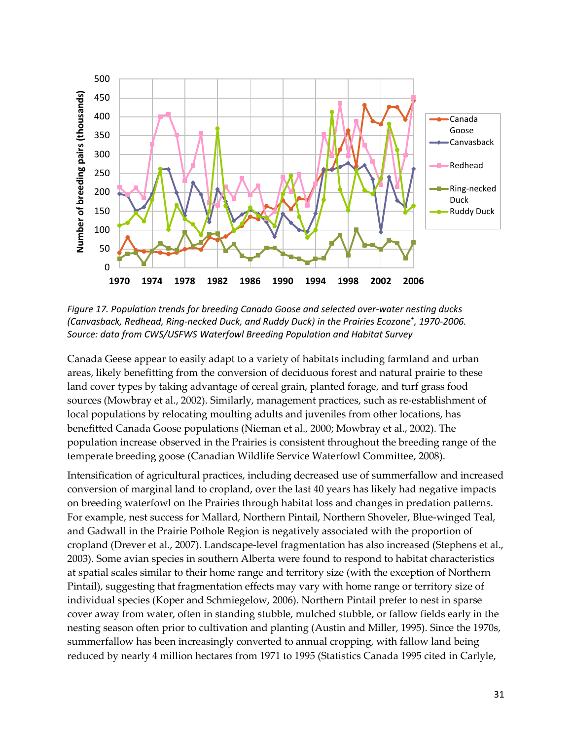*Figure 17. Population trends for breeding Canada Goose and selected over-water nesting ducks (Canvasback, Redhead, Ring-necked Duck, and Ruddy Duck) in the Prairies Ecozone+, 1970-2006. Source: data from CWS/USFWS Waterfowl Breeding Population and Habitat Survey*

Canada Geese appear to easily adapt to a variety of habitats including farmland and urban areas, likely benefitting from the conversion of deciduous forest and natural prairie to these land cover types by taking advantage of cereal grain, planted forage, and turf grass food sources (Mowbray et al., 2002). Similarly, management practices, such as re-establishment of local populations by relocating moulting adults and juveniles from other locations, has benefitted Canada Goose populations (Nieman et al., 2000; Mowbray et al., 2002). The population increase observed in the Prairies is consistent throughout the breeding range of the temperate breeding goose (Canadian Wildlife Service Waterfowl Committee, 2008).

Intensification of agricultural practices, including decreased use of summerfallow and increased conversion of marginal land to cropland, over the last 40 years has likely had negative impacts on breeding waterfowl on the Prairies through habitat loss and changes in predation patterns. For example, nest success for Mallard, Northern Pintail, Northern Shoveler, Blue-winged Teal, and Gadwall in the Prairie Pothole Region is negatively associated with the proportion of cropland (Drever et al., 2007). Landscape-level fragmentation has also increased (Stephens et al., 2003). Some avian species in southern Alberta were found to respond to habitat characteristics at spatial scales similar to their home range and territory size (with the exception of Northern Pintail), suggesting that fragmentation effects may vary with home range or territory size of individual species (Koper and Schmiegelow, 2006). Northern Pintail prefer to nest in sparse cover away from water, often in standing stubble, mulched stubble, or fallow fields early in the nesting season often prior to cultivation and planting (Austin and Miller, 1995). Since the 1970s, summerfallow has been increasingly converted to annual cropping, with fallow land being reduced by nearly 4 million hectares from 1971 to 1995 (Statistics Canada 1995 cited in Carlyle,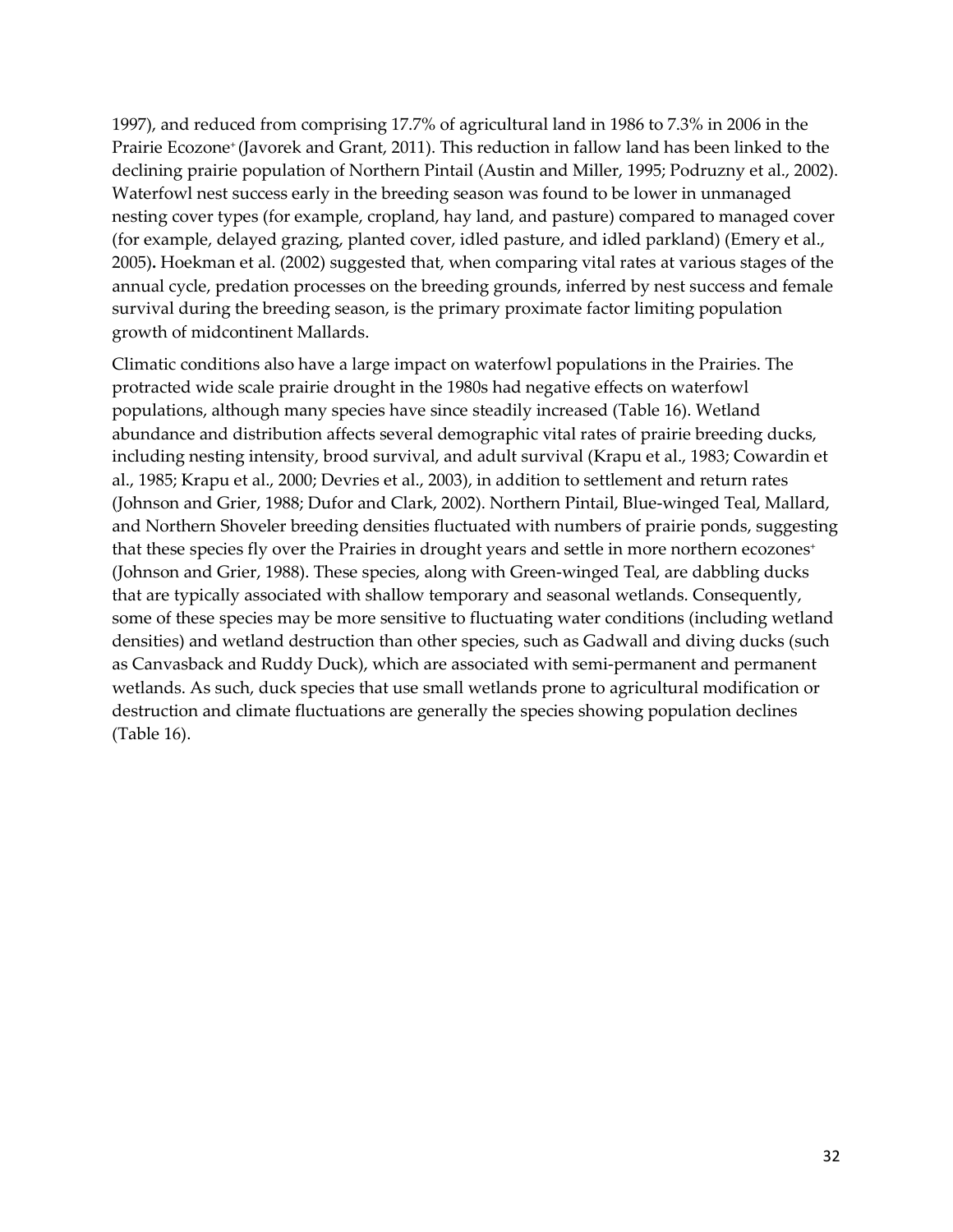1997), and reduced from comprising 17.7% of agricultural land in 1986 to 7.3% in 2006 in the Prairie Ecozone+ (Javorek and Grant, 2011). This reduction in fallow land has been linked to the declining prairie population of Northern Pintail (Austin and Miller, 1995; Podruzny et al., 2002). Waterfowl nest success early in the breeding season was found to be lower in unmanaged nesting cover types (for example, cropland, hay land, and pasture) compared to managed cover (for example, delayed grazing, planted cover, idled pasture, and idled parkland) (Emery et al., 2005). Hoekman et al. (2002) suggested that, when comparing vital rates at various stages of the annual cycle, predation processes on the breeding grounds, inferred by nest success and female survival during the breeding season, is the primary proximate factor limiting population growth of midcontinent Mallards.

Climatic conditions also have a large impact on waterfowl populations in the Prairies. The protracted wide scale prairie drought in the 1980s had negative effects on waterfowl populations, although many species have since steadily increased (Table 16). Wetland abundance and distribution affects several demographic vital rates of prairie breeding ducks, including nesting intensity, brood survival, and adult survival (Krapu et al., 1983; Cowardin et al., 1985; Krapu et al., 2000; Devries et al., 2003), in addition to settlement and return rates (Johnson and Grier, 1988; Dufor and Clark, 2002). Northern Pintail, Blue-winged Teal, Mallard, and Northern Shoveler breeding densities fluctuated with numbers of prairie ponds, suggesting that these species fly over the Prairies in drought years and settle in more northern ecozones+ (Johnson and Grier, 1988). These species, along with Green-winged Teal, are dabbling ducks that are typically associated with shallow temporary and seasonal wetlands. Consequently, some of these species may be more sensitive to fluctuating water conditions (including wetland densities) and wetland destruction than other species, such as Gadwall and diving ducks (such as Canvasback and Ruddy Duck), which are associated with semi-permanent and permanent wetlands. As such, duck species that use small wetlands prone to agricultural modification or destruction and climate fluctuations are generally the species showing population declines (Table 16).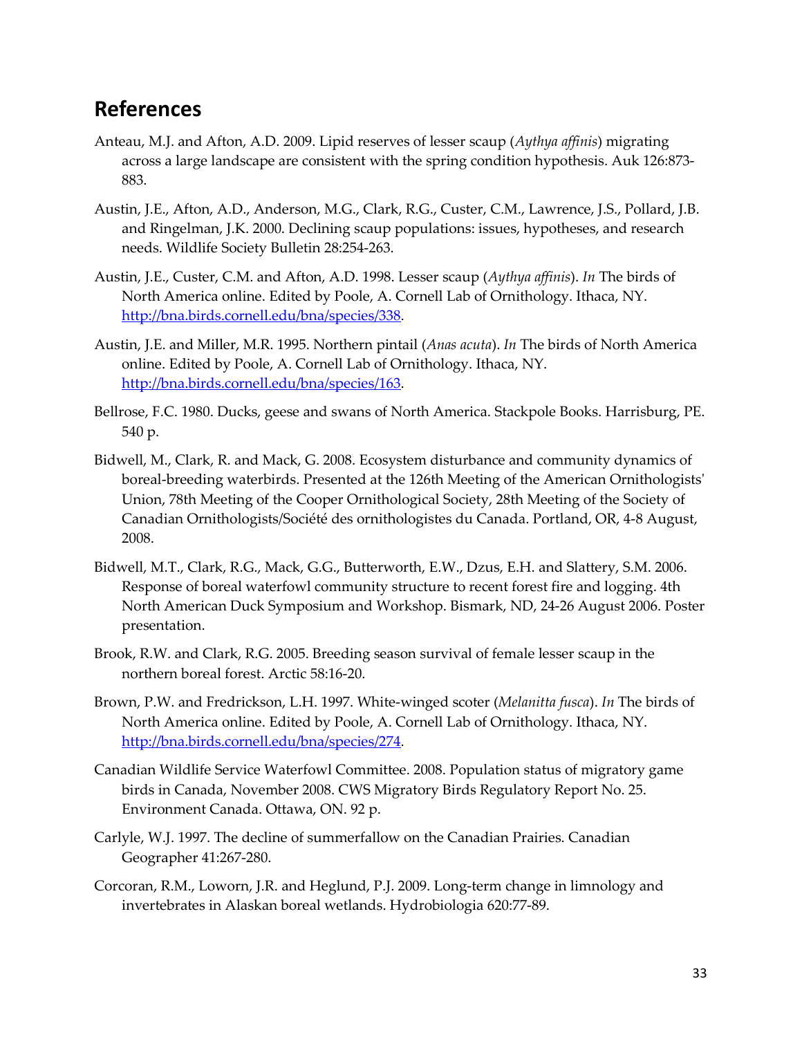## References

Anteau, M.J. and Afton, A.D. 2009. Lipid reserves of lesser scaup (*Aythya affinis*) migrating across a large landscape are consistent with the spring condition hypothesis. Auk 126:873-883.

Austin, J.E., Afton, A.D., Anderson, M.G., Clark, R.G., Custer, C.M., Lawrence, J.S., Pollard, J.B. and Ringelman, J.K. 2000. Declining scaup populations: issues, hypotheses, and research needs. Wildlife Society Bulletin 28:254-263.

Austin, J.E., Custer, C.M. and Afton, A.D. 1998. Lesser scaup (*Aythya affinis*). *In* The birds of North America online. Edited by Poole, A. Cornell Lab of Ornithology. Ithaca, NY. http://bna.birds.cornell.edu/bna/species/338.

Austin, J.E. and Miller, M.R. 1995. Northern pintail (*Anas acuta*). *In* The birds of North America online. Edited by Poole, A. Cornell Lab of Ornithology. Ithaca, NY. http://bna.birds.cornell.edu/bna/species/163.

Bellrose, F.C. 1980. Ducks, geese and swans of North America. Stackpole Books. Harrisburg, PE. 540 p.

Bidwell, M., Clark, R. and Mack, G. 2008. Ecosystem disturbance and community dynamics of boreal-breeding waterbirds. Presented at the 126th Meeting of the American Ornithologists' Union, 78th Meeting of the Cooper Ornithological Society, 28th Meeting of the Society of Canadian Ornithologists/Société des ornithologistes du Canada. Portland, OR, 4-8 August, 2008.

Bidwell, M.T., Clark, R.G., Mack, G.G., Butterworth, E.W., Dzus, E.H. and Slattery, S.M. 2006. Response of boreal waterfowl community structure to recent forest fire and logging. 4th North American Duck Symposium and Workshop. Bismark, ND, 24-26 August 2006. Poster presentation.

Brook, R.W. and Clark, R.G. 2005. Breeding season survival of female lesser scaup in the northern boreal forest. Arctic 58:16-20.

Brown, P.W. and Fredrickson, L.H. 1997. White-winged scoter (*Melanitta fusca*). *In* The birds of North America online. Edited by Poole, A. Cornell Lab of Ornithology. Ithaca, NY. http://bna.birds.cornell.edu/bna/species/274.

Canadian Wildlife Service Waterfowl Committee. 2008. Population status of migratory game birds in Canada, November 2008. CWS Migratory Birds Regulatory Report No. 25. Environment Canada. Ottawa, ON. 92 p.

Carlyle, W.J. 1997. The decline of summerfallow on the Canadian Prairies. Canadian Geographer 41:267-280.

Corcoran, R.M., Loworn, J.R. and Heglund, P.J. 2009. Long-term change in limnology and invertebrates in Alaskan boreal wetlands. Hydrobiologia 620:77-89.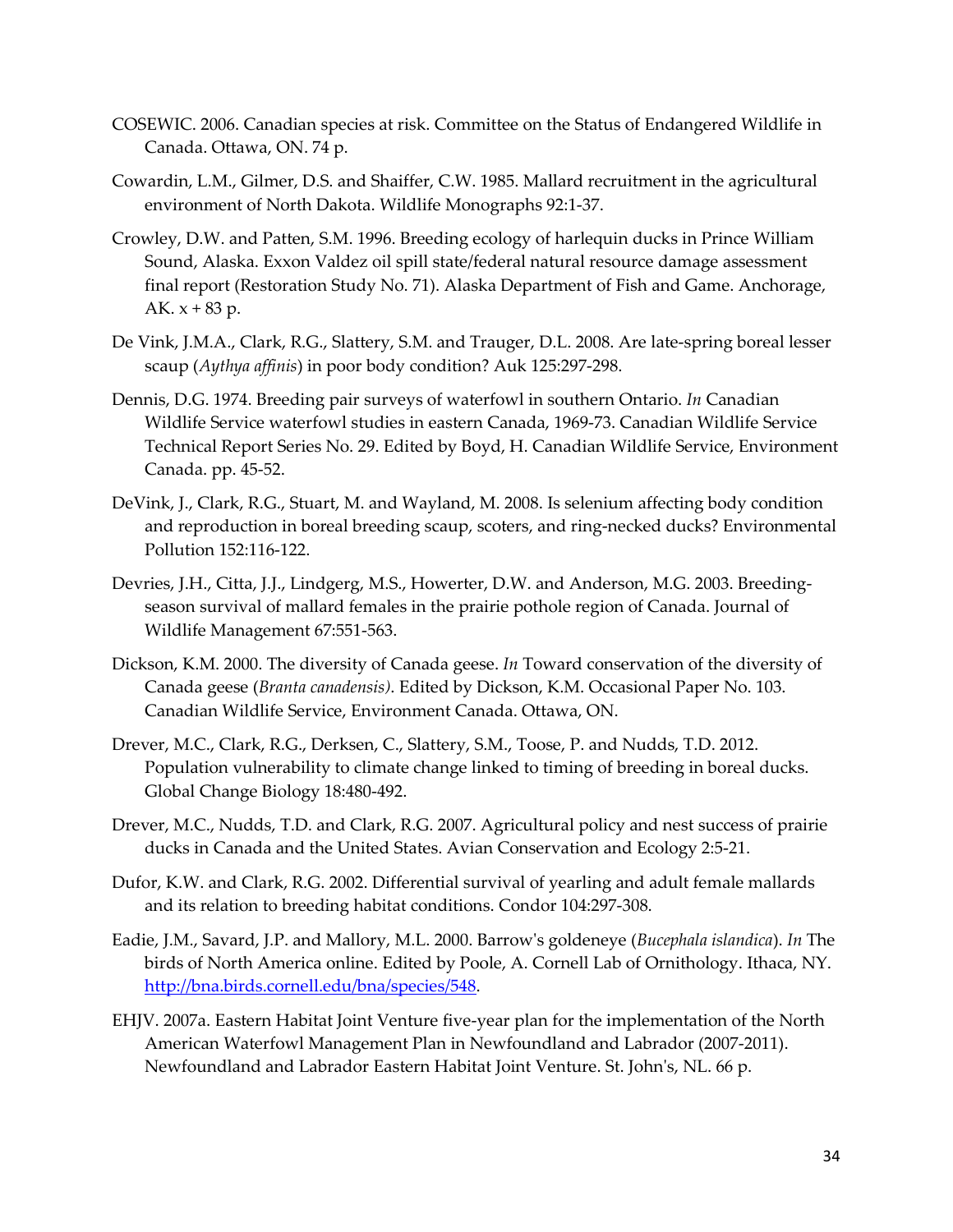COSEWIC. 2006. Canadian species at risk. Committee on the Status of Endangered Wildlife in Canada. Ottawa, ON. 74 p.

Cowardin, L.M., Gilmer, D.S. and Shaiffer, C.W. 1985. Mallard recruitment in the agricultural environment of North Dakota. Wildlife Monographs 92:1-37.

Crowley, D.W. and Patten, S.M. 1996. Breeding ecology of harlequin ducks in Prince William Sound, Alaska. Exxon Valdez oil spill state/federal natural resource damage assessment final report (Restoration Study No. 71). Alaska Department of Fish and Game. Anchorage, AK. x + 83 p.

De Vink, J.M.A., Clark, R.G., Slattery, S.M. and Trauger, D.L. 2008. Are late-spring boreal lesser scaup (*Aythya affinis*) in poor body condition? Auk 125:297-298.

Dennis, D.G. 1974. Breeding pair surveys of waterfowl in southern Ontario. *In* Canadian Wildlife Service waterfowl studies in eastern Canada, 1969-73. Canadian Wildlife Service Technical Report Series No. 29. Edited by Boyd, H. Canadian Wildlife Service, Environment Canada. pp. 45-52.

DeVink, J., Clark, R.G., Stuart, M. and Wayland, M. 2008. Is selenium affecting body condition and reproduction in boreal breeding scaup, scoters, and ring-necked ducks? Environmental Pollution 152:116-122.

Devries, J.H., Citta, J.J., Lindgerg, M.S., Howerter, D.W. and Anderson, M.G. 2003. Breeding-season survival of mallard females in the prairie pothole region of Canada. Journal of Wildlife Management 67:551-563.

Dickson, K.M. 2000. The diversity of Canada geese. *In* Toward conservation of the diversity of Canada geese (*Branta canadensis)*. Edited by Dickson, K.M. Occasional Paper No. 103. Canadian Wildlife Service, Environment Canada. Ottawa, ON.

Drever, M.C., Clark, R.G., Derksen, C., Slattery, S.M., Toose, P. and Nudds, T.D. 2012. Population vulnerability to climate change linked to timing of breeding in boreal ducks. Global Change Biology 18:480-492.

Drever, M.C., Nudds, T.D. and Clark, R.G. 2007. Agricultural policy and nest success of prairie ducks in Canada and the United States. Avian Conservation and Ecology 2:5-21.

Dufor, K.W. and Clark, R.G. 2002. Differential survival of yearling and adult female mallards and its relation to breeding habitat conditions. Condor 104:297-308.

Eadie, J.M., Savard, J.P. and Mallory, M.L. 2000. Barrow's goldeneye (*Bucephala islandica*). *In* The birds of North America online. Edited by Poole, A. Cornell Lab of Ornithology. Ithaca, NY. http://bna.birds.cornell.edu/bna/species/548.

EHJV. 2007a. Eastern Habitat Joint Venture five-year plan for the implementation of the North American Waterfowl Management Plan in Newfoundland and Labrador (2007-2011). Newfoundland and Labrador Eastern Habitat Joint Venture. St. John's, NL. 66 p.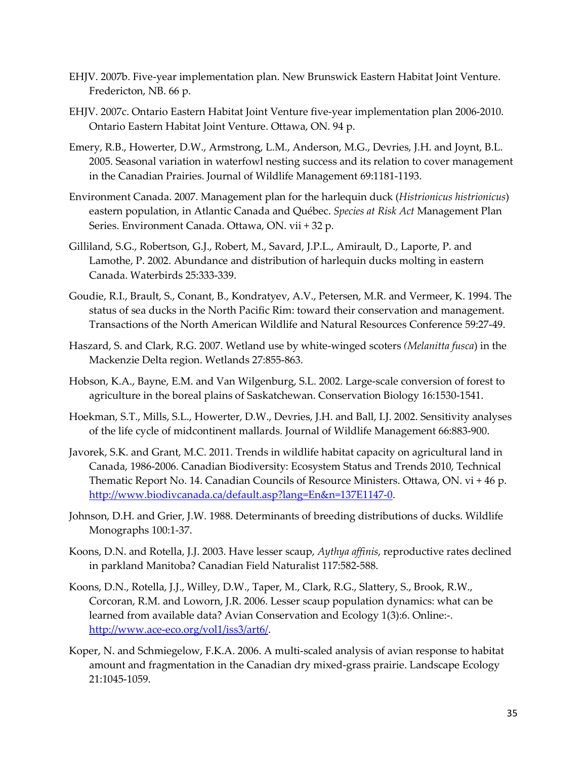EHJV. 2007b. Five-year implementation plan. New Brunswick Eastern Habitat Joint Venture. Fredericton, NB. 66 p.

EHJV. 2007c. Ontario Eastern Habitat Joint Venture five-year implementation plan 2006-2010. Ontario Eastern Habitat Joint Venture. Ottawa, ON. 94 p.

Emery, R.B., Howerter, D.W., Armstrong, L.M., Anderson, M.G., Devries, J.H. and Joynt, B.L. 2005. Seasonal variation in waterfowl nesting success and its relation to cover management in the Canadian Prairies. Journal of Wildlife Management 69:1181-1193.

Environment Canada. 2007. Management plan for the harlequin duck (*Histrionicus histrionicus*) eastern population, in Atlantic Canada and Québec. *Species at Risk Act* Management Plan Series. Environment Canada. Ottawa, ON. vii + 32 p.

Gilliland, S.G., Robertson, G.J., Robert, M., Savard, J.P.L., Amirault, D., Laporte, P. and Lamothe, P. 2002. Abundance and distribution of harlequin ducks molting in eastern Canada. Waterbirds 25:333-339.

Goudie, R.I., Brault, S., Conant, B., Kondratyev, A.V., Petersen, M.R. and Vermeer, K. 1994. The status of sea ducks in the North Pacific Rim: toward their conservation and management. Transactions of the North American Wildlife and Natural Resources Conference 59:27-49.

Haszard, S. and Clark, R.G. 2007. Wetland use by white-winged scoters *(Melanitta fusca*) in the Mackenzie Delta region. Wetlands 27:855-863.

Hobson, K.A., Bayne, E.M. and Van Wilgenburg, S.L. 2002. Large-scale conversion of forest to agriculture in the boreal plains of Saskatchewan. Conservation Biology 16:1530-1541.

Hoekman, S.T., Mills, S.L., Howerter, D.W., Devries, J.H. and Ball, I.J. 2002. Sensitivity analyses of the life cycle of midcontinent mallards. Journal of Wildlife Management 66:883-900.

Javorek, S.K. and Grant, M.C. 2011. Trends in wildlife habitat capacity on agricultural land in Canada, 1986-2006. Canadian Biodiversity: Ecosystem Status and Trends 2010, Technical Thematic Report No. 14. Canadian Councils of Resource Ministers. Ottawa, ON. vi + 46 p. http://www.biodivcanada.ca/default.asp?lang=En&n=137E1147-0.

Johnson, D.H. and Grier, J.W. 1988. Determinants of breeding distributions of ducks. Wildlife Monographs 100:1-37.

Koons, D.N. and Rotella, J.J. 2003. Have lesser scaup, *Aythya affinis*, reproductive rates declined in parkland Manitoba? Canadian Field Naturalist 117:582-588.

Koons, D.N., Rotella, J.J., Willey, D.W., Taper, M., Clark, R.G., Slattery, S., Brook, R.W., Corcoran, R.M. and Loworn, J.R. 2006. Lesser scaup population dynamics: what can be learned from available data? Avian Conservation and Ecology 1(3):6. Online:-. http://www.ace-eco.org/vol1/iss3/art6/.

Koper, N. and Schmiegelow, F.K.A. 2006. A multi-scaled analysis of avian response to habitat amount and fragmentation in the Canadian dry mixed-grass prairie. Landscape Ecology 21:1045-1059.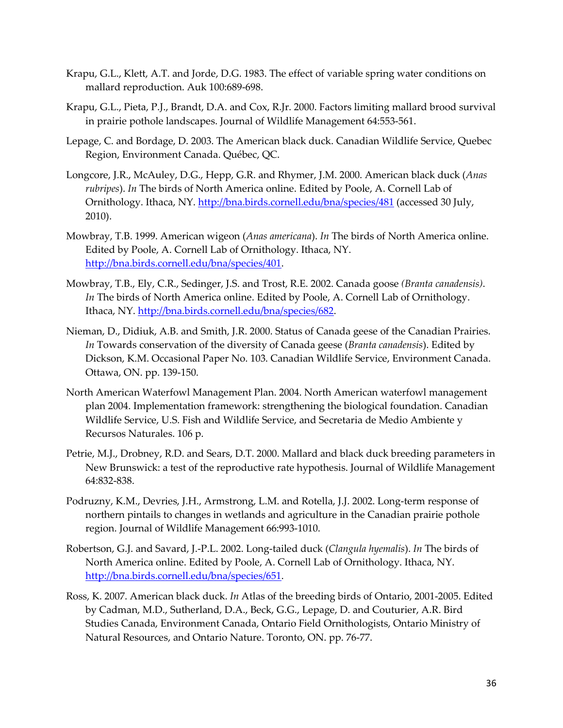Krapu, G.L., Klett, A.T. and Jorde, D.G. 1983. The effect of variable spring water conditions on mallard reproduction. Auk 100:689-698.

Krapu, G.L., Pieta, P.J., Brandt, D.A. and Cox, R.Jr. 2000. Factors limiting mallard brood survival in prairie pothole landscapes. Journal of Wildlife Management 64:553-561.

Lepage, C. and Bordage, D. 2003. The American black duck. Canadian Wildlife Service, Quebec Region, Environment Canada. Québec, QC.

Longcore, J.R., McAuley, D.G., Hepp, G.R. and Rhymer, J.M. 2000. American black duck (*Anas rubripes*). *In* The birds of North America online. Edited by Poole, A. Cornell Lab of Ornithology. Ithaca, NY. http://bna.birds.cornell.edu/bna/species/481 (accessed 30 July, 2010).

Mowbray, T.B. 1999. American wigeon (*Anas americana*). *In* The birds of North America online. Edited by Poole, A. Cornell Lab of Ornithology. Ithaca, NY. http://bna.birds.cornell.edu/bna/species/401.

Mowbray, T.B., Ely, C.R., Sedinger, J.S. and Trost, R.E. 2002. Canada goose *(Branta canadensis)*. *In* The birds of North America online. Edited by Poole, A. Cornell Lab of Ornithology. Ithaca, NY. http://bna.birds.cornell.edu/bna/species/682.

Nieman, D., Didiuk, A.B. and Smith, J.R. 2000. Status of Canada geese of the Canadian Prairies. *In* Towards conservation of the diversity of Canada geese (*Branta canadensis*). Edited by Dickson, K.M. Occasional Paper No. 103. Canadian Wildlife Service, Environment Canada. Ottawa, ON. pp. 139-150.

North American Waterfowl Management Plan. 2004. North American waterfowl management plan 2004. Implementation framework: strengthening the biological foundation. Canadian Wildlife Service, U.S. Fish and Wildlife Service, and Secretaria de Medio Ambiente y Recursos Naturales. 106 p.

Petrie, M.J., Drobney, R.D. and Sears, D.T. 2000. Mallard and black duck breeding parameters in New Brunswick: a test of the reproductive rate hypothesis. Journal of Wildlife Management 64:832-838.

Podruzny, K.M., Devries, J.H., Armstrong, L.M. and Rotella, J.J. 2002. Long-term response of northern pintails to changes in wetlands and agriculture in the Canadian prairie pothole region. Journal of Wildlife Management 66:993-1010.

Robertson, G.J. and Savard, J.-P.L. 2002. Long-tailed duck (*Clangula hyemalis*). *In* The birds of North America online. Edited by Poole, A. Cornell Lab of Ornithology. Ithaca, NY. http://bna.birds.cornell.edu/bna/species/651.

Ross, K. 2007. American black duck. *In* Atlas of the breeding birds of Ontario, 2001-2005. Edited by Cadman, M.D., Sutherland, D.A., Beck, G.G., Lepage, D. and Couturier, A.R. Bird Studies Canada, Environment Canada, Ontario Field Ornithologists, Ontario Ministry of Natural Resources, and Ontario Nature. Toronto, ON. pp. 76-77.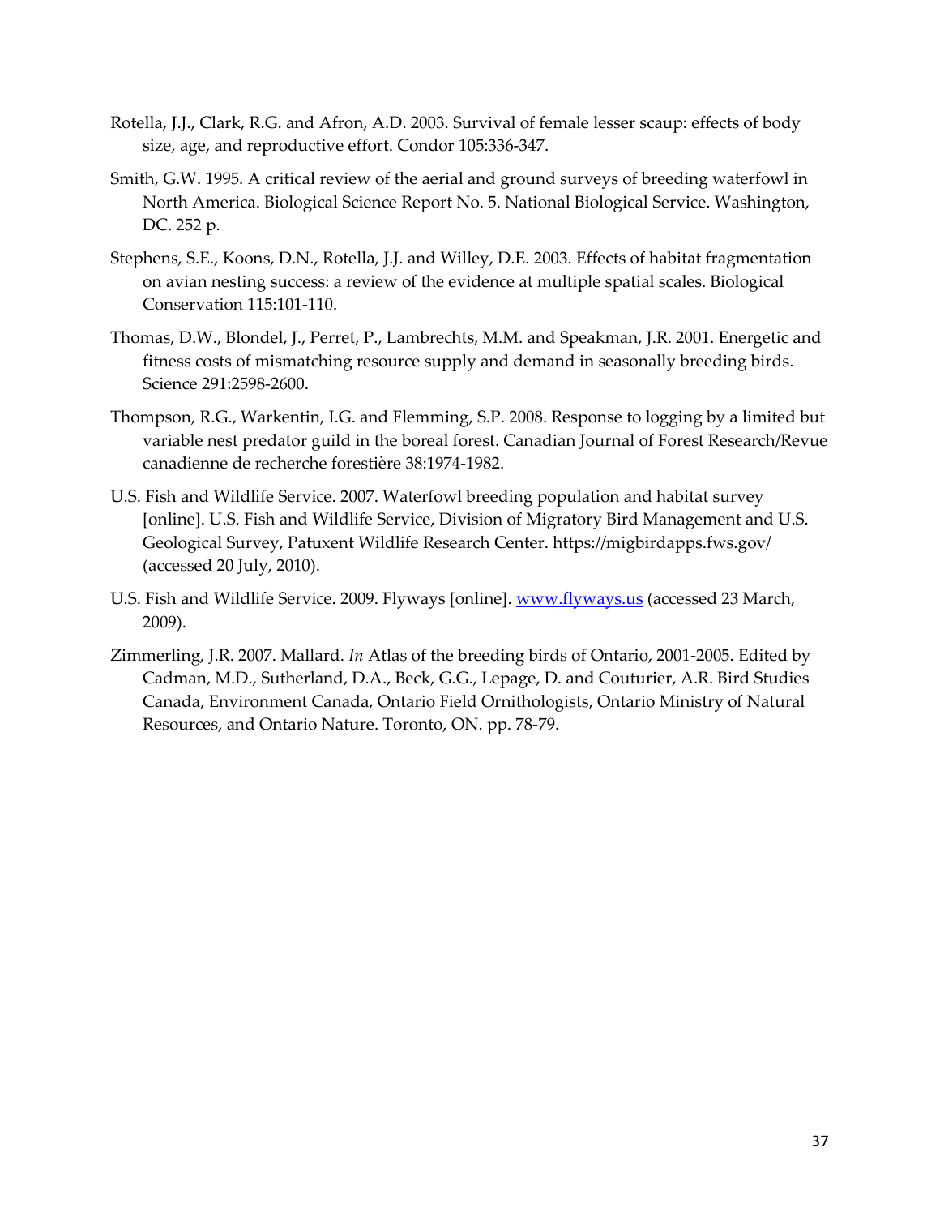Rotella, J.J., Clark, R.G. and Afron, A.D. 2003. Survival of female lesser scaup: effects of body size, age, and reproductive effort. Condor 105:336-347.

Smith, G.W. 1995. A critical review of the aerial and ground surveys of breeding waterfowl in North America. Biological Science Report No. 5. National Biological Service. Washington, DC. 252 p.

Stephens, S.E., Koons, D.N., Rotella, J.J. and Willey, D.E. 2003. Effects of habitat fragmentation on avian nesting success: a review of the evidence at multiple spatial scales. Biological Conservation 115:101-110.

Thomas, D.W., Blondel, J., Perret, P., Lambrechts, M.M. and Speakman, J.R. 2001. Energetic and fitness costs of mismatching resource supply and demand in seasonally breeding birds. Science 291:2598-2600.

Thompson, R.G., Warkentin, I.G. and Flemming, S.P. 2008. Response to logging by a limited but variable nest predator guild in the boreal forest. Canadian Journal of Forest Research/Revue canadienne de recherche forestière 38:1974-1982.

U.S. Fish and Wildlife Service. 2007. Waterfowl breeding population and habitat survey [online]. U.S. Fish and Wildlife Service, Division of Migratory Bird Management and U.S. Geological Survey, Patuxent Wildlife Research Center. https://migbirdapps.fws.gov/ (accessed 20 July, 2010).

U.S. Fish and Wildlife Service. 2009. Flyways [online]. www.flyways.us (accessed 23 March, 2009).

Zimmerling, J.R. 2007. Mallard. *In* Atlas of the breeding birds of Ontario, 2001-2005. Edited by Cadman, M.D., Sutherland, D.A., Beck, G.G., Lepage, D. and Couturier, A.R. Bird Studies Canada, Environment Canada, Ontario Field Ornithologists, Ontario Ministry of Natural Resources, and Ontario Nature. Toronto, ON. pp. 78-79.